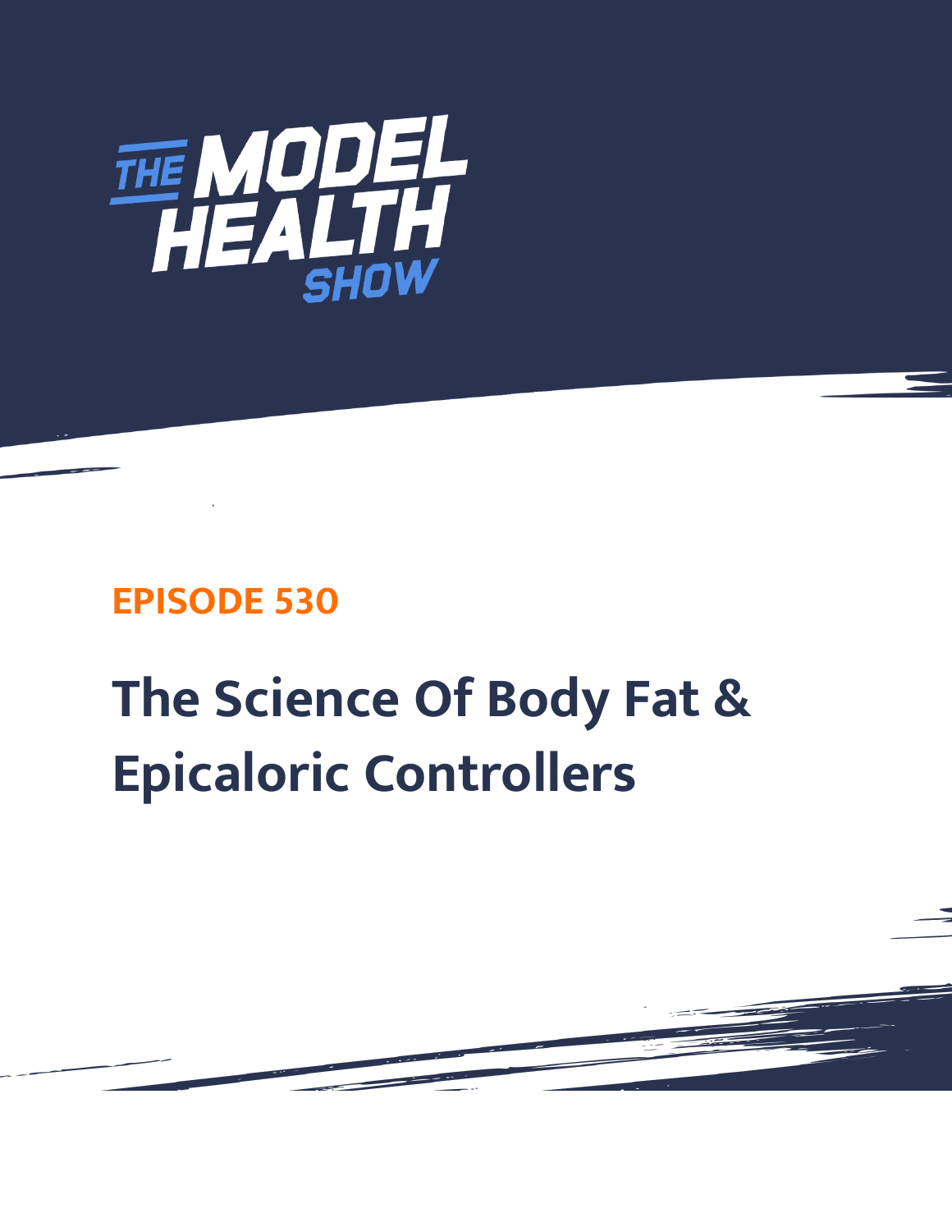THE MODEL HEALTH SHOW

EPISODE 530

# The Science Of Body Fat & Epicaloric Controllers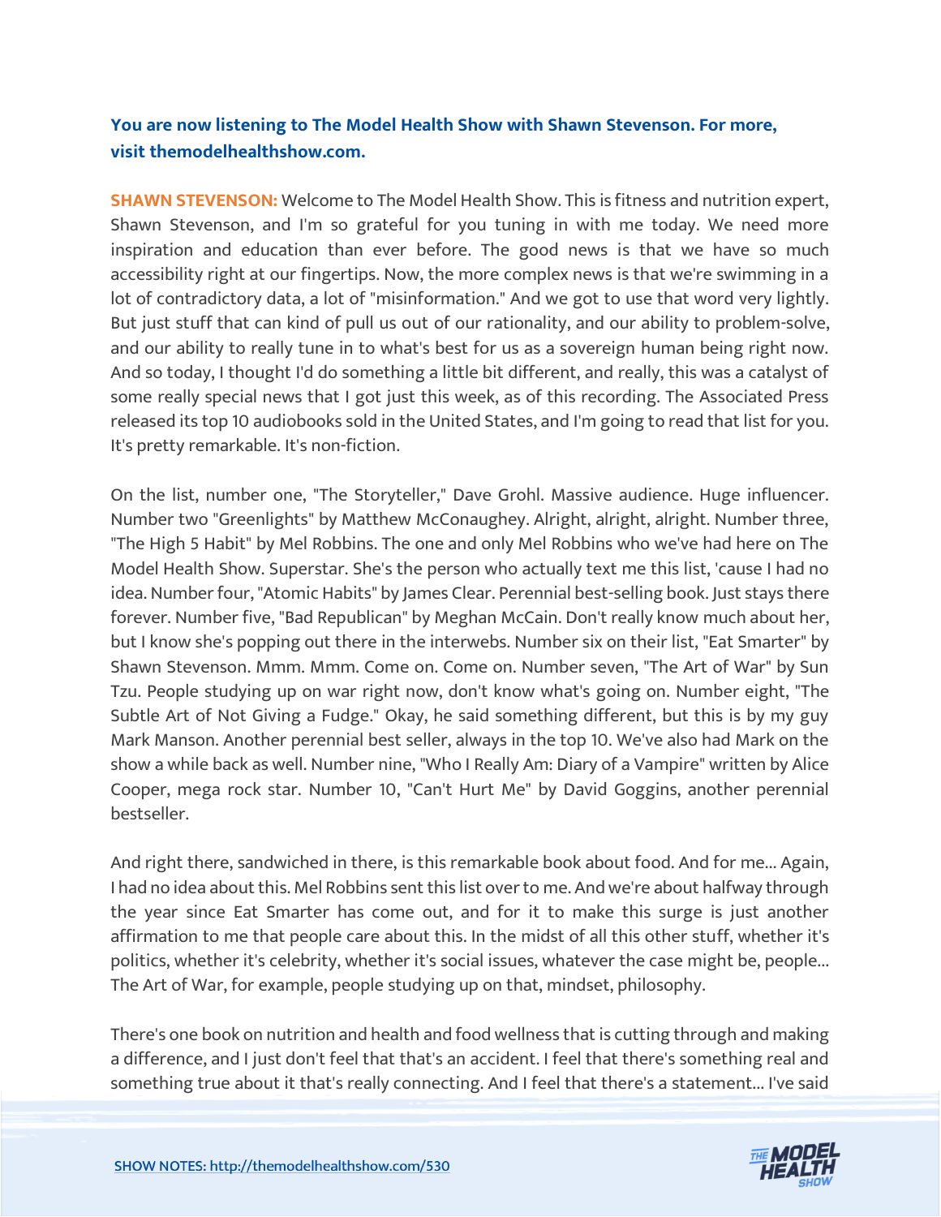**You are now listening to The Model Health Show with Shawn Stevenson. For more, visit themodelhealthshow.com.**

**SHAWN STEVENSON:** Welcome to The Model Health Show. This is fitness and nutrition expert, Shawn Stevenson, and I'm so grateful for you tuning in with me today. We need more inspiration and education than ever before. The good news is that we have so much accessibility right at our fingertips. Now, the more complex news is that we're swimming in a lot of contradictory data, a lot of "misinformation." And we got to use that word very lightly. But just stuff that can kind of pull us out of our rationality, and our ability to problem-solve, and our ability to really tune in to what's best for us as a sovereign human being right now. And so today, I thought I'd do something a little bit different, and really, this was a catalyst of some really special news that I got just this week, as of this recording. The Associated Press released its top 10 audiobooks sold in the United States, and I'm going to read that list for you. It's pretty remarkable. It's non-fiction.

On the list, number one, "The Storyteller," Dave Grohl. Massive audience. Huge influencer. Number two "Greenlights" by Matthew McConaughey. Alright, alright, alright. Number three, "The High 5 Habit" by Mel Robbins. The one and only Mel Robbins who we've had here on The Model Health Show. Superstar. She's the person who actually text me this list, 'cause I had no idea. Number four, "Atomic Habits" by James Clear. Perennial best-selling book. Just stays there forever. Number five, "Bad Republican" by Meghan McCain. Don't really know much about her, but I know she's popping out there in the interwebs. Number six on their list, "Eat Smarter" by Shawn Stevenson. Mmm. Mmm. Come on. Come on. Number seven, "The Art of War" by Sun Tzu. People studying up on war right now, don't know what's going on. Number eight, "The Subtle Art of Not Giving a Fudge." Okay, he said something different, but this is by my guy Mark Manson. Another perennial best seller, always in the top 10. We've also had Mark on the show a while back as well. Number nine, "Who I Really Am: Diary of a Vampire" written by Alice Cooper, mega rock star. Number 10, "Can't Hurt Me" by David Goggins, another perennial bestseller.

And right there, sandwiched in there, is this remarkable book about food. And for me... Again, I had no idea about this. Mel Robbins sent this list over to me. And we're about halfway through the year since Eat Smarter has come out, and for it to make this surge is just another affirmation to me that people care about this. In the midst of all this other stuff, whether it's politics, whether it's celebrity, whether it's social issues, whatever the case might be, people... The Art of War, for example, people studying up on that, mindset, philosophy.

There's one book on nutrition and health and food wellness that is cutting through and making a difference, and I just don't feel that that's an accident. I feel that there's something real and something true about it that's really connecting. And I feel that there's a statement... I've said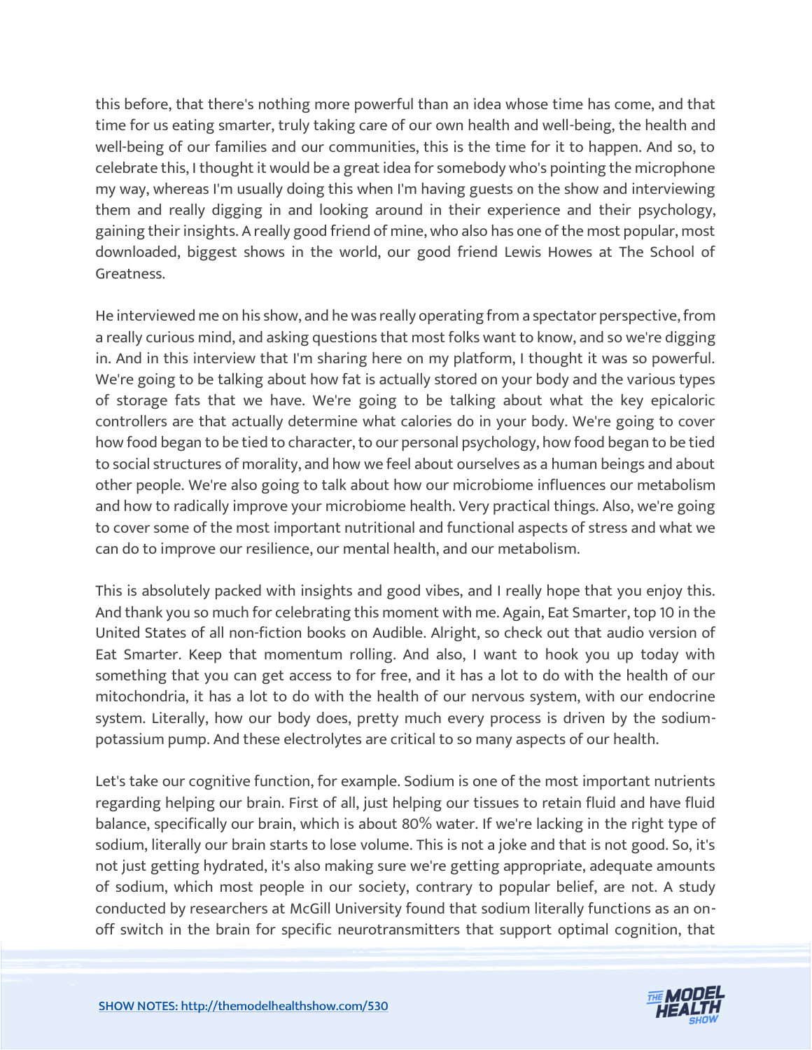this before, that there's nothing more powerful than an idea whose time has come, and that time for us eating smarter, truly taking care of our own health and well-being, the health and well-being of our families and our communities, this is the time for it to happen. And so, to celebrate this, I thought it would be a great idea for somebody who's pointing the microphone my way, whereas I'm usually doing this when I'm having guests on the show and interviewing them and really digging in and looking around in their experience and their psychology, gaining their insights. A really good friend of mine, who also has one of the most popular, most downloaded, biggest shows in the world, our good friend Lewis Howes at The School of Greatness.

He interviewed me on his show, and he was really operating from a spectator perspective, from a really curious mind, and asking questions that most folks want to know, and so we're digging in. And in this interview that I'm sharing here on my platform, I thought it was so powerful. We're going to be talking about how fat is actually stored on your body and the various types of storage fats that we have. We're going to be talking about what the key epicaloric controllers are that actually determine what calories do in your body. We're going to cover how food began to be tied to character, to our personal psychology, how food began to be tied to social structures of morality, and how we feel about ourselves as a human beings and about other people. We're also going to talk about how our microbiome influences our metabolism and how to radically improve your microbiome health. Very practical things. Also, we're going to cover some of the most important nutritional and functional aspects of stress and what we can do to improve our resilience, our mental health, and our metabolism.

This is absolutely packed with insights and good vibes, and I really hope that you enjoy this. And thank you so much for celebrating this moment with me. Again, Eat Smarter, top 10 in the United States of all non-fiction books on Audible. Alright, so check out that audio version of Eat Smarter. Keep that momentum rolling. And also, I want to hook you up today with something that you can get access to for free, and it has a lot to do with the health of our mitochondria, it has a lot to do with the health of our nervous system, with our endocrine system. Literally, how our body does, pretty much every process is driven by the sodium-potassium pump. And these electrolytes are critical to so many aspects of our health.

Let's take our cognitive function, for example. Sodium is one of the most important nutrients regarding helping our brain. First of all, just helping our tissues to retain fluid and have fluid balance, specifically our brain, which is about 80% water. If we're lacking in the right type of sodium, literally our brain starts to lose volume. This is not a joke and that is not good. So, it's not just getting hydrated, it's also making sure we're getting appropriate, adequate amounts of sodium, which most people in our society, contrary to popular belief, are not. A study conducted by researchers at McGill University found that sodium literally functions as an on-off switch in the brain for specific neurotransmitters that support optimal cognition, that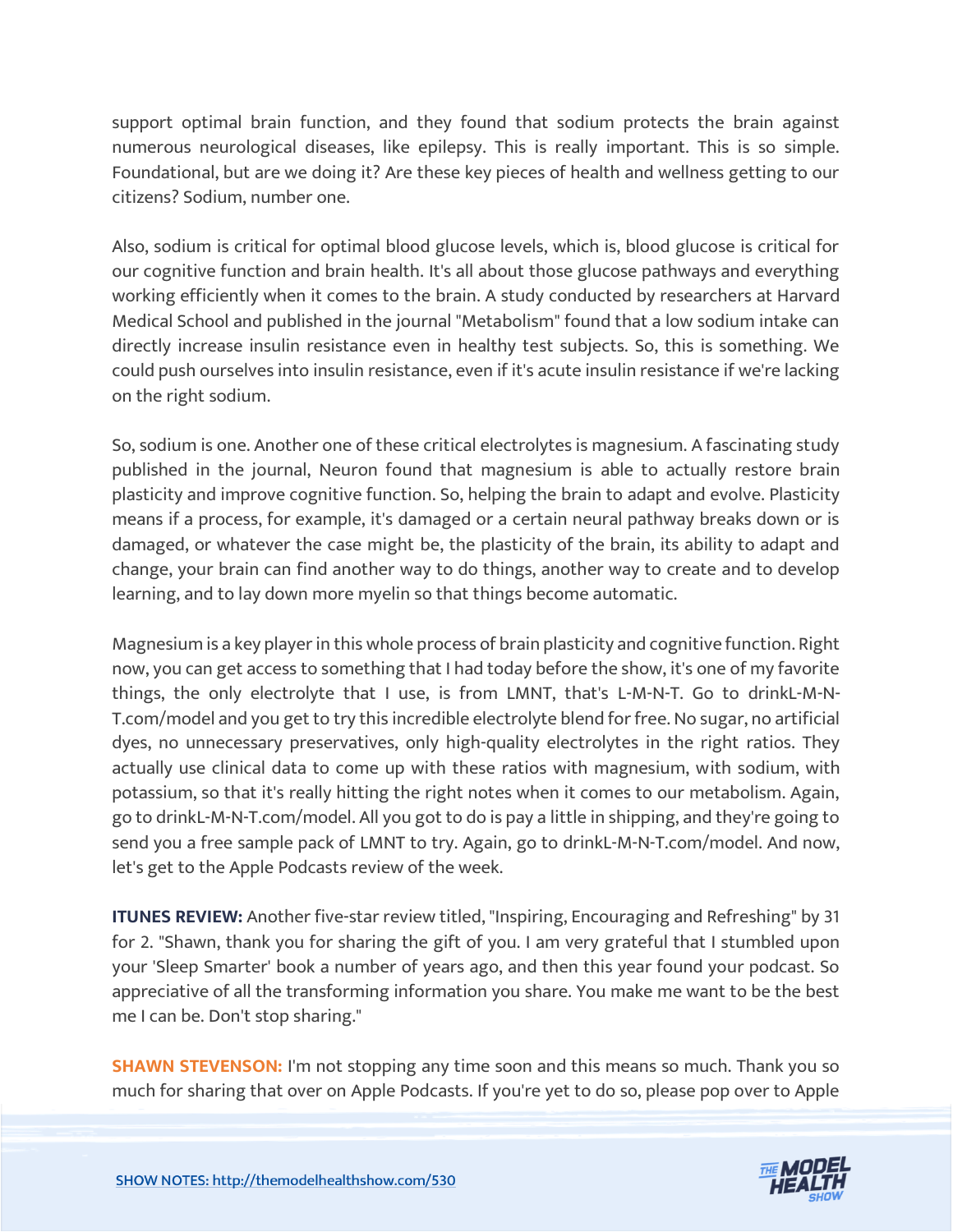support optimal brain function, and they found that sodium protects the brain against numerous neurological diseases, like epilepsy. This is really important. This is so simple. Foundational, but are we doing it? Are these key pieces of health and wellness getting to our citizens? Sodium, number one.

Also, sodium is critical for optimal blood glucose levels, which is, blood glucose is critical for our cognitive function and brain health. It's all about those glucose pathways and everything working efficiently when it comes to the brain. A study conducted by researchers at Harvard Medical School and published in the journal "Metabolism" found that a low sodium intake can directly increase insulin resistance even in healthy test subjects. So, this is something. We could push ourselves into insulin resistance, even if it's acute insulin resistance if we're lacking on the right sodium.

So, sodium is one. Another one of these critical electrolytes is magnesium. A fascinating study published in the journal, Neuron found that magnesium is able to actually restore brain plasticity and improve cognitive function. So, helping the brain to adapt and evolve. Plasticity means if a process, for example, it's damaged or a certain neural pathway breaks down or is damaged, or whatever the case might be, the plasticity of the brain, its ability to adapt and change, your brain can find another way to do things, another way to create and to develop learning, and to lay down more myelin so that things become automatic.

Magnesium is a key player in this whole process of brain plasticity and cognitive function. Right now, you can get access to something that I had today before the show, it's one of my favorite things, the only electrolyte that I use, is from LMNT, that's L-M-N-T. Go to drinkL-M-N-T.com/model and you get to try this incredible electrolyte blend for free. No sugar, no artificial dyes, no unnecessary preservatives, only high-quality electrolytes in the right ratios. They actually use clinical data to come up with these ratios with magnesium, with sodium, with potassium, so that it's really hitting the right notes when it comes to our metabolism. Again, go to drinkL-M-N-T.com/model. All you got to do is pay a little in shipping, and they're going to send you a free sample pack of LMNT to try. Again, go to drinkL-M-N-T.com/model. And now, let's get to the Apple Podcasts review of the week.

**ITUNES REVIEW:** Another five-star review titled, "Inspiring, Encouraging and Refreshing" by 31 for 2. "Shawn, thank you for sharing the gift of you. I am very grateful that I stumbled upon your 'Sleep Smarter' book a number of years ago, and then this year found your podcast. So appreciative of all the transforming information you share. You make me want to be the best me I can be. Don't stop sharing."

**SHAWN STEVENSON:** I'm not stopping any time soon and this means so much. Thank you so much for sharing that over on Apple Podcasts. If you're yet to do so, please pop over to Apple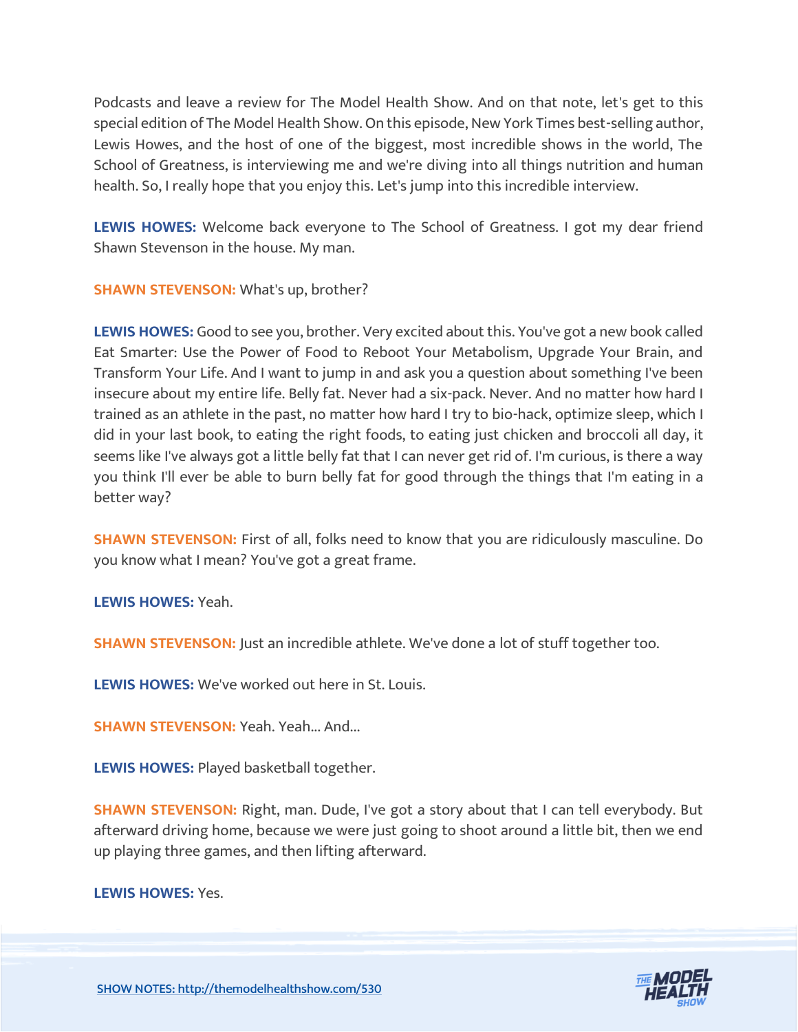Podcasts and leave a review for The Model Health Show. And on that note, let's get to this special edition of The Model Health Show. On this episode, New York Times best-selling author, Lewis Howes, and the host of one of the biggest, most incredible shows in the world, The School of Greatness, is interviewing me and we're diving into all things nutrition and human health. So, I really hope that you enjoy this. Let's jump into this incredible interview.

**LEWIS HOWES:** Welcome back everyone to The School of Greatness. I got my dear friend Shawn Stevenson in the house. My man.

**SHAWN STEVENSON:** What's up, brother?

**LEWIS HOWES:** Good to see you, brother. Very excited about this. You've got a new book called Eat Smarter: Use the Power of Food to Reboot Your Metabolism, Upgrade Your Brain, and Transform Your Life. And I want to jump in and ask you a question about something I've been insecure about my entire life. Belly fat. Never had a six-pack. Never. And no matter how hard I trained as an athlete in the past, no matter how hard I try to bio-hack, optimize sleep, which I did in your last book, to eating the right foods, to eating just chicken and broccoli all day, it seems like I've always got a little belly fat that I can never get rid of. I'm curious, is there a way you think I'll ever be able to burn belly fat for good through the things that I'm eating in a better way?

**SHAWN STEVENSON:** First of all, folks need to know that you are ridiculously masculine. Do you know what I mean? You've got a great frame.

**LEWIS HOWES:** Yeah.

**SHAWN STEVENSON:** Just an incredible athlete. We've done a lot of stuff together too.

**LEWIS HOWES:** We've worked out here in St. Louis.

**SHAWN STEVENSON:** Yeah. Yeah... And...

**LEWIS HOWES:** Played basketball together.

**SHAWN STEVENSON:** Right, man. Dude, I've got a story about that I can tell everybody. But afterward driving home, because we were just going to shoot around a little bit, then we end up playing three games, and then lifting afterward.

**LEWIS HOWES:** Yes.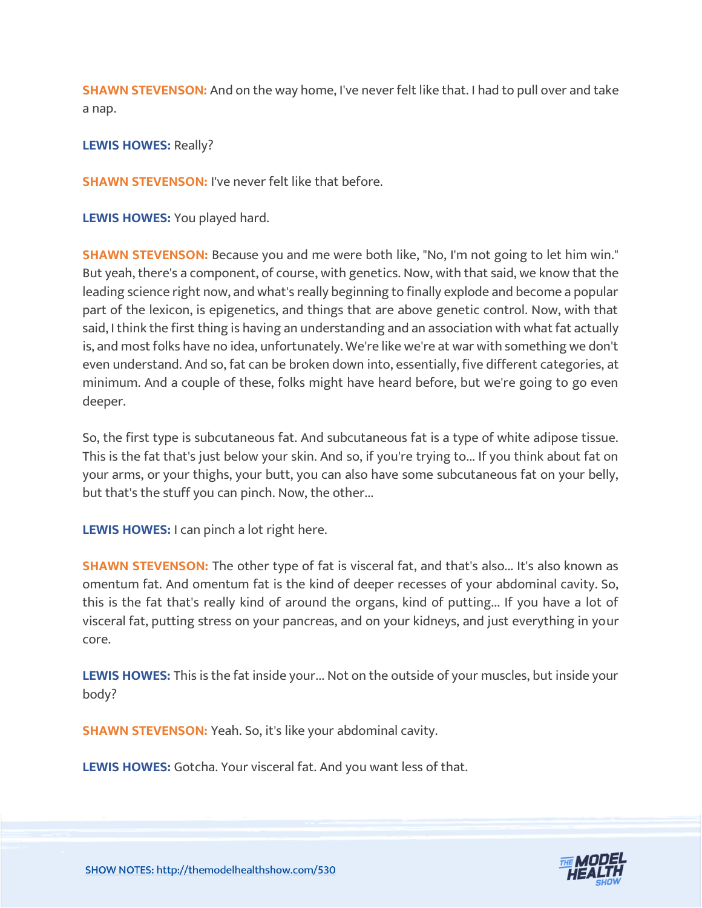**SHAWN STEVENSON:** And on the way home, I've never felt like that. I had to pull over and take a nap.

**LEWIS HOWES:** Really?

**SHAWN STEVENSON:** I've never felt like that before.

**LEWIS HOWES:** You played hard.

**SHAWN STEVENSON:** Because you and me were both like, "No, I'm not going to let him win." But yeah, there's a component, of course, with genetics. Now, with that said, we know that the leading science right now, and what's really beginning to finally explode and become a popular part of the lexicon, is epigenetics, and things that are above genetic control. Now, with that said, I think the first thing is having an understanding and an association with what fat actually is, and most folks have no idea, unfortunately. We're like we're at war with something we don't even understand. And so, fat can be broken down into, essentially, five different categories, at minimum. And a couple of these, folks might have heard before, but we're going to go even deeper.

So, the first type is subcutaneous fat. And subcutaneous fat is a type of white adipose tissue. This is the fat that's just below your skin. And so, if you're trying to... If you think about fat on your arms, or your thighs, your butt, you can also have some subcutaneous fat on your belly, but that's the stuff you can pinch. Now, the other...

**LEWIS HOWES:** I can pinch a lot right here.

**SHAWN STEVENSON:** The other type of fat is visceral fat, and that's also... It's also known as omentum fat. And omentum fat is the kind of deeper recesses of your abdominal cavity. So, this is the fat that's really kind of around the organs, kind of putting... If you have a lot of visceral fat, putting stress on your pancreas, and on your kidneys, and just everything in your core.

**LEWIS HOWES:** This is the fat inside your... Not on the outside of your muscles, but inside your body?

**SHAWN STEVENSON:** Yeah. So, it's like your abdominal cavity.

**LEWIS HOWES:** Gotcha. Your visceral fat. And you want less of that.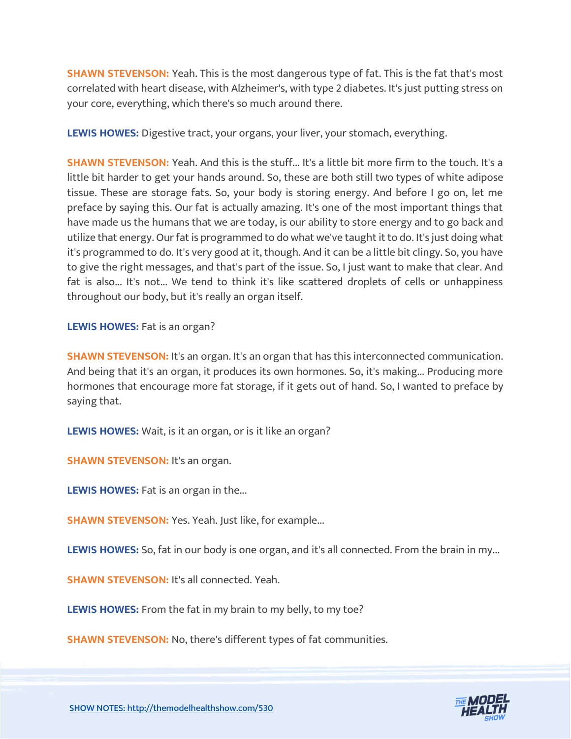**SHAWN STEVENSON:** Yeah. This is the most dangerous type of fat. This is the fat that's most correlated with heart disease, with Alzheimer's, with type 2 diabetes. It's just putting stress on your core, everything, which there's so much around there.

**LEWIS HOWES:** Digestive tract, your organs, your liver, your stomach, everything.

**SHAWN STEVENSON:** Yeah. And this is the stuff... It's a little bit more firm to the touch. It's a little bit harder to get your hands around. So, these are both still two types of white adipose tissue. These are storage fats. So, your body is storing energy. And before I go on, let me preface by saying this. Our fat is actually amazing. It's one of the most important things that have made us the humans that we are today, is our ability to store energy and to go back and utilize that energy. Our fat is programmed to do what we've taught it to do. It's just doing what it's programmed to do. It's very good at it, though. And it can be a little bit clingy. So, you have to give the right messages, and that's part of the issue. So, I just want to make that clear. And fat is also... It's not... We tend to think it's like scattered droplets of cells or unhappiness throughout our body, but it's really an organ itself.

**LEWIS HOWES:** Fat is an organ?

**SHAWN STEVENSON:** It's an organ. It's an organ that has this interconnected communication. And being that it's an organ, it produces its own hormones. So, it's making... Producing more hormones that encourage more fat storage, if it gets out of hand. So, I wanted to preface by saying that.

**LEWIS HOWES:** Wait, is it an organ, or is it like an organ?

**SHAWN STEVENSON:** It's an organ.

**LEWIS HOWES:** Fat is an organ in the...

**SHAWN STEVENSON:** Yes. Yeah. Just like, for example...

**LEWIS HOWES:** So, fat in our body is one organ, and it's all connected. From the brain in my...

**SHAWN STEVENSON:** It's all connected. Yeah.

**LEWIS HOWES:** From the fat in my brain to my belly, to my toe?

**SHAWN STEVENSON:** No, there's different types of fat communities.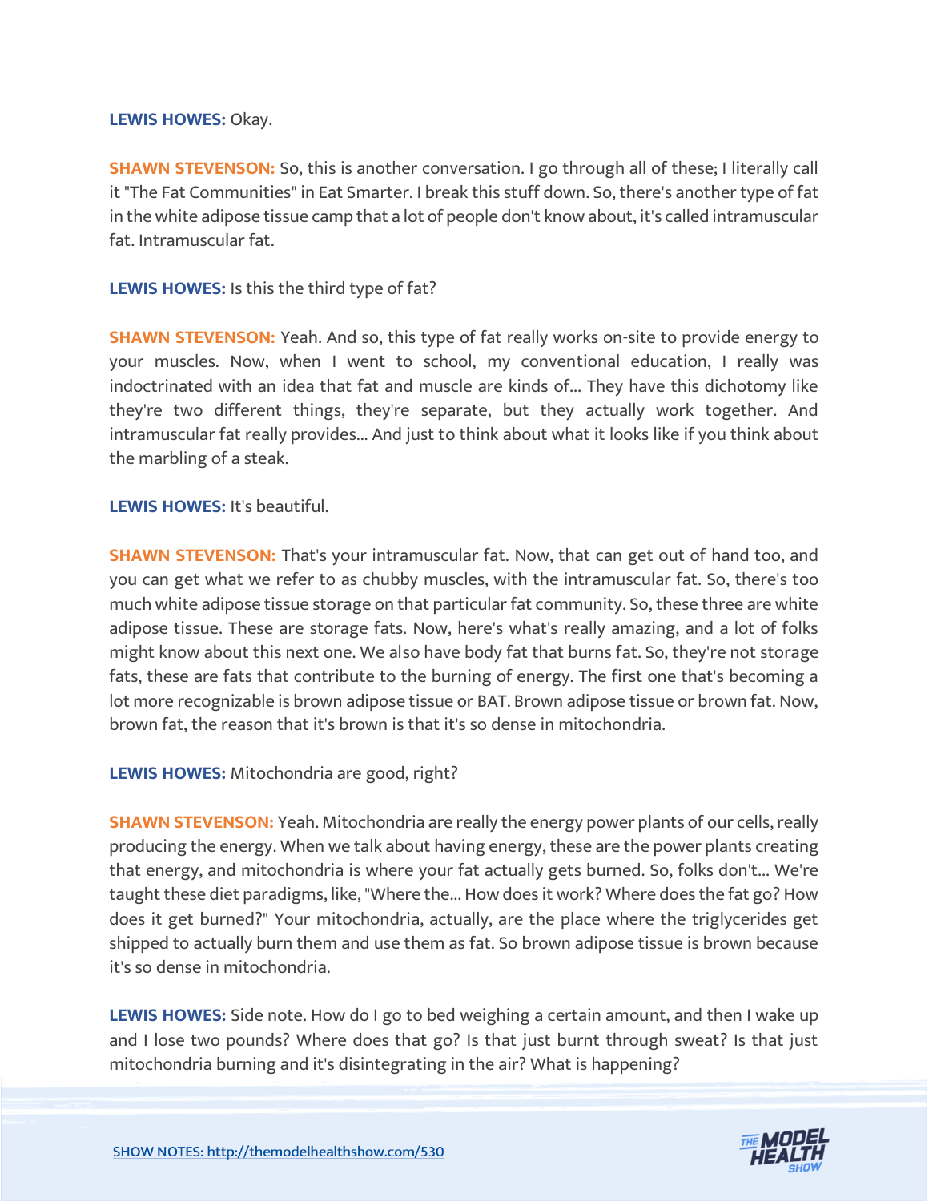**LEWIS HOWES:** Okay.

**SHAWN STEVENSON:** So, this is another conversation. I go through all of these; I literally call it "The Fat Communities" in Eat Smarter. I break this stuff down. So, there's another type of fat in the white adipose tissue camp that a lot of people don't know about, it's called intramuscular fat. Intramuscular fat.

**LEWIS HOWES:** Is this the third type of fat?

**SHAWN STEVENSON:** Yeah. And so, this type of fat really works on-site to provide energy to your muscles. Now, when I went to school, my conventional education, I really was indoctrinated with an idea that fat and muscle are kinds of... They have this dichotomy like they're two different things, they're separate, but they actually work together. And intramuscular fat really provides... And just to think about what it looks like if you think about the marbling of a steak.

**LEWIS HOWES:** It's beautiful.

**SHAWN STEVENSON:** That's your intramuscular fat. Now, that can get out of hand too, and you can get what we refer to as chubby muscles, with the intramuscular fat. So, there's too much white adipose tissue storage on that particular fat community. So, these three are white adipose tissue. These are storage fats. Now, here's what's really amazing, and a lot of folks might know about this next one. We also have body fat that burns fat. So, they're not storage fats, these are fats that contribute to the burning of energy. The first one that's becoming a lot more recognizable is brown adipose tissue or BAT. Brown adipose tissue or brown fat. Now, brown fat, the reason that it's brown is that it's so dense in mitochondria.

**LEWIS HOWES:** Mitochondria are good, right?

**SHAWN STEVENSON:** Yeah. Mitochondria are really the energy power plants of our cells, really producing the energy. When we talk about having energy, these are the power plants creating that energy, and mitochondria is where your fat actually gets burned. So, folks don't... We're taught these diet paradigms, like, "Where the... How does it work? Where does the fat go? How does it get burned?" Your mitochondria, actually, are the place where the triglycerides get shipped to actually burn them and use them as fat. So brown adipose tissue is brown because it's so dense in mitochondria.

**LEWIS HOWES:** Side note. How do I go to bed weighing a certain amount, and then I wake up and I lose two pounds? Where does that go? Is that just burnt through sweat? Is that just mitochondria burning and it's disintegrating in the air? What is happening?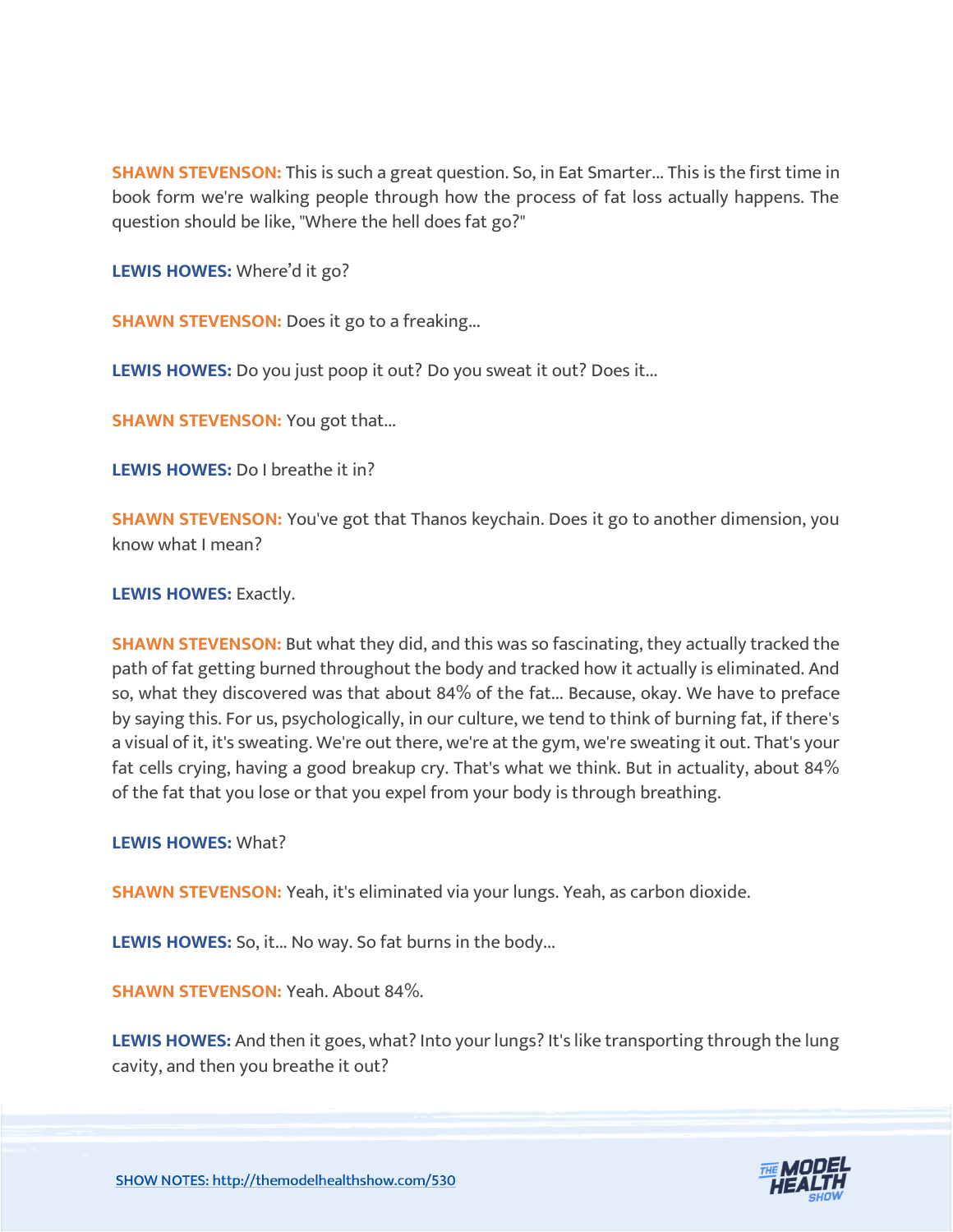**SHAWN STEVENSON:** This is such a great question. So, in Eat Smarter... This is the first time in book form we're walking people through how the process of fat loss actually happens. The question should be like, "Where the hell does fat go?"

**LEWIS HOWES:** Where'd it go?

**SHAWN STEVENSON:** Does it go to a freaking...

**LEWIS HOWES:** Do you just poop it out? Do you sweat it out? Does it...

**SHAWN STEVENSON:** You got that...

**LEWIS HOWES:** Do I breathe it in?

**SHAWN STEVENSON:** You've got that Thanos keychain. Does it go to another dimension, you know what I mean?

**LEWIS HOWES:** Exactly.

**SHAWN STEVENSON:** But what they did, and this was so fascinating, they actually tracked the path of fat getting burned throughout the body and tracked how it actually is eliminated. And so, what they discovered was that about 84% of the fat... Because, okay. We have to preface by saying this. For us, psychologically, in our culture, we tend to think of burning fat, if there's a visual of it, it's sweating. We're out there, we're at the gym, we're sweating it out. That's your fat cells crying, having a good breakup cry. That's what we think. But in actuality, about 84% of the fat that you lose or that you expel from your body is through breathing.

**LEWIS HOWES:** What?

**SHAWN STEVENSON:** Yeah, it's eliminated via your lungs. Yeah, as carbon dioxide.

**LEWIS HOWES:** So, it... No way. So fat burns in the body...

**SHAWN STEVENSON:** Yeah. About 84%.

**LEWIS HOWES:** And then it goes, what? Into your lungs? It's like transporting through the lung cavity, and then you breathe it out?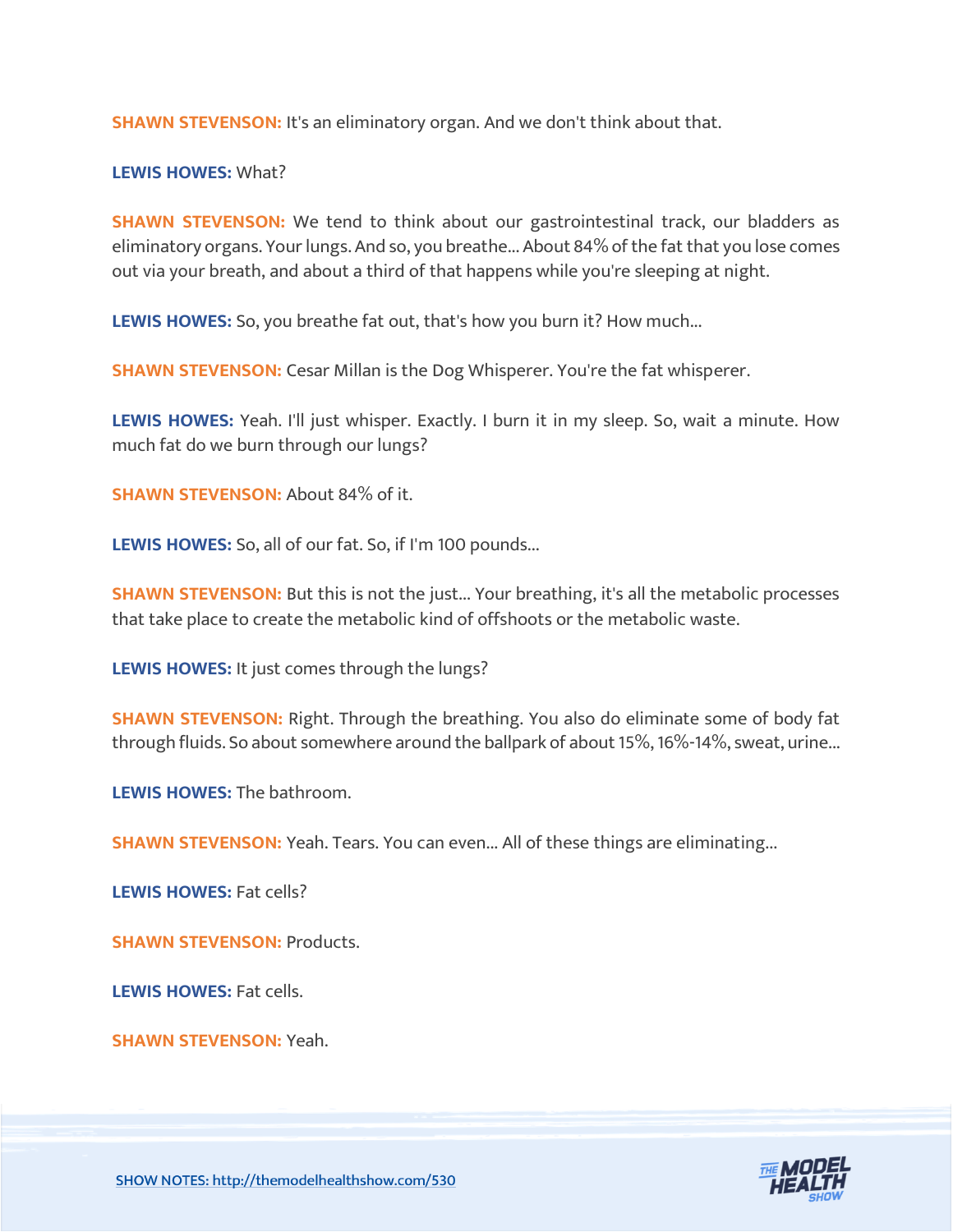**SHAWN STEVENSON:** It's an eliminatory organ. And we don't think about that.

**LEWIS HOWES:** What?

**SHAWN STEVENSON:** We tend to think about our gastrointestinal track, our bladders as eliminatory organs. Your lungs. And so, you breathe... About 84% of the fat that you lose comes out via your breath, and about a third of that happens while you're sleeping at night.

**LEWIS HOWES:** So, you breathe fat out, that's how you burn it? How much...

**SHAWN STEVENSON:** Cesar Millan is the Dog Whisperer. You're the fat whisperer.

**LEWIS HOWES:** Yeah. I'll just whisper. Exactly. I burn it in my sleep. So, wait a minute. How much fat do we burn through our lungs?

**SHAWN STEVENSON:** About 84% of it.

**LEWIS HOWES:** So, all of our fat. So, if I'm 100 pounds...

**SHAWN STEVENSON:** But this is not the just... Your breathing, it's all the metabolic processes that take place to create the metabolic kind of offshoots or the metabolic waste.

**LEWIS HOWES:** It just comes through the lungs?

**SHAWN STEVENSON:** Right. Through the breathing. You also do eliminate some of body fat through fluids. So about somewhere around the ballpark of about 15%, 16%-14%, sweat, urine...

**LEWIS HOWES:** The bathroom.

**SHAWN STEVENSON:** Yeah. Tears. You can even... All of these things are eliminating...

**LEWIS HOWES:** Fat cells?

**SHAWN STEVENSON:** Products.

**LEWIS HOWES:** Fat cells.

**SHAWN STEVENSON:** Yeah.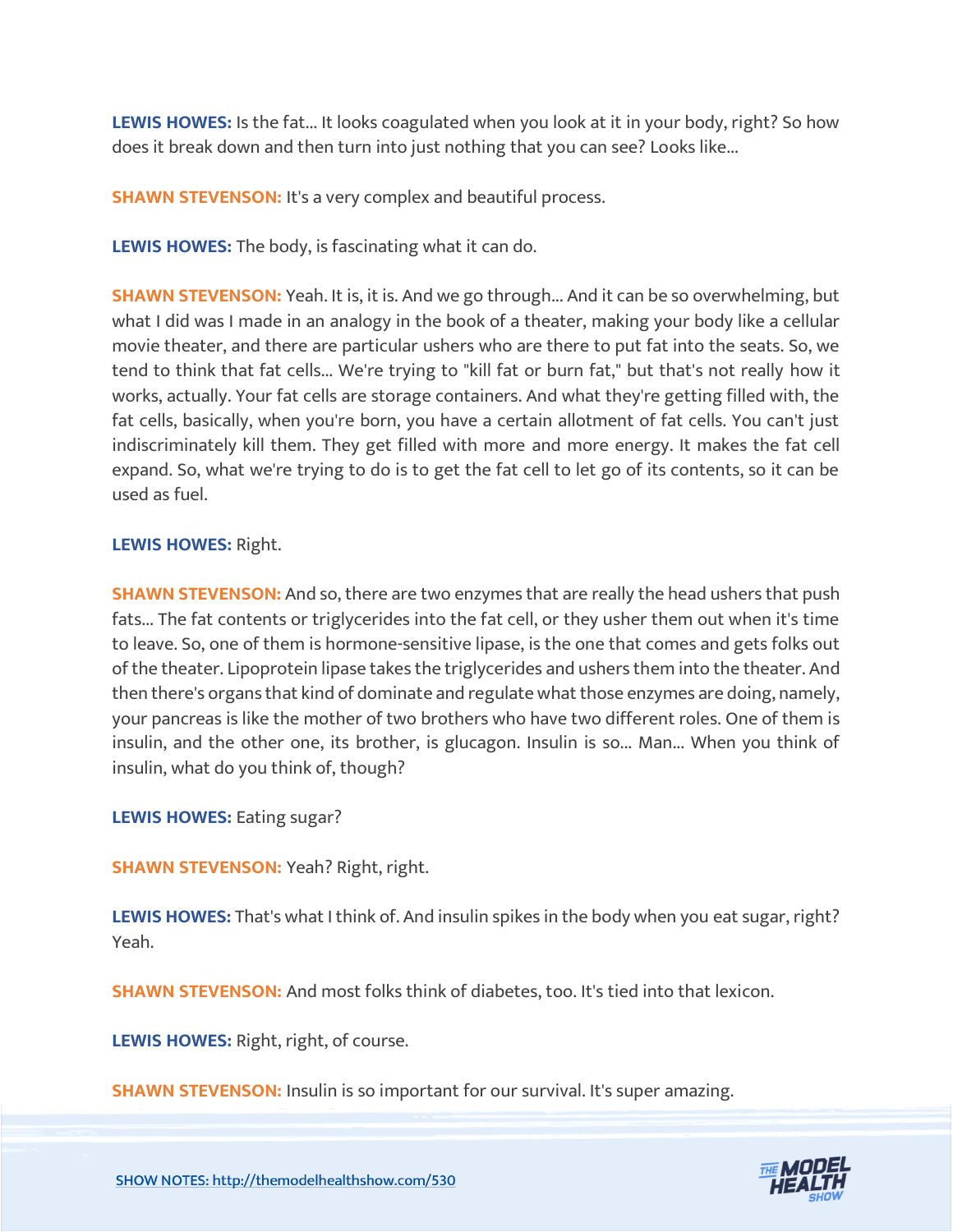**LEWIS HOWES:** Is the fat... It looks coagulated when you look at it in your body, right? So how does it break down and then turn into just nothing that you can see? Looks like...

**SHAWN STEVENSON:** It's a very complex and beautiful process.

**LEWIS HOWES:** The body, is fascinating what it can do.

**SHAWN STEVENSON:** Yeah. It is, it is. And we go through... And it can be so overwhelming, but what I did was I made in an analogy in the book of a theater, making your body like a cellular movie theater, and there are particular ushers who are there to put fat into the seats. So, we tend to think that fat cells... We're trying to "kill fat or burn fat," but that's not really how it works, actually. Your fat cells are storage containers. And what they're getting filled with, the fat cells, basically, when you're born, you have a certain allotment of fat cells. You can't just indiscriminately kill them. They get filled with more and more energy. It makes the fat cell expand. So, what we're trying to do is to get the fat cell to let go of its contents, so it can be used as fuel.

**LEWIS HOWES:** Right.

**SHAWN STEVENSON:** And so, there are two enzymes that are really the head ushers that push fats... The fat contents or triglycerides into the fat cell, or they usher them out when it's time to leave. So, one of them is hormone-sensitive lipase, is the one that comes and gets folks out of the theater. Lipoprotein lipase takes the triglycerides and ushers them into the theater. And then there's organs that kind of dominate and regulate what those enzymes are doing, namely, your pancreas is like the mother of two brothers who have two different roles. One of them is insulin, and the other one, its brother, is glucagon. Insulin is so... Man... When you think of insulin, what do you think of, though?

**LEWIS HOWES:** Eating sugar?

**SHAWN STEVENSON:** Yeah? Right, right.

**LEWIS HOWES:** That's what I think of. And insulin spikes in the body when you eat sugar, right? Yeah.

**SHAWN STEVENSON:** And most folks think of diabetes, too. It's tied into that lexicon.

**LEWIS HOWES:** Right, right, of course.

**SHAWN STEVENSON:** Insulin is so important for our survival. It's super amazing.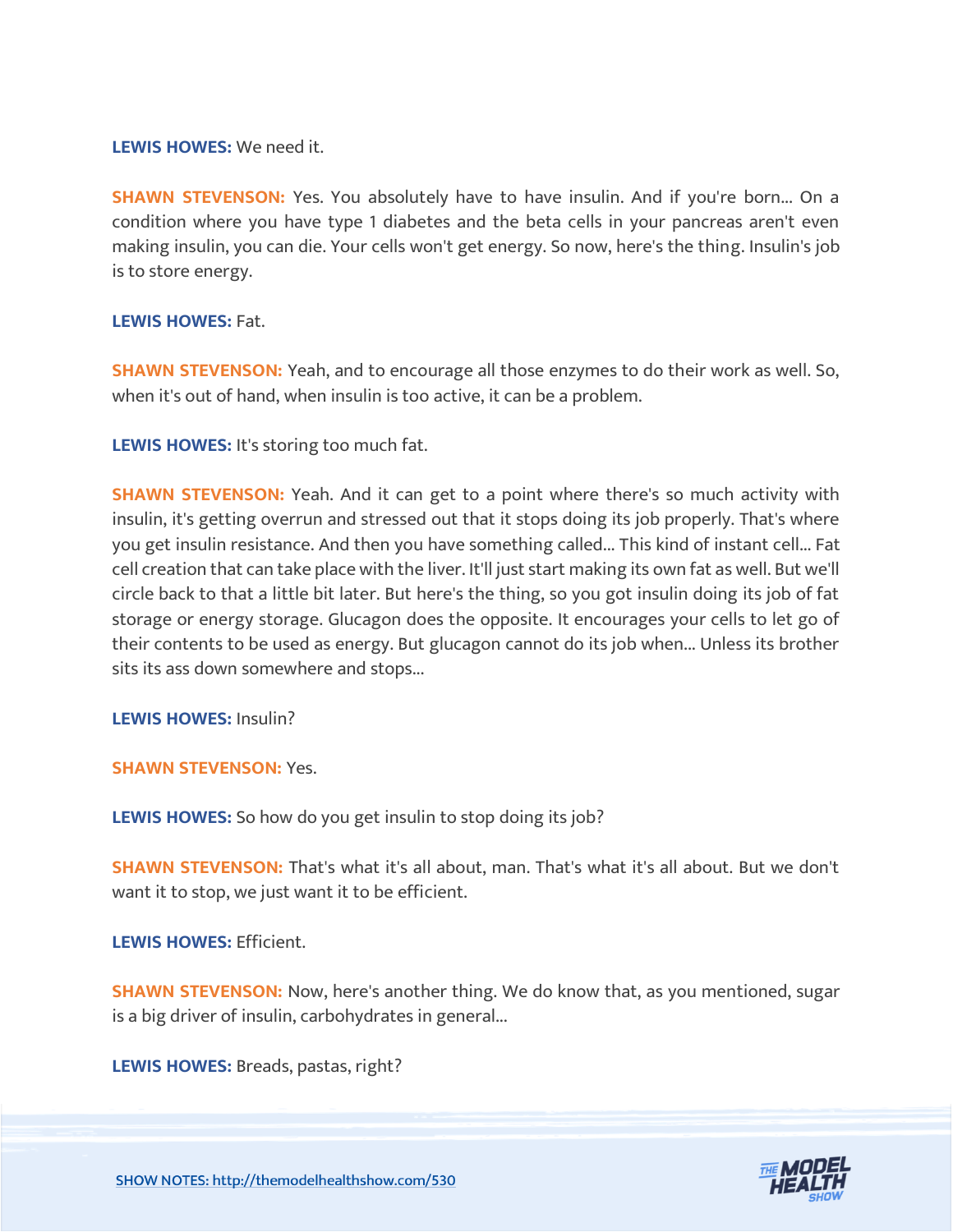**LEWIS HOWES:** We need it.

**SHAWN STEVENSON:** Yes. You absolutely have to have insulin. And if you're born... On a condition where you have type 1 diabetes and the beta cells in your pancreas aren't even making insulin, you can die. Your cells won't get energy. So now, here's the thing. Insulin's job is to store energy.

**LEWIS HOWES:** Fat.

**SHAWN STEVENSON:** Yeah, and to encourage all those enzymes to do their work as well. So, when it's out of hand, when insulin is too active, it can be a problem.

**LEWIS HOWES:** It's storing too much fat.

**SHAWN STEVENSON:** Yeah. And it can get to a point where there's so much activity with insulin, it's getting overrun and stressed out that it stops doing its job properly. That's where you get insulin resistance. And then you have something called... This kind of instant cell... Fat cell creation that can take place with the liver. It'll just start making its own fat as well. But we'll circle back to that a little bit later. But here's the thing, so you got insulin doing its job of fat storage or energy storage. Glucagon does the opposite. It encourages your cells to let go of their contents to be used as energy. But glucagon cannot do its job when... Unless its brother sits its ass down somewhere and stops...

**LEWIS HOWES:** Insulin?

**SHAWN STEVENSON:** Yes.

**LEWIS HOWES:** So how do you get insulin to stop doing its job?

**SHAWN STEVENSON:** That's what it's all about, man. That's what it's all about. But we don't want it to stop, we just want it to be efficient.

**LEWIS HOWES:** Efficient.

**SHAWN STEVENSON:** Now, here's another thing. We do know that, as you mentioned, sugar is a big driver of insulin, carbohydrates in general...

**LEWIS HOWES:** Breads, pastas, right?

[SHOW NOTES: http://themodelhealthshow.com/530](http://themodelhealthshow.com/530)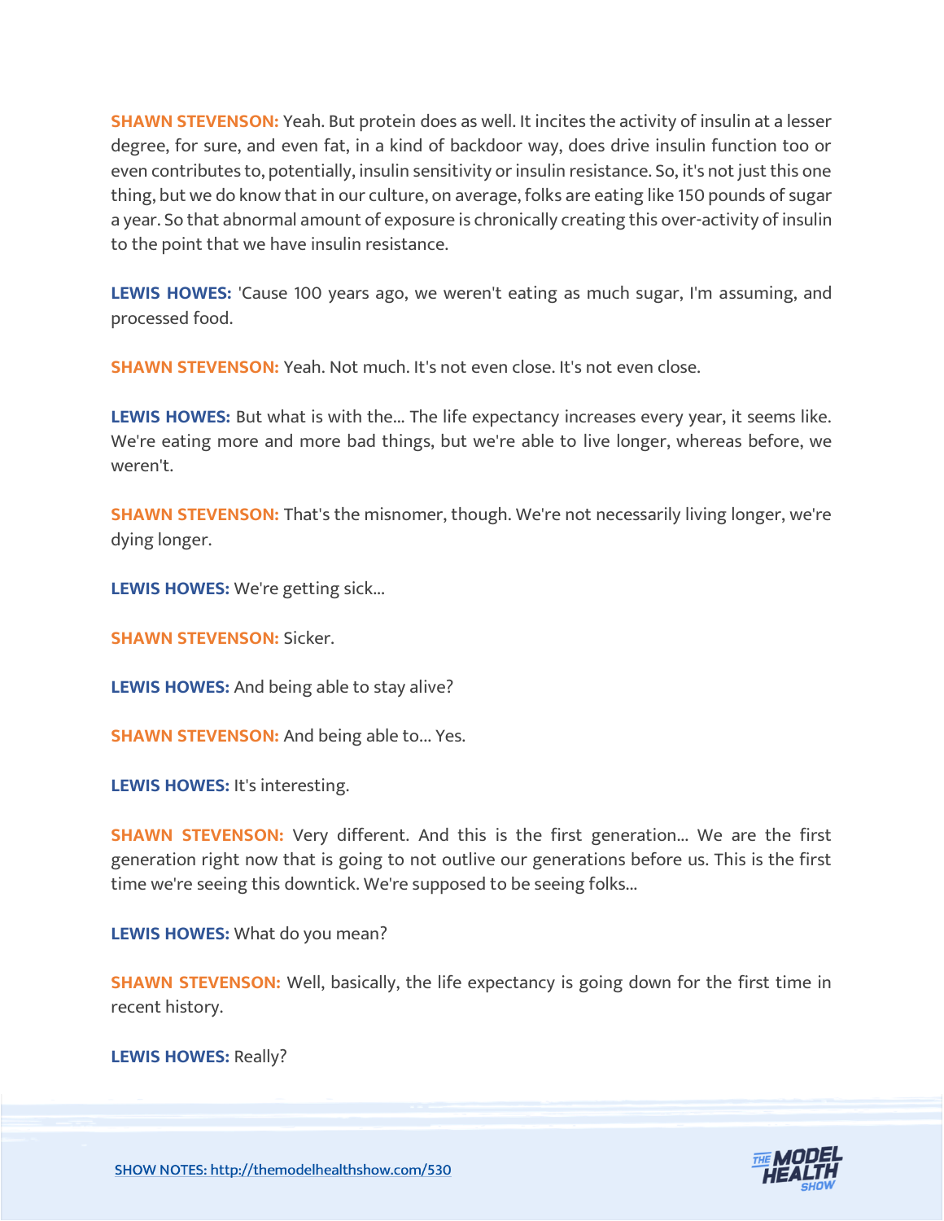**SHAWN STEVENSON:** Yeah. But protein does as well. It incites the activity of insulin at a lesser degree, for sure, and even fat, in a kind of backdoor way, does drive insulin function too or even contributes to, potentially, insulin sensitivity or insulin resistance. So, it's not just this one thing, but we do know that in our culture, on average, folks are eating like 150 pounds of sugar a year. So that abnormal amount of exposure is chronically creating this over-activity of insulin to the point that we have insulin resistance.

**LEWIS HOWES:** 'Cause 100 years ago, we weren't eating as much sugar, I'm assuming, and processed food.

**SHAWN STEVENSON:** Yeah. Not much. It's not even close. It's not even close.

**LEWIS HOWES:** But what is with the... The life expectancy increases every year, it seems like. We're eating more and more bad things, but we're able to live longer, whereas before, we weren't.

**SHAWN STEVENSON:** That's the misnomer, though. We're not necessarily living longer, we're dying longer.

**LEWIS HOWES:** We're getting sick...

**SHAWN STEVENSON:** Sicker.

**LEWIS HOWES:** And being able to stay alive?

**SHAWN STEVENSON:** And being able to... Yes.

**LEWIS HOWES:** It's interesting.

**SHAWN STEVENSON:** Very different. And this is the first generation... We are the first generation right now that is going to not outlive our generations before us. This is the first time we're seeing this downtick. We're supposed to be seeing folks...

**LEWIS HOWES:** What do you mean?

**SHAWN STEVENSON:** Well, basically, the life expectancy is going down for the first time in recent history.

**LEWIS HOWES:** Really?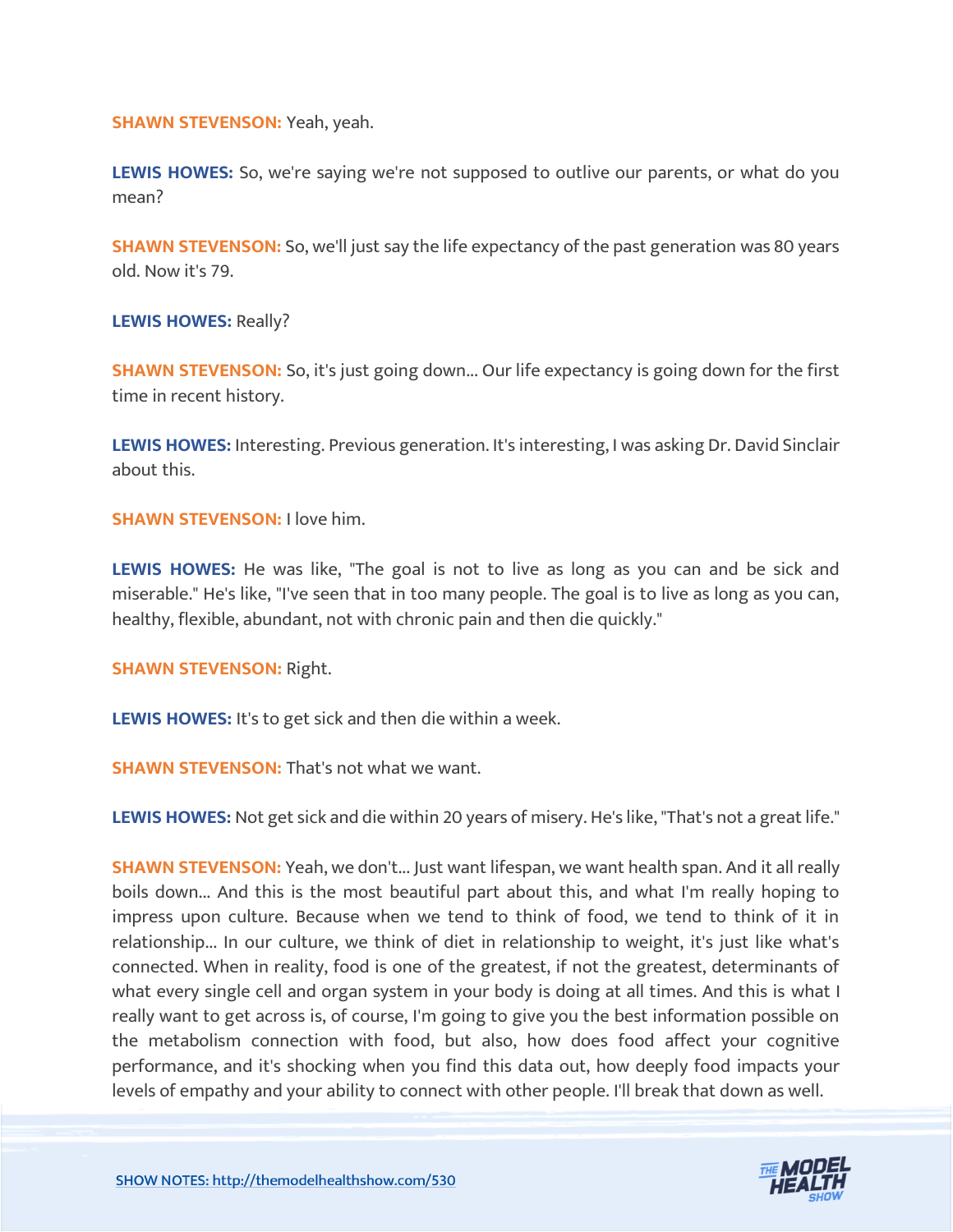**SHAWN STEVENSON:** Yeah, yeah.

**LEWIS HOWES:** So, we're saying we're not supposed to outlive our parents, or what do you mean?

**SHAWN STEVENSON:** So, we'll just say the life expectancy of the past generation was 80 years old. Now it's 79.

**LEWIS HOWES:** Really?

**SHAWN STEVENSON:** So, it's just going down... Our life expectancy is going down for the first time in recent history.

**LEWIS HOWES:** Interesting. Previous generation. It's interesting, I was asking Dr. David Sinclair about this.

**SHAWN STEVENSON:** I love him.

**LEWIS HOWES:** He was like, "The goal is not to live as long as you can and be sick and miserable." He's like, "I've seen that in too many people. The goal is to live as long as you can, healthy, flexible, abundant, not with chronic pain and then die quickly."

**SHAWN STEVENSON:** Right.

**LEWIS HOWES:** It's to get sick and then die within a week.

**SHAWN STEVENSON:** That's not what we want.

**LEWIS HOWES:** Not get sick and die within 20 years of misery. He's like, "That's not a great life."

**SHAWN STEVENSON:** Yeah, we don't... Just want lifespan, we want health span. And it all really boils down... And this is the most beautiful part about this, and what I'm really hoping to impress upon culture. Because when we tend to think of food, we tend to think of it in relationship... In our culture, we think of diet in relationship to weight, it's just like what's connected. When in reality, food is one of the greatest, if not the greatest, determinants of what every single cell and organ system in your body is doing at all times. And this is what I really want to get across is, of course, I'm going to give you the best information possible on the metabolism connection with food, but also, how does food affect your cognitive performance, and it's shocking when you find this data out, how deeply food impacts your levels of empathy and your ability to connect with other people. I'll break that down as well.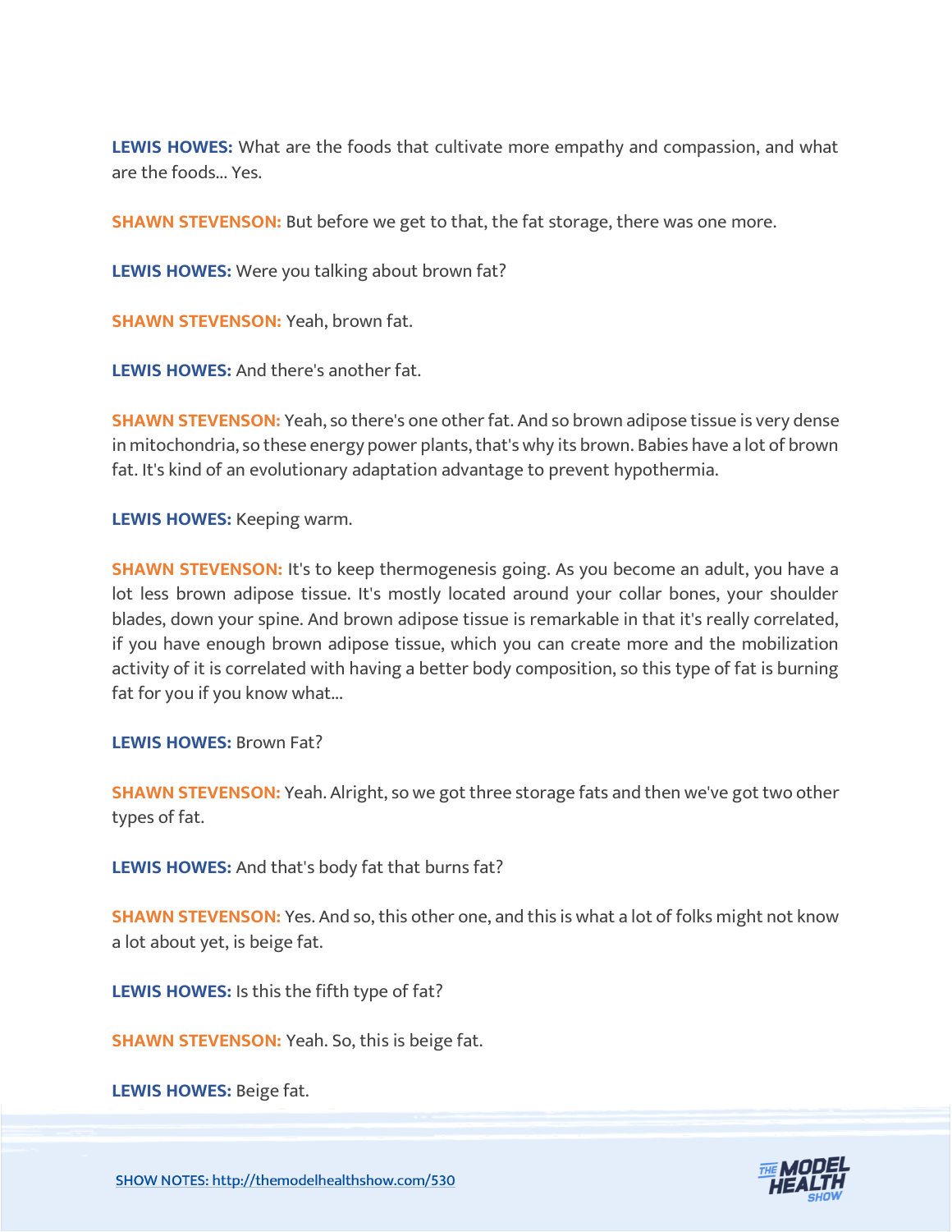**LEWIS HOWES:** What are the foods that cultivate more empathy and compassion, and what are the foods... Yes.

**SHAWN STEVENSON:** But before we get to that, the fat storage, there was one more.

**LEWIS HOWES:** Were you talking about brown fat?

**SHAWN STEVENSON:** Yeah, brown fat.

**LEWIS HOWES:** And there's another fat.

**SHAWN STEVENSON:** Yeah, so there's one other fat. And so brown adipose tissue is very dense in mitochondria, so these energy power plants, that's why its brown. Babies have a lot of brown fat. It's kind of an evolutionary adaptation advantage to prevent hypothermia.

**LEWIS HOWES:** Keeping warm.

**SHAWN STEVENSON:** It's to keep thermogenesis going. As you become an adult, you have a lot less brown adipose tissue. It's mostly located around your collar bones, your shoulder blades, down your spine. And brown adipose tissue is remarkable in that it's really correlated, if you have enough brown adipose tissue, which you can create more and the mobilization activity of it is correlated with having a better body composition, so this type of fat is burning fat for you if you know what...

**LEWIS HOWES:** Brown Fat?

**SHAWN STEVENSON:** Yeah. Alright, so we got three storage fats and then we've got two other types of fat.

**LEWIS HOWES:** And that's body fat that burns fat?

**SHAWN STEVENSON:** Yes. And so, this other one, and this is what a lot of folks might not know a lot about yet, is beige fat.

**LEWIS HOWES:** Is this the fifth type of fat?

**SHAWN STEVENSON:** Yeah. So, this is beige fat.

**LEWIS HOWES:** Beige fat.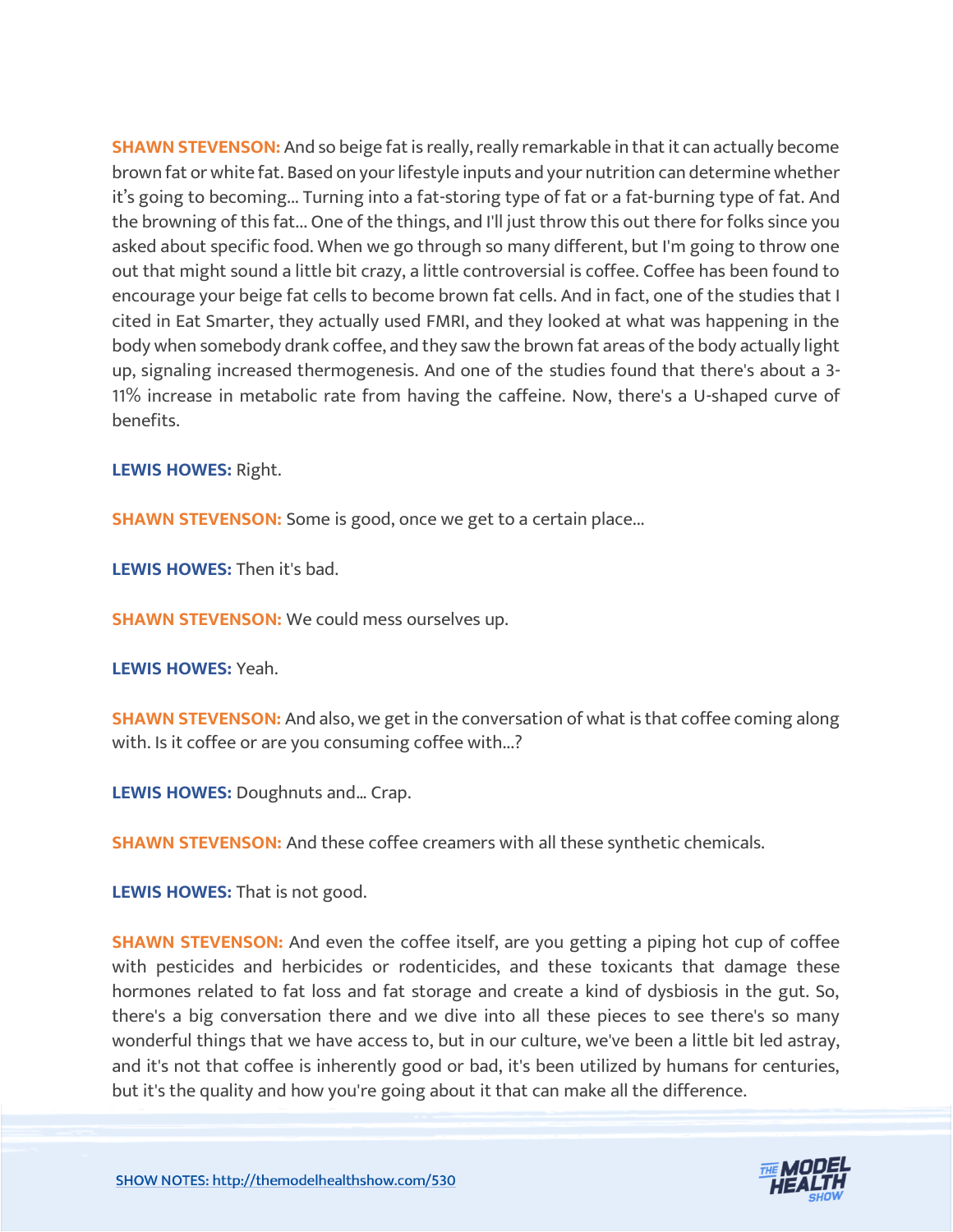**SHAWN STEVENSON:** And so beige fat is really, really remarkable in that it can actually become brown fat or white fat. Based on your lifestyle inputs and your nutrition can determine whether it's going to becoming... Turning into a fat-storing type of fat or a fat-burning type of fat. And the browning of this fat... One of the things, and I'll just throw this out there for folks since you asked about specific food. When we go through so many different, but I'm going to throw one out that might sound a little bit crazy, a little controversial is coffee. Coffee has been found to encourage your beige fat cells to become brown fat cells. And in fact, one of the studies that I cited in Eat Smarter, they actually used FMRI, and they looked at what was happening in the body when somebody drank coffee, and they saw the brown fat areas of the body actually light up, signaling increased thermogenesis. And one of the studies found that there's about a 3-11% increase in metabolic rate from having the caffeine. Now, there's a U-shaped curve of benefits.

**LEWIS HOWES:** Right.

**SHAWN STEVENSON:** Some is good, once we get to a certain place...

**LEWIS HOWES:** Then it's bad.

**SHAWN STEVENSON:** We could mess ourselves up.

**LEWIS HOWES:** Yeah.

**SHAWN STEVENSON:** And also, we get in the conversation of what is that coffee coming along with. Is it coffee or are you consuming coffee with...?

**LEWIS HOWES:** Doughnuts and... Crap.

**SHAWN STEVENSON:** And these coffee creamers with all these synthetic chemicals.

**LEWIS HOWES:** That is not good.

**SHAWN STEVENSON:** And even the coffee itself, are you getting a piping hot cup of coffee with pesticides and herbicides or rodenticides, and these toxicants that damage these hormones related to fat loss and fat storage and create a kind of dysbiosis in the gut. So, there's a big conversation there and we dive into all these pieces to see there's so many wonderful things that we have access to, but in our culture, we've been a little bit led astray, and it's not that coffee is inherently good or bad, it's been utilized by humans for centuries, but it's the quality and how you're going about it that can make all the difference.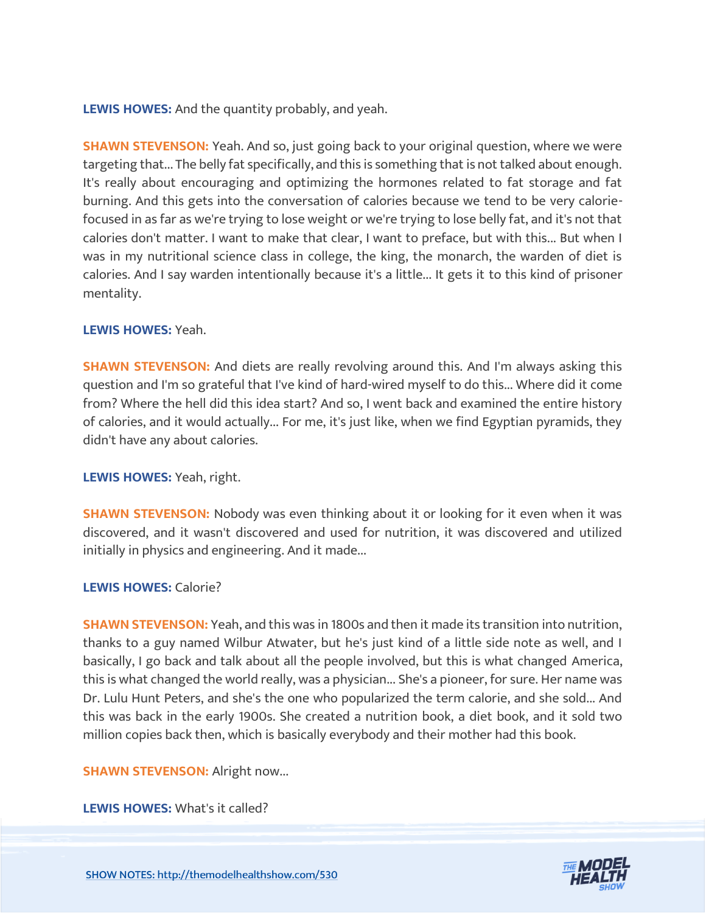**LEWIS HOWES:** And the quantity probably, and yeah.

**SHAWN STEVENSON:** Yeah. And so, just going back to your original question, where we were targeting that... The belly fat specifically, and this is something that is not talked about enough. It's really about encouraging and optimizing the hormones related to fat storage and fat burning. And this gets into the conversation of calories because we tend to be very calorie-focused in as far as we're trying to lose weight or we're trying to lose belly fat, and it's not that calories don't matter. I want to make that clear, I want to preface, but with this... But when I was in my nutritional science class in college, the king, the monarch, the warden of diet is calories. And I say warden intentionally because it's a little... It gets it to this kind of prisoner mentality.

**LEWIS HOWES:** Yeah.

**SHAWN STEVENSON:** And diets are really revolving around this. And I'm always asking this question and I'm so grateful that I've kind of hard-wired myself to do this... Where did it come from? Where the hell did this idea start? And so, I went back and examined the entire history of calories, and it would actually... For me, it's just like, when we find Egyptian pyramids, they didn't have any about calories.

**LEWIS HOWES:** Yeah, right.

**SHAWN STEVENSON:** Nobody was even thinking about it or looking for it even when it was discovered, and it wasn't discovered and used for nutrition, it was discovered and utilized initially in physics and engineering. And it made...

**LEWIS HOWES:** Calorie?

**SHAWN STEVENSON:** Yeah, and this was in 1800s and then it made its transition into nutrition, thanks to a guy named Wilbur Atwater, but he's just kind of a little side note as well, and I basically, I go back and talk about all the people involved, but this is what changed America, this is what changed the world really, was a physician... She's a pioneer, for sure. Her name was Dr. Lulu Hunt Peters, and she's the one who popularized the term calorie, and she sold... And this was back in the early 1900s. She created a nutrition book, a diet book, and it sold two million copies back then, which is basically everybody and their mother had this book.

**SHAWN STEVENSON:** Alright now...

**LEWIS HOWES:** What's it called?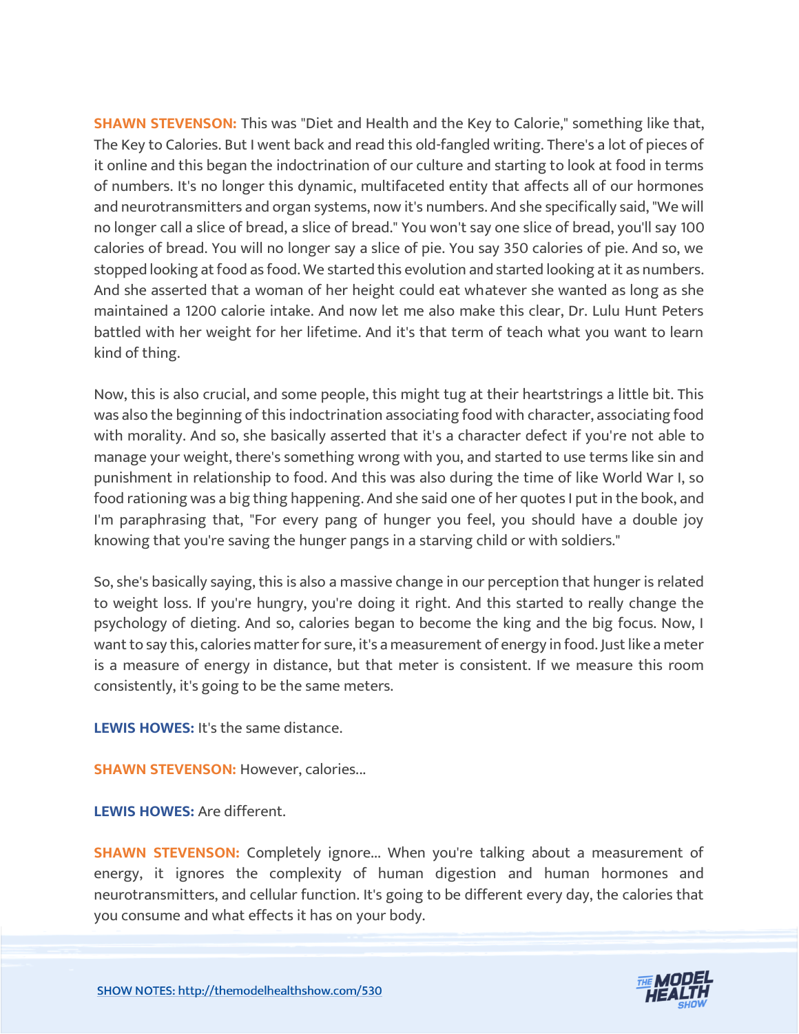**SHAWN STEVENSON:** This was "Diet and Health and the Key to Calorie," something like that, The Key to Calories. But I went back and read this old-fangled writing. There's a lot of pieces of it online and this began the indoctrination of our culture and starting to look at food in terms of numbers. It's no longer this dynamic, multifaceted entity that affects all of our hormones and neurotransmitters and organ systems, now it's numbers. And she specifically said, "We will no longer call a slice of bread, a slice of bread." You won't say one slice of bread, you'll say 100 calories of bread. You will no longer say a slice of pie. You say 350 calories of pie. And so, we stopped looking at food as food. We started this evolution and started looking at it as numbers. And she asserted that a woman of her height could eat whatever she wanted as long as she maintained a 1200 calorie intake. And now let me also make this clear, Dr. Lulu Hunt Peters battled with her weight for her lifetime. And it's that term of teach what you want to learn kind of thing.

Now, this is also crucial, and some people, this might tug at their heartstrings a little bit. This was also the beginning of this indoctrination associating food with character, associating food with morality. And so, she basically asserted that it's a character defect if you're not able to manage your weight, there's something wrong with you, and started to use terms like sin and punishment in relationship to food. And this was also during the time of like World War I, so food rationing was a big thing happening. And she said one of her quotes I put in the book, and I'm paraphrasing that, "For every pang of hunger you feel, you should have a double joy knowing that you're saving the hunger pangs in a starving child or with soldiers."

So, she's basically saying, this is also a massive change in our perception that hunger is related to weight loss. If you're hungry, you're doing it right. And this started to really change the psychology of dieting. And so, calories began to become the king and the big focus. Now, I want to say this, calories matter for sure, it's a measurement of energy in food. Just like a meter is a measure of energy in distance, but that meter is consistent. If we measure this room consistently, it's going to be the same meters.

**LEWIS HOWES:** It's the same distance.

**SHAWN STEVENSON:** However, calories...

**LEWIS HOWES:** Are different.

**SHAWN STEVENSON:** Completely ignore... When you're talking about a measurement of energy, it ignores the complexity of human digestion and human hormones and neurotransmitters, and cellular function. It's going to be different every day, the calories that you consume and what effects it has on your body.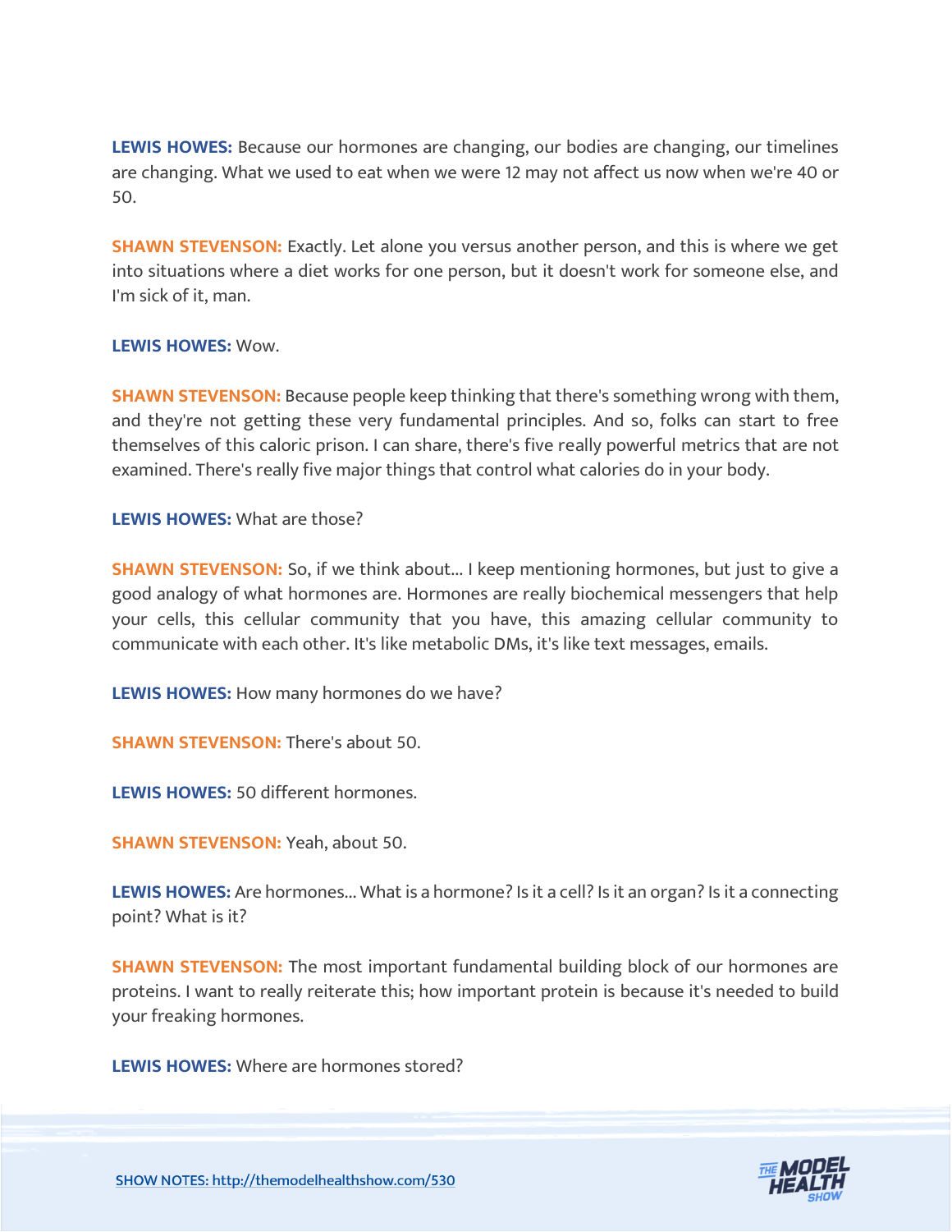**LEWIS HOWES:** Because our hormones are changing, our bodies are changing, our timelines are changing. What we used to eat when we were 12 may not affect us now when we're 40 or 50.

**SHAWN STEVENSON:** Exactly. Let alone you versus another person, and this is where we get into situations where a diet works for one person, but it doesn't work for someone else, and I'm sick of it, man.

**LEWIS HOWES:** Wow.

**SHAWN STEVENSON:** Because people keep thinking that there's something wrong with them, and they're not getting these very fundamental principles. And so, folks can start to free themselves of this caloric prison. I can share, there's five really powerful metrics that are not examined. There's really five major things that control what calories do in your body.

**LEWIS HOWES:** What are those?

**SHAWN STEVENSON:** So, if we think about... I keep mentioning hormones, but just to give a good analogy of what hormones are. Hormones are really biochemical messengers that help your cells, this cellular community that you have, this amazing cellular community to communicate with each other. It's like metabolic DMs, it's like text messages, emails.

**LEWIS HOWES:** How many hormones do we have?

**SHAWN STEVENSON:** There's about 50.

**LEWIS HOWES:** 50 different hormones.

**SHAWN STEVENSON:** Yeah, about 50.

**LEWIS HOWES:** Are hormones... What is a hormone? Is it a cell? Is it an organ? Is it a connecting point? What is it?

**SHAWN STEVENSON:** The most important fundamental building block of our hormones are proteins. I want to really reiterate this; how important protein is because it's needed to build your freaking hormones.

**LEWIS HOWES:** Where are hormones stored?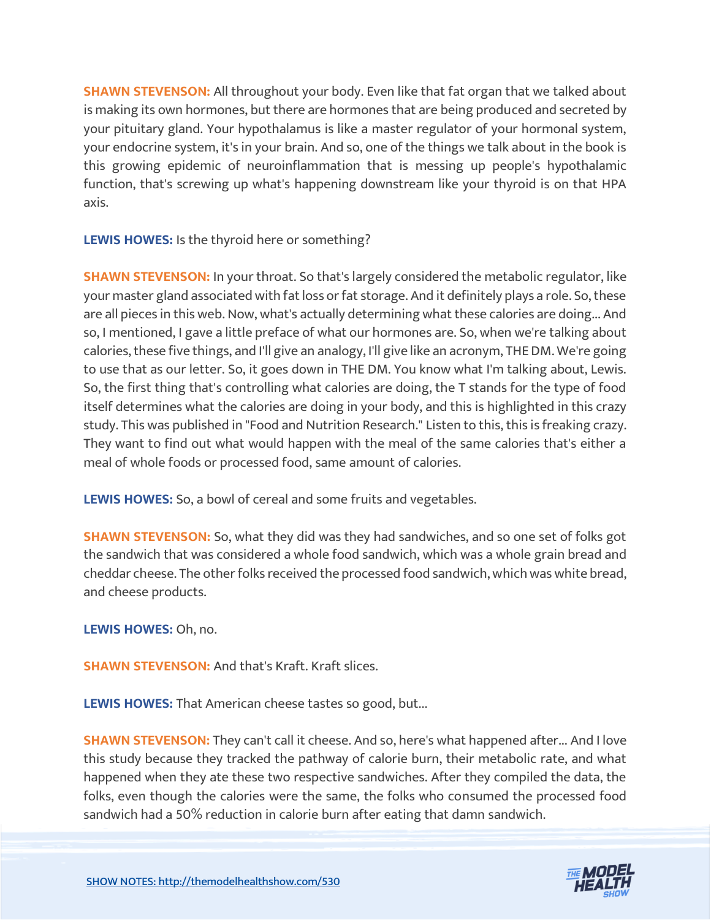**SHAWN STEVENSON:** All throughout your body. Even like that fat organ that we talked about is making its own hormones, but there are hormones that are being produced and secreted by your pituitary gland. Your hypothalamus is like a master regulator of your hormonal system, your endocrine system, it's in your brain. And so, one of the things we talk about in the book is this growing epidemic of neuroinflammation that is messing up people's hypothalamic function, that's screwing up what's happening downstream like your thyroid is on that HPA axis.

**LEWIS HOWES:** Is the thyroid here or something?

**SHAWN STEVENSON:** In your throat. So that's largely considered the metabolic regulator, like your master gland associated with fat loss or fat storage. And it definitely plays a role. So, these are all pieces in this web. Now, what's actually determining what these calories are doing... And so, I mentioned, I gave a little preface of what our hormones are. So, when we're talking about calories, these five things, and I'll give an analogy, I'll give like an acronym, THE DM. We're going to use that as our letter. So, it goes down in THE DM. You know what I'm talking about, Lewis. So, the first thing that's controlling what calories are doing, the T stands for the type of food itself determines what the calories are doing in your body, and this is highlighted in this crazy study. This was published in "Food and Nutrition Research." Listen to this, this is freaking crazy. They want to find out what would happen with the meal of the same calories that's either a meal of whole foods or processed food, same amount of calories.

**LEWIS HOWES:** So, a bowl of cereal and some fruits and vegetables.

**SHAWN STEVENSON:** So, what they did was they had sandwiches, and so one set of folks got the sandwich that was considered a whole food sandwich, which was a whole grain bread and cheddar cheese. The other folks received the processed food sandwich, which was white bread, and cheese products.

**LEWIS HOWES:** Oh, no.

**SHAWN STEVENSON:** And that's Kraft. Kraft slices.

**LEWIS HOWES:** That American cheese tastes so good, but...

**SHAWN STEVENSON:** They can't call it cheese. And so, here's what happened after... And I love this study because they tracked the pathway of calorie burn, their metabolic rate, and what happened when they ate these two respective sandwiches. After they compiled the data, the folks, even though the calories were the same, the folks who consumed the processed food sandwich had a 50% reduction in calorie burn after eating that damn sandwich.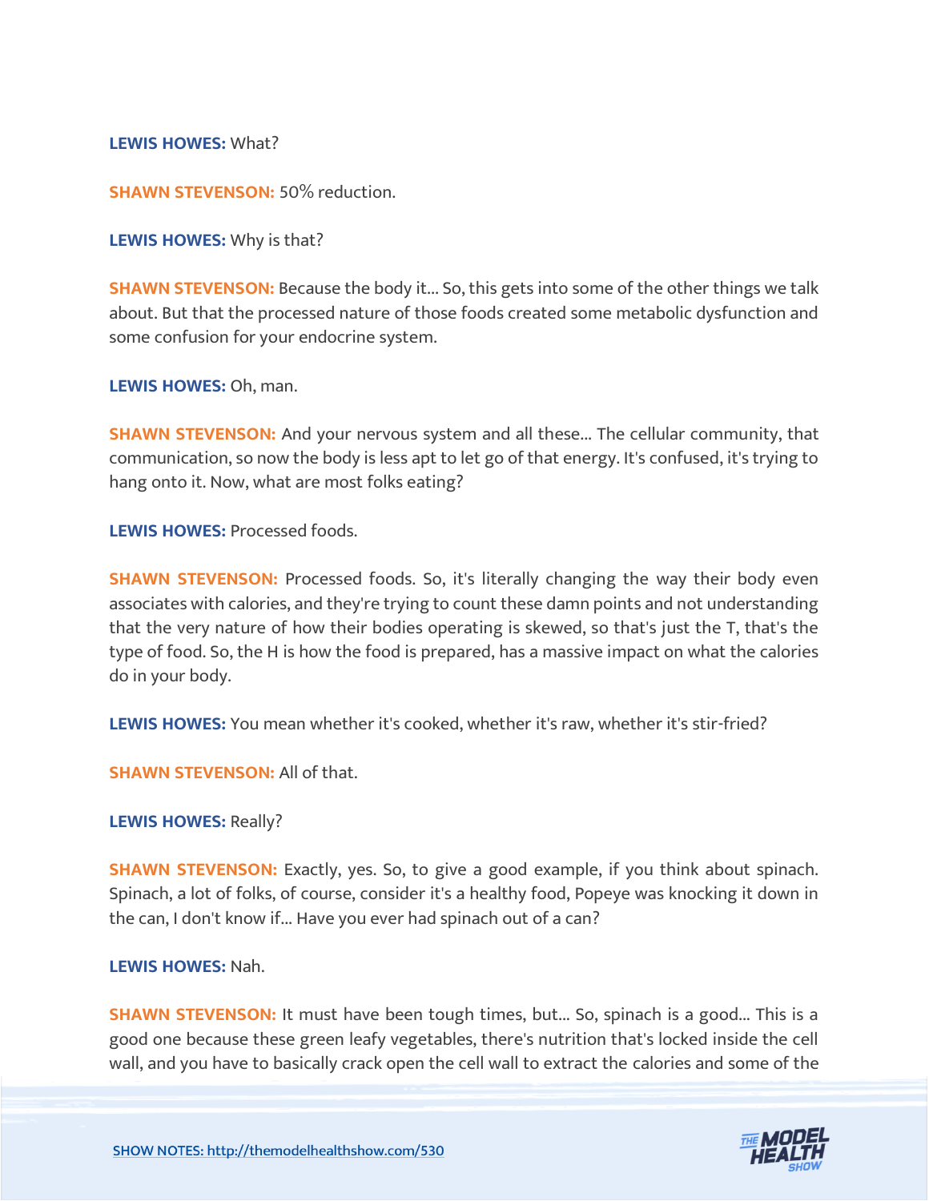**LEWIS HOWES:** What?

**SHAWN STEVENSON:** 50% reduction.

**LEWIS HOWES:** Why is that?

**SHAWN STEVENSON:** Because the body it... So, this gets into some of the other things we talk about. But that the processed nature of those foods created some metabolic dysfunction and some confusion for your endocrine system.

**LEWIS HOWES:** Oh, man.

**SHAWN STEVENSON:** And your nervous system and all these... The cellular community, that communication, so now the body is less apt to let go of that energy. It's confused, it's trying to hang onto it. Now, what are most folks eating?

**LEWIS HOWES:** Processed foods.

**SHAWN STEVENSON:** Processed foods. So, it's literally changing the way their body even associates with calories, and they're trying to count these damn points and not understanding that the very nature of how their bodies operating is skewed, so that's just the T, that's the type of food. So, the H is how the food is prepared, has a massive impact on what the calories do in your body.

**LEWIS HOWES:** You mean whether it's cooked, whether it's raw, whether it's stir-fried?

**SHAWN STEVENSON:** All of that.

**LEWIS HOWES:** Really?

**SHAWN STEVENSON:** Exactly, yes. So, to give a good example, if you think about spinach. Spinach, a lot of folks, of course, consider it's a healthy food, Popeye was knocking it down in the can, I don't know if... Have you ever had spinach out of a can?

**LEWIS HOWES:** Nah.

**SHAWN STEVENSON:** It must have been tough times, but... So, spinach is a good... This is a good one because these green leafy vegetables, there's nutrition that's locked inside the cell wall, and you have to basically crack open the cell wall to extract the calories and some of the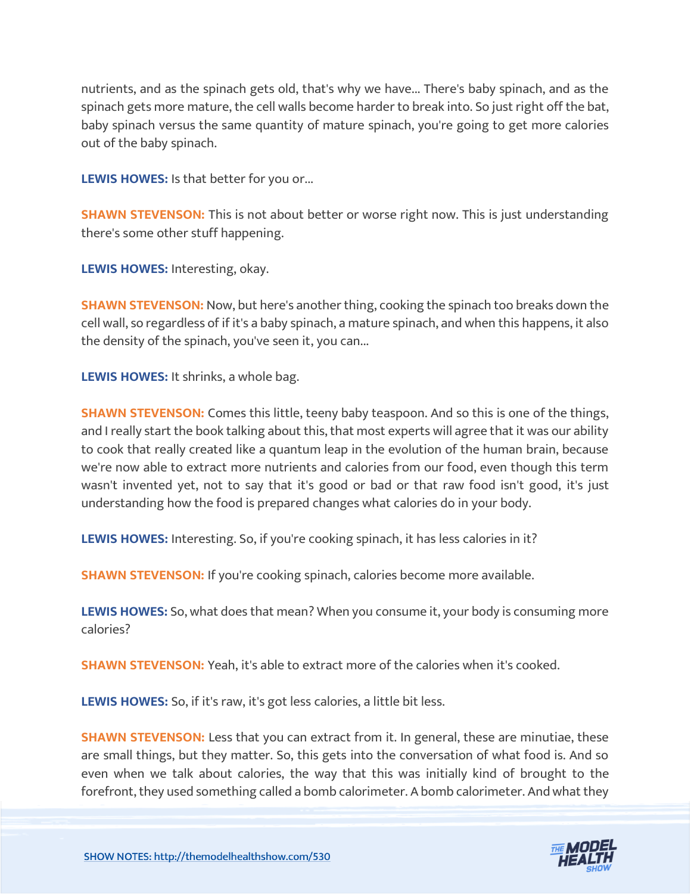nutrients, and as the spinach gets old, that's why we have... There's baby spinach, and as the spinach gets more mature, the cell walls become harder to break into. So just right off the bat, baby spinach versus the same quantity of mature spinach, you're going to get more calories out of the baby spinach.

**LEWIS HOWES:** Is that better for you or...

**SHAWN STEVENSON:** This is not about better or worse right now. This is just understanding there's some other stuff happening.

**LEWIS HOWES:** Interesting, okay.

**SHAWN STEVENSON:** Now, but here's another thing, cooking the spinach too breaks down the cell wall, so regardless of if it's a baby spinach, a mature spinach, and when this happens, it also the density of the spinach, you've seen it, you can...

**LEWIS HOWES:** It shrinks, a whole bag.

**SHAWN STEVENSON:** Comes this little, teeny baby teaspoon. And so this is one of the things, and I really start the book talking about this, that most experts will agree that it was our ability to cook that really created like a quantum leap in the evolution of the human brain, because we're now able to extract more nutrients and calories from our food, even though this term wasn't invented yet, not to say that it's good or bad or that raw food isn't good, it's just understanding how the food is prepared changes what calories do in your body.

**LEWIS HOWES:** Interesting. So, if you're cooking spinach, it has less calories in it?

**SHAWN STEVENSON:** If you're cooking spinach, calories become more available.

**LEWIS HOWES:** So, what does that mean? When you consume it, your body is consuming more calories?

**SHAWN STEVENSON:** Yeah, it's able to extract more of the calories when it's cooked.

**LEWIS HOWES:** So, if it's raw, it's got less calories, a little bit less.

**SHAWN STEVENSON:** Less that you can extract from it. In general, these are minutiae, these are small things, but they matter. So, this gets into the conversation of what food is. And so even when we talk about calories, the way that this was initially kind of brought to the forefront, they used something called a bomb calorimeter. A bomb calorimeter. And what they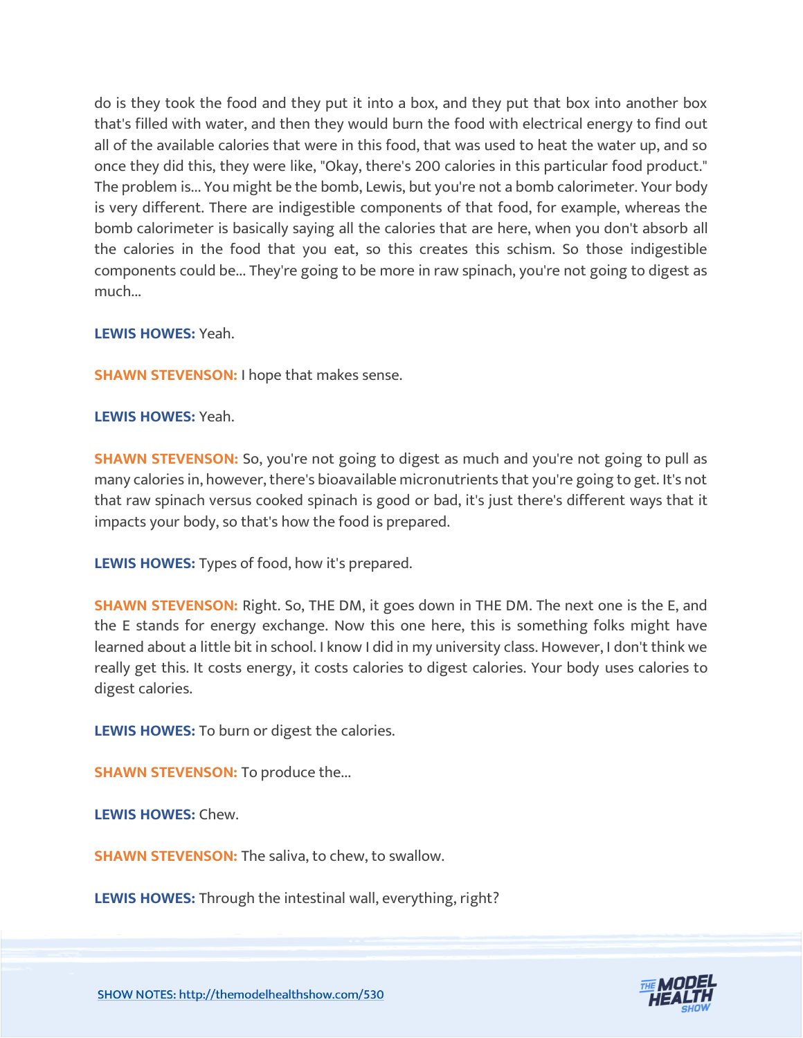do is they took the food and they put it into a box, and they put that box into another box that's filled with water, and then they would burn the food with electrical energy to find out all of the available calories that were in this food, that was used to heat the water up, and so once they did this, they were like, "Okay, there's 200 calories in this particular food product." The problem is... You might be the bomb, Lewis, but you're not a bomb calorimeter. Your body is very different. There are indigestible components of that food, for example, whereas the bomb calorimeter is basically saying all the calories that are here, when you don't absorb all the calories in the food that you eat, so this creates this schism. So those indigestible components could be... They're going to be more in raw spinach, you're not going to digest as much...

**LEWIS HOWES:** Yeah.

**SHAWN STEVENSON:** I hope that makes sense.

**LEWIS HOWES:** Yeah.

**SHAWN STEVENSON:** So, you're not going to digest as much and you're not going to pull as many calories in, however, there's bioavailable micronutrients that you're going to get. It's not that raw spinach versus cooked spinach is good or bad, it's just there's different ways that it impacts your body, so that's how the food is prepared.

**LEWIS HOWES:** Types of food, how it's prepared.

**SHAWN STEVENSON:** Right. So, THE DM, it goes down in THE DM. The next one is the E, and the E stands for energy exchange. Now this one here, this is something folks might have learned about a little bit in school. I know I did in my university class. However, I don't think we really get this. It costs energy, it costs calories to digest calories. Your body uses calories to digest calories.

**LEWIS HOWES:** To burn or digest the calories.

**SHAWN STEVENSON:** To produce the...

**LEWIS HOWES:** Chew.

**SHAWN STEVENSON:** The saliva, to chew, to swallow.

**LEWIS HOWES:** Through the intestinal wall, everything, right?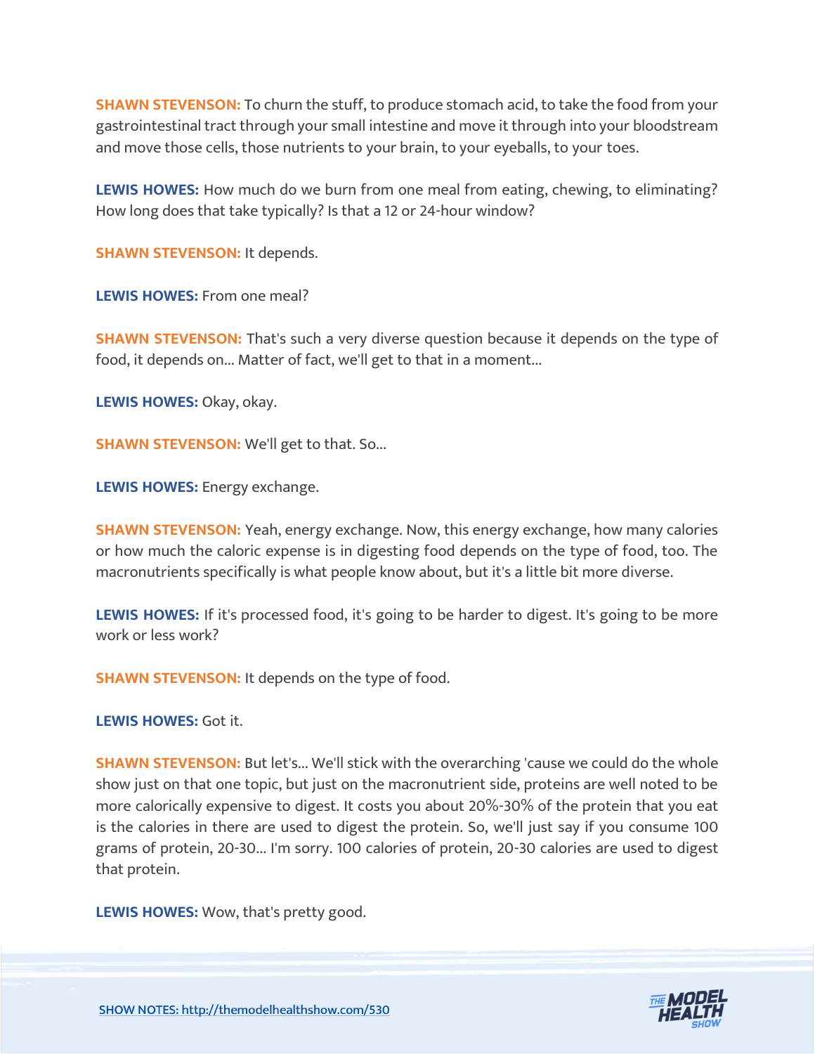**SHAWN STEVENSON:** To churn the stuff, to produce stomach acid, to take the food from your gastrointestinal tract through your small intestine and move it through into your bloodstream and move those cells, those nutrients to your brain, to your eyeballs, to your toes.

**LEWIS HOWES:** How much do we burn from one meal from eating, chewing, to eliminating? How long does that take typically? Is that a 12 or 24-hour window?

**SHAWN STEVENSON:** It depends.

**LEWIS HOWES:** From one meal?

**SHAWN STEVENSON:** That's such a very diverse question because it depends on the type of food, it depends on... Matter of fact, we'll get to that in a moment...

**LEWIS HOWES:** Okay, okay.

**SHAWN STEVENSON:** We'll get to that. So...

**LEWIS HOWES:** Energy exchange.

**SHAWN STEVENSON:** Yeah, energy exchange. Now, this energy exchange, how many calories or how much the caloric expense is in digesting food depends on the type of food, too. The macronutrients specifically is what people know about, but it's a little bit more diverse.

**LEWIS HOWES:** If it's processed food, it's going to be harder to digest. It's going to be more work or less work?

**SHAWN STEVENSON:** It depends on the type of food.

**LEWIS HOWES:** Got it.

**SHAWN STEVENSON:** But let's... We'll stick with the overarching 'cause we could do the whole show just on that one topic, but just on the macronutrient side, proteins are well noted to be more calorically expensive to digest. It costs you about 20%-30% of the protein that you eat is the calories in there are used to digest the protein. So, we'll just say if you consume 100 grams of protein, 20-30... I'm sorry. 100 calories of protein, 20-30 calories are used to digest that protein.

**LEWIS HOWES:** Wow, that's pretty good.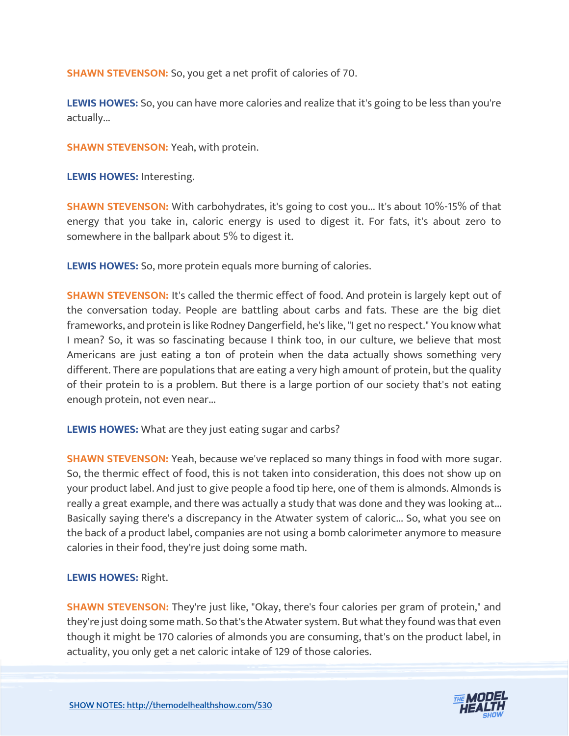**SHAWN STEVENSON:** So, you get a net profit of calories of 70.

**LEWIS HOWES:** So, you can have more calories and realize that it's going to be less than you're actually...

**SHAWN STEVENSON:** Yeah, with protein.

**LEWIS HOWES:** Interesting.

**SHAWN STEVENSON:** With carbohydrates, it's going to cost you... It's about 10%-15% of that energy that you take in, caloric energy is used to digest it. For fats, it's about zero to somewhere in the ballpark about 5% to digest it.

**LEWIS HOWES:** So, more protein equals more burning of calories.

**SHAWN STEVENSON:** It's called the thermic effect of food. And protein is largely kept out of the conversation today. People are battling about carbs and fats. These are the big diet frameworks, and protein is like Rodney Dangerfield, he's like, "I get no respect." You know what I mean? So, it was so fascinating because I think too, in our culture, we believe that most Americans are just eating a ton of protein when the data actually shows something very different. There are populations that are eating a very high amount of protein, but the quality of their protein to is a problem. But there is a large portion of our society that's not eating enough protein, not even near...

**LEWIS HOWES:** What are they just eating sugar and carbs?

**SHAWN STEVENSON:** Yeah, because we've replaced so many things in food with more sugar. So, the thermic effect of food, this is not taken into consideration, this does not show up on your product label. And just to give people a food tip here, one of them is almonds. Almonds is really a great example, and there was actually a study that was done and they was looking at... Basically saying there's a discrepancy in the Atwater system of caloric... So, what you see on the back of a product label, companies are not using a bomb calorimeter anymore to measure calories in their food, they're just doing some math.

**LEWIS HOWES:** Right.

**SHAWN STEVENSON:** They're just like, "Okay, there's four calories per gram of protein," and they're just doing some math. So that's the Atwater system. But what they found was that even though it might be 170 calories of almonds you are consuming, that's on the product label, in actuality, you only get a net caloric intake of 129 of those calories.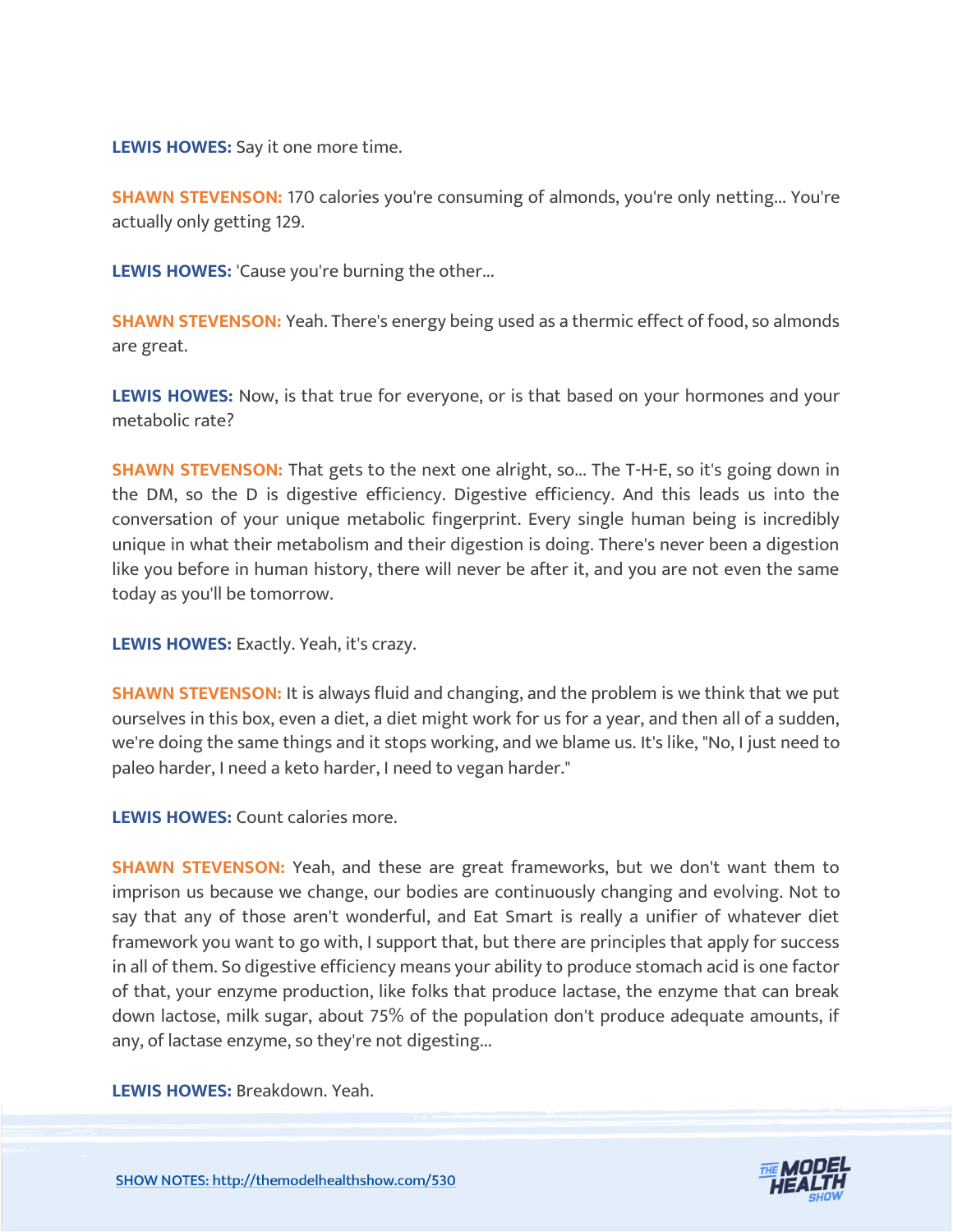**LEWIS HOWES:** Say it one more time.

**SHAWN STEVENSON:** 170 calories you're consuming of almonds, you're only netting... You're actually only getting 129.

**LEWIS HOWES:** 'Cause you're burning the other...

**SHAWN STEVENSON:** Yeah. There's energy being used as a thermic effect of food, so almonds are great.

**LEWIS HOWES:** Now, is that true for everyone, or is that based on your hormones and your metabolic rate?

**SHAWN STEVENSON:** That gets to the next one alright, so... The T-H-E, so it's going down in the DM, so the D is digestive efficiency. Digestive efficiency. And this leads us into the conversation of your unique metabolic fingerprint. Every single human being is incredibly unique in what their metabolism and their digestion is doing. There's never been a digestion like you before in human history, there will never be after it, and you are not even the same today as you'll be tomorrow.

**LEWIS HOWES:** Exactly. Yeah, it's crazy.

**SHAWN STEVENSON:** It is always fluid and changing, and the problem is we think that we put ourselves in this box, even a diet, a diet might work for us for a year, and then all of a sudden, we're doing the same things and it stops working, and we blame us. It's like, "No, I just need to paleo harder, I need a keto harder, I need to vegan harder."

**LEWIS HOWES:** Count calories more.

**SHAWN STEVENSON:** Yeah, and these are great frameworks, but we don't want them to imprison us because we change, our bodies are continuously changing and evolving. Not to say that any of those aren't wonderful, and Eat Smart is really a unifier of whatever diet framework you want to go with, I support that, but there are principles that apply for success in all of them. So digestive efficiency means your ability to produce stomach acid is one factor of that, your enzyme production, like folks that produce lactase, the enzyme that can break down lactose, milk sugar, about 75% of the population don't produce adequate amounts, if any, of lactase enzyme, so they're not digesting...

**LEWIS HOWES:** Breakdown. Yeah.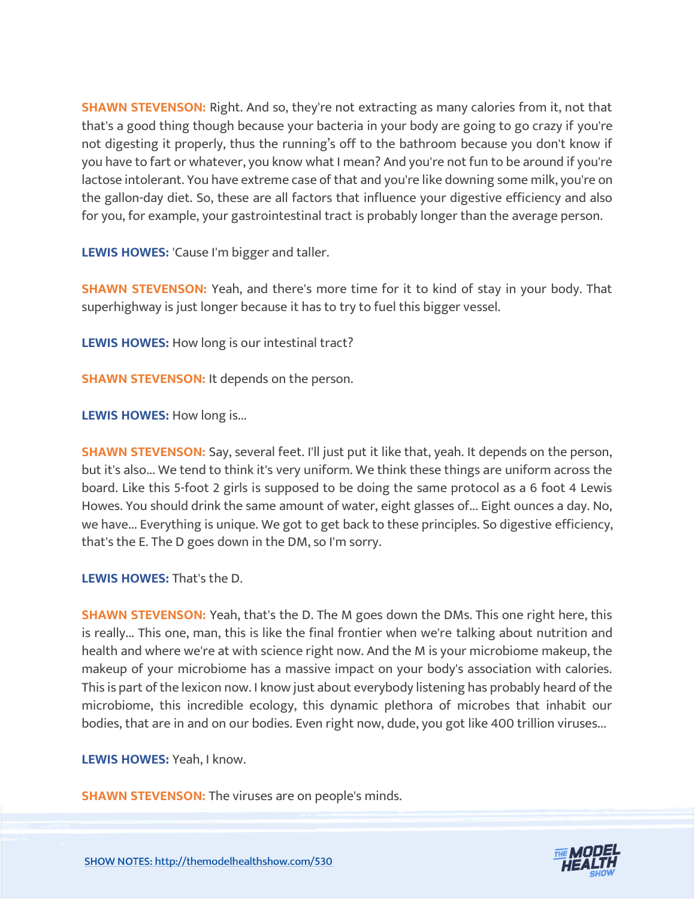**SHAWN STEVENSON:** Right. And so, they're not extracting as many calories from it, not that that's a good thing though because your bacteria in your body are going to go crazy if you're not digesting it properly, thus the running's off to the bathroom because you don't know if you have to fart or whatever, you know what I mean? And you're not fun to be around if you're lactose intolerant. You have extreme case of that and you're like downing some milk, you're on the gallon-day diet. So, these are all factors that influence your digestive efficiency and also for you, for example, your gastrointestinal tract is probably longer than the average person.

**LEWIS HOWES:** 'Cause I'm bigger and taller.

**SHAWN STEVENSON:** Yeah, and there's more time for it to kind of stay in your body. That superhighway is just longer because it has to try to fuel this bigger vessel.

**LEWIS HOWES:** How long is our intestinal tract?

**SHAWN STEVENSON:** It depends on the person.

**LEWIS HOWES:** How long is...

**SHAWN STEVENSON:** Say, several feet. I'll just put it like that, yeah. It depends on the person, but it's also... We tend to think it's very uniform. We think these things are uniform across the board. Like this 5-foot 2 girls is supposed to be doing the same protocol as a 6 foot 4 Lewis Howes. You should drink the same amount of water, eight glasses of... Eight ounces a day. No, we have... Everything is unique. We got to get back to these principles. So digestive efficiency, that's the E. The D goes down in the DM, so I'm sorry.

**LEWIS HOWES:** That's the D.

**SHAWN STEVENSON:** Yeah, that's the D. The M goes down the DMs. This one right here, this is really... This one, man, this is like the final frontier when we're talking about nutrition and health and where we're at with science right now. And the M is your microbiome makeup, the makeup of your microbiome has a massive impact on your body's association with calories. This is part of the lexicon now. I know just about everybody listening has probably heard of the microbiome, this incredible ecology, this dynamic plethora of microbes that inhabit our bodies, that are in and on our bodies. Even right now, dude, you got like 400 trillion viruses...

**LEWIS HOWES:** Yeah, I know.

**SHAWN STEVENSON:** The viruses are on people's minds.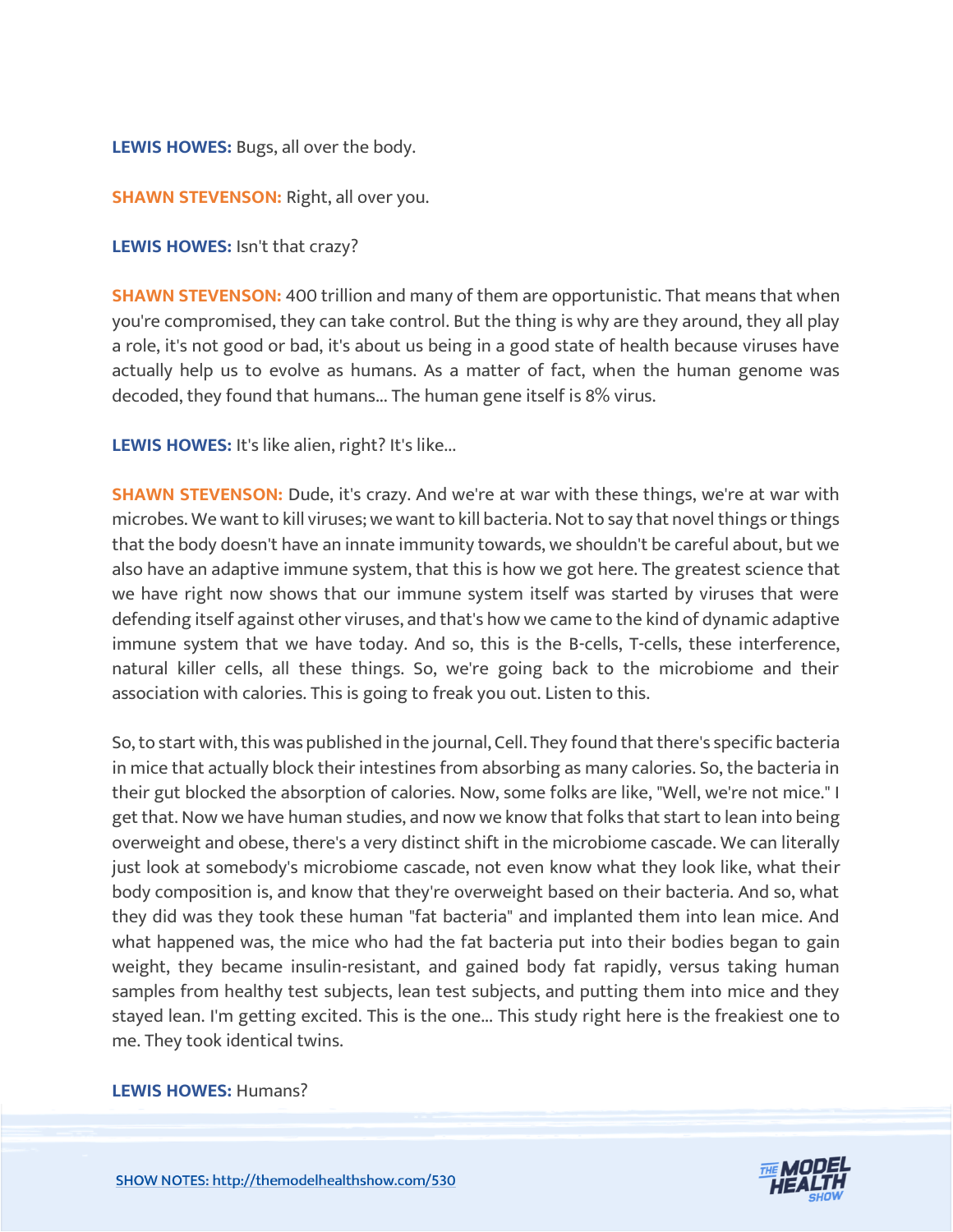**LEWIS HOWES:** Bugs, all over the body.

**SHAWN STEVENSON:** Right, all over you.

**LEWIS HOWES:** Isn't that crazy?

**SHAWN STEVENSON:** 400 trillion and many of them are opportunistic. That means that when you're compromised, they can take control. But the thing is why are they around, they all play a role, it's not good or bad, it's about us being in a good state of health because viruses have actually help us to evolve as humans. As a matter of fact, when the human genome was decoded, they found that humans... The human gene itself is 8% virus.

**LEWIS HOWES:** It's like alien, right? It's like...

**SHAWN STEVENSON:** Dude, it's crazy. And we're at war with these things, we're at war with microbes. We want to kill viruses; we want to kill bacteria. Not to say that novel things or things that the body doesn't have an innate immunity towards, we shouldn't be careful about, but we also have an adaptive immune system, that this is how we got here. The greatest science that we have right now shows that our immune system itself was started by viruses that were defending itself against other viruses, and that's how we came to the kind of dynamic adaptive immune system that we have today. And so, this is the B-cells, T-cells, these interference, natural killer cells, all these things. So, we're going back to the microbiome and their association with calories. This is going to freak you out. Listen to this.

So, to start with, this was published in the journal, Cell. They found that there's specific bacteria in mice that actually block their intestines from absorbing as many calories. So, the bacteria in their gut blocked the absorption of calories. Now, some folks are like, "Well, we're not mice." I get that. Now we have human studies, and now we know that folks that start to lean into being overweight and obese, there's a very distinct shift in the microbiome cascade. We can literally just look at somebody's microbiome cascade, not even know what they look like, what their body composition is, and know that they're overweight based on their bacteria. And so, what they did was they took these human "fat bacteria" and implanted them into lean mice. And what happened was, the mice who had the fat bacteria put into their bodies began to gain weight, they became insulin-resistant, and gained body fat rapidly, versus taking human samples from healthy test subjects, lean test subjects, and putting them into mice and they stayed lean. I'm getting excited. This is the one... This study right here is the freakiest one to me. They took identical twins.

**LEWIS HOWES:** Humans?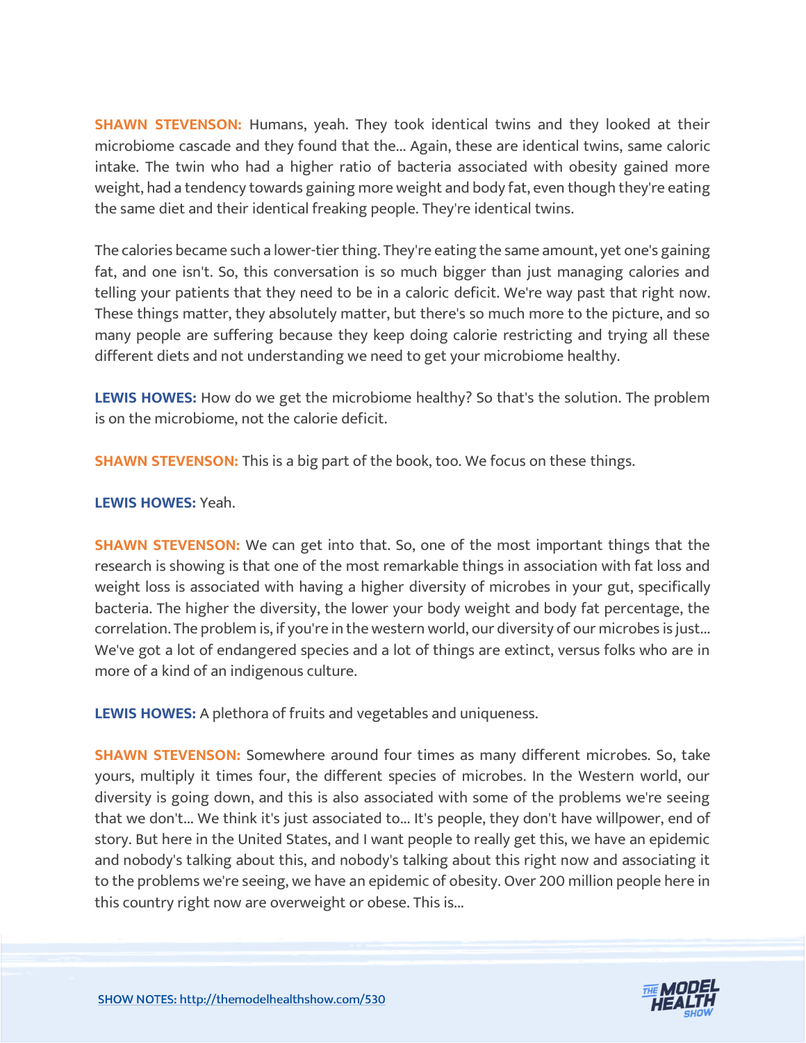**SHAWN STEVENSON:** Humans, yeah. They took identical twins and they looked at their microbiome cascade and they found that the... Again, these are identical twins, same caloric intake. The twin who had a higher ratio of bacteria associated with obesity gained more weight, had a tendency towards gaining more weight and body fat, even though they're eating the same diet and their identical freaking people. They're identical twins.

The calories became such a lower-tier thing. They're eating the same amount, yet one's gaining fat, and one isn't. So, this conversation is so much bigger than just managing calories and telling your patients that they need to be in a caloric deficit. We're way past that right now. These things matter, they absolutely matter, but there's so much more to the picture, and so many people are suffering because they keep doing calorie restricting and trying all these different diets and not understanding we need to get your microbiome healthy.

**LEWIS HOWES:** How do we get the microbiome healthy? So that's the solution. The problem is on the microbiome, not the calorie deficit.

**SHAWN STEVENSON:** This is a big part of the book, too. We focus on these things.

**LEWIS HOWES:** Yeah.

**SHAWN STEVENSON:** We can get into that. So, one of the most important things that the research is showing is that one of the most remarkable things in association with fat loss and weight loss is associated with having a higher diversity of microbes in your gut, specifically bacteria. The higher the diversity, the lower your body weight and body fat percentage, the correlation. The problem is, if you're in the western world, our diversity of our microbes is just... We've got a lot of endangered species and a lot of things are extinct, versus folks who are in more of a kind of an indigenous culture.

**LEWIS HOWES:** A plethora of fruits and vegetables and uniqueness.

**SHAWN STEVENSON:** Somewhere around four times as many different microbes. So, take yours, multiply it times four, the different species of microbes. In the Western world, our diversity is going down, and this is also associated with some of the problems we're seeing that we don't... We think it's just associated to... It's people, they don't have willpower, end of story. But here in the United States, and I want people to really get this, we have an epidemic and nobody's talking about this, and nobody's talking about this right now and associating it to the problems we're seeing, we have an epidemic of obesity. Over 200 million people here in this country right now are overweight or obese. This is...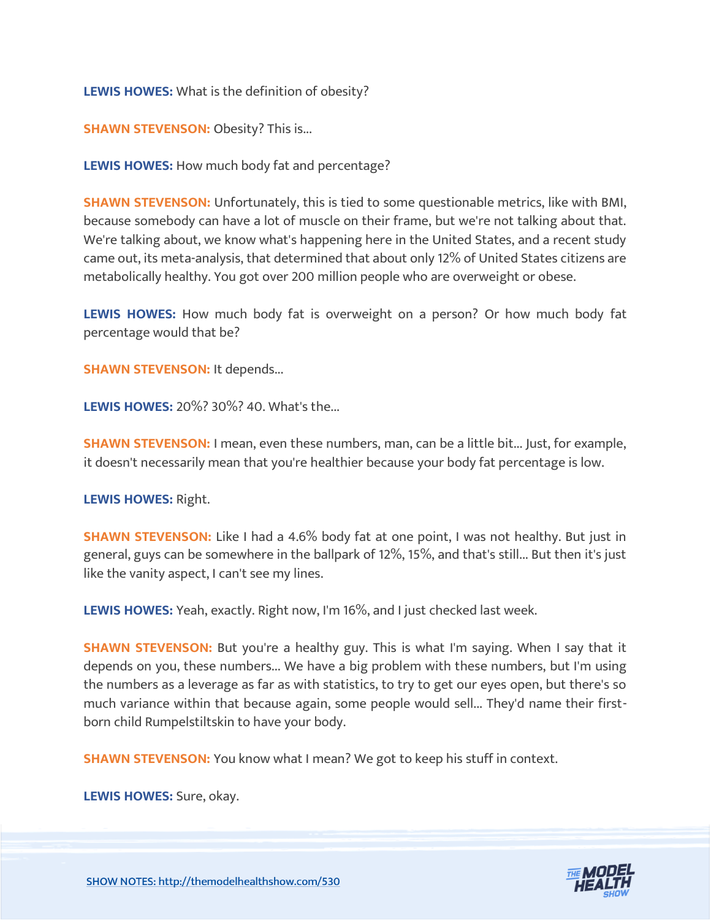**LEWIS HOWES:** What is the definition of obesity?

**SHAWN STEVENSON:** Obesity? This is...

**LEWIS HOWES:** How much body fat and percentage?

**SHAWN STEVENSON:** Unfortunately, this is tied to some questionable metrics, like with BMI, because somebody can have a lot of muscle on their frame, but we're not talking about that. We're talking about, we know what's happening here in the United States, and a recent study came out, its meta-analysis, that determined that about only 12% of United States citizens are metabolically healthy. You got over 200 million people who are overweight or obese.

**LEWIS HOWES:** How much body fat is overweight on a person? Or how much body fat percentage would that be?

**SHAWN STEVENSON:** It depends...

**LEWIS HOWES:** 20%? 30%? 40. What's the...

**SHAWN STEVENSON:** I mean, even these numbers, man, can be a little bit... Just, for example, it doesn't necessarily mean that you're healthier because your body fat percentage is low.

**LEWIS HOWES:** Right.

**SHAWN STEVENSON:** Like I had a 4.6% body fat at one point, I was not healthy. But just in general, guys can be somewhere in the ballpark of 12%, 15%, and that's still... But then it's just like the vanity aspect, I can't see my lines.

**LEWIS HOWES:** Yeah, exactly. Right now, I'm 16%, and I just checked last week.

**SHAWN STEVENSON:** But you're a healthy guy. This is what I'm saying. When I say that it depends on you, these numbers... We have a big problem with these numbers, but I'm using the numbers as a leverage as far as with statistics, to try to get our eyes open, but there's so much variance within that because again, some people would sell... They'd name their first-born child Rumpelstiltskin to have your body.

**SHAWN STEVENSON:** You know what I mean? We got to keep his stuff in context.

**LEWIS HOWES:** Sure, okay.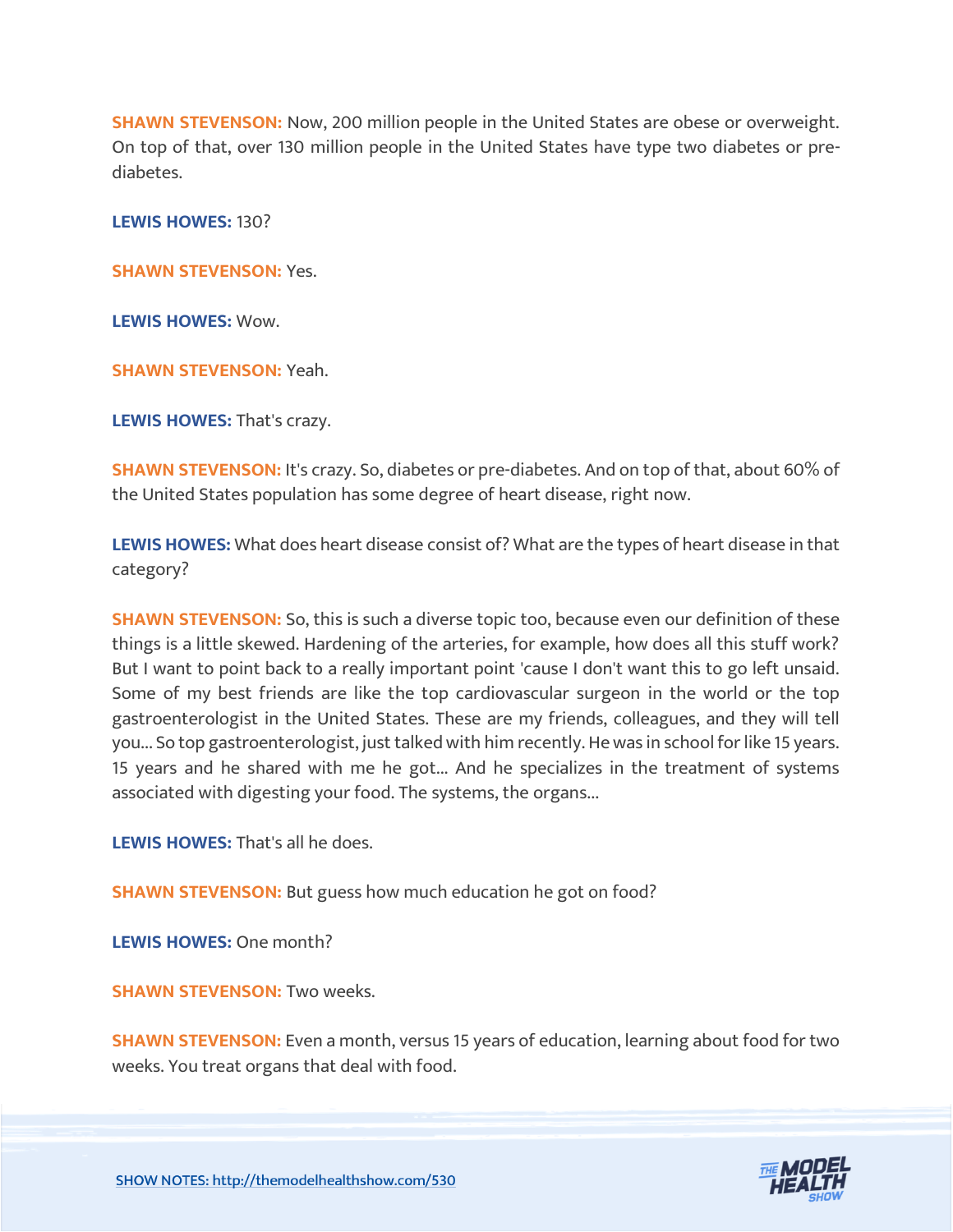**SHAWN STEVENSON:** Now, 200 million people in the United States are obese or overweight. On top of that, over 130 million people in the United States have type two diabetes or pre-diabetes.

**LEWIS HOWES:** 130?

**SHAWN STEVENSON:** Yes.

**LEWIS HOWES:** Wow.

**SHAWN STEVENSON:** Yeah.

**LEWIS HOWES:** That's crazy.

**SHAWN STEVENSON:** It's crazy. So, diabetes or pre-diabetes. And on top of that, about 60% of the United States population has some degree of heart disease, right now.

**LEWIS HOWES:** What does heart disease consist of? What are the types of heart disease in that category?

**SHAWN STEVENSON:** So, this is such a diverse topic too, because even our definition of these things is a little skewed. Hardening of the arteries, for example, how does all this stuff work? But I want to point back to a really important point 'cause I don't want this to go left unsaid. Some of my best friends are like the top cardiovascular surgeon in the world or the top gastroenterologist in the United States. These are my friends, colleagues, and they will tell you... So top gastroenterologist, just talked with him recently. He was in school for like 15 years. 15 years and he shared with me he got... And he specializes in the treatment of systems associated with digesting your food. The systems, the organs...

**LEWIS HOWES:** That's all he does.

**SHAWN STEVENSON:** But guess how much education he got on food?

**LEWIS HOWES:** One month?

**SHAWN STEVENSON:** Two weeks.

**SHAWN STEVENSON:** Even a month, versus 15 years of education, learning about food for two weeks. You treat organs that deal with food.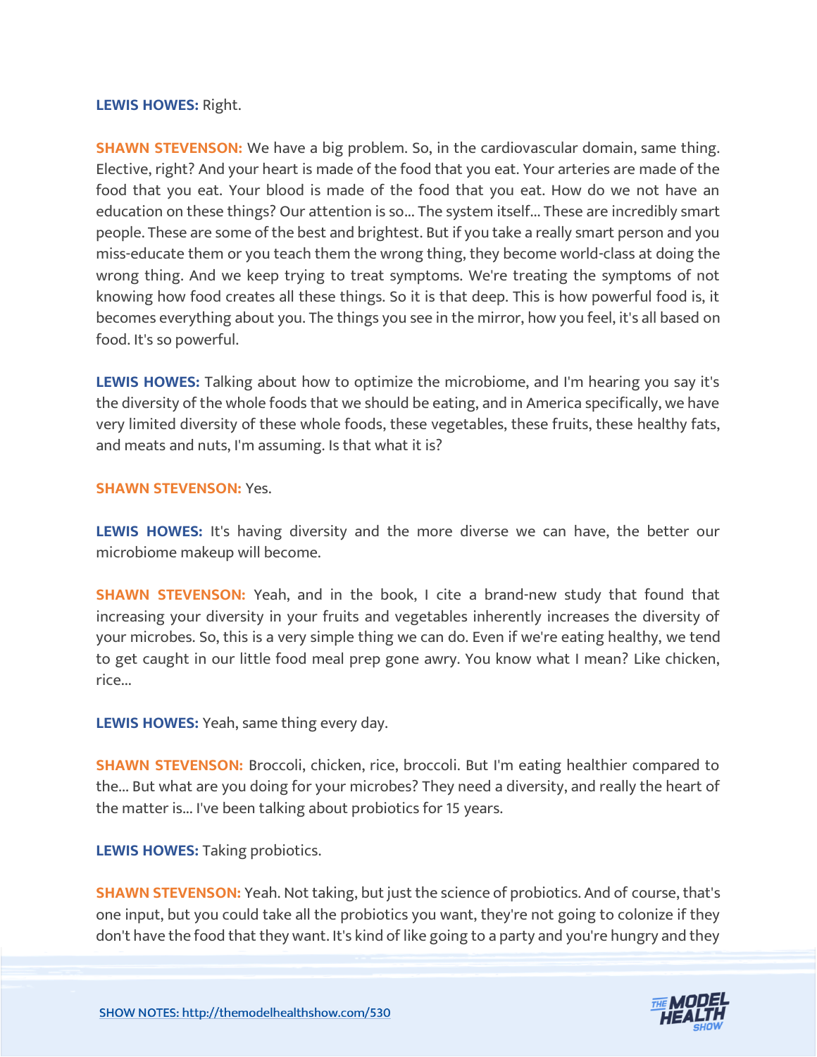**LEWIS HOWES:** Right.

**SHAWN STEVENSON:** We have a big problem. So, in the cardiovascular domain, same thing. Elective, right? And your heart is made of the food that you eat. Your arteries are made of the food that you eat. Your blood is made of the food that you eat. How do we not have an education on these things? Our attention is so... The system itself... These are incredibly smart people. These are some of the best and brightest. But if you take a really smart person and you miss-educate them or you teach them the wrong thing, they become world-class at doing the wrong thing. And we keep trying to treat symptoms. We're treating the symptoms of not knowing how food creates all these things. So it is that deep. This is how powerful food is, it becomes everything about you. The things you see in the mirror, how you feel, it's all based on food. It's so powerful.

**LEWIS HOWES:** Talking about how to optimize the microbiome, and I'm hearing you say it's the diversity of the whole foods that we should be eating, and in America specifically, we have very limited diversity of these whole foods, these vegetables, these fruits, these healthy fats, and meats and nuts, I'm assuming. Is that what it is?

**SHAWN STEVENSON:** Yes.

**LEWIS HOWES:** It's having diversity and the more diverse we can have, the better our microbiome makeup will become.

**SHAWN STEVENSON:** Yeah, and in the book, I cite a brand-new study that found that increasing your diversity in your fruits and vegetables inherently increases the diversity of your microbes. So, this is a very simple thing we can do. Even if we're eating healthy, we tend to get caught in our little food meal prep gone awry. You know what I mean? Like chicken, rice...

**LEWIS HOWES:** Yeah, same thing every day.

**SHAWN STEVENSON:** Broccoli, chicken, rice, broccoli. But I'm eating healthier compared to the... But what are you doing for your microbes? They need a diversity, and really the heart of the matter is... I've been talking about probiotics for 15 years.

**LEWIS HOWES:** Taking probiotics.

**SHAWN STEVENSON:** Yeah. Not taking, but just the science of probiotics. And of course, that's one input, but you could take all the probiotics you want, they're not going to colonize if they don't have the food that they want. It's kind of like going to a party and you're hungry and they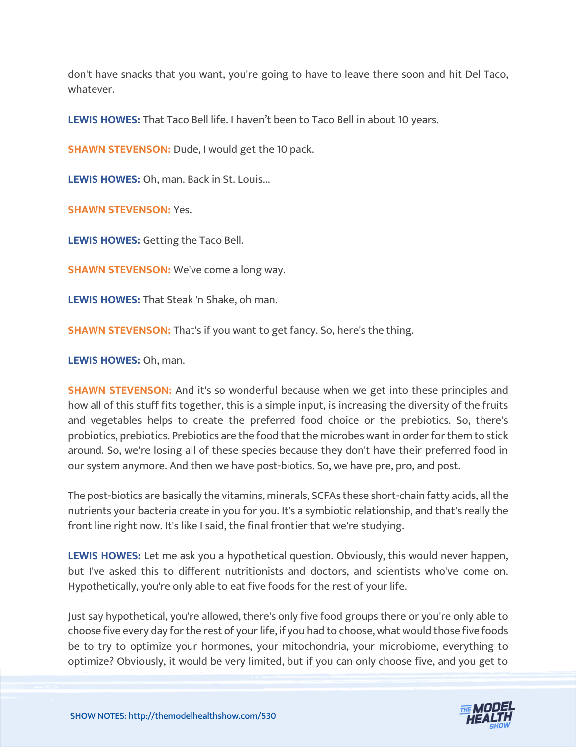don't have snacks that you want, you're going to have to leave there soon and hit Del Taco, whatever.

**LEWIS HOWES:** That Taco Bell life. I haven't been to Taco Bell in about 10 years.

**SHAWN STEVENSON:** Dude, I would get the 10 pack.

**LEWIS HOWES:** Oh, man. Back in St. Louis...

**SHAWN STEVENSON:** Yes.

**LEWIS HOWES:** Getting the Taco Bell.

**SHAWN STEVENSON:** We've come a long way.

**LEWIS HOWES:** That Steak 'n Shake, oh man.

**SHAWN STEVENSON:** That's if you want to get fancy. So, here's the thing.

**LEWIS HOWES:** Oh, man.

**SHAWN STEVENSON:** And it's so wonderful because when we get into these principles and how all of this stuff fits together, this is a simple input, is increasing the diversity of the fruits and vegetables helps to create the preferred food choice or the prebiotics. So, there's probiotics, prebiotics. Prebiotics are the food that the microbes want in order for them to stick around. So, we're losing all of these species because they don't have their preferred food in our system anymore. And then we have post-biotics. So, we have pre, pro, and post.

The post-biotics are basically the vitamins, minerals, SCFAs these short-chain fatty acids, all the nutrients your bacteria create in you for you. It's a symbiotic relationship, and that's really the front line right now. It's like I said, the final frontier that we're studying.

**LEWIS HOWES:** Let me ask you a hypothetical question. Obviously, this would never happen, but I've asked this to different nutritionists and doctors, and scientists who've come on. Hypothetically, you're only able to eat five foods for the rest of your life.

Just say hypothetical, you're allowed, there's only five food groups there or you're only able to choose five every day for the rest of your life, if you had to choose, what would those five foods be to try to optimize your hormones, your mitochondria, your microbiome, everything to optimize? Obviously, it would be very limited, but if you can only choose five, and you get to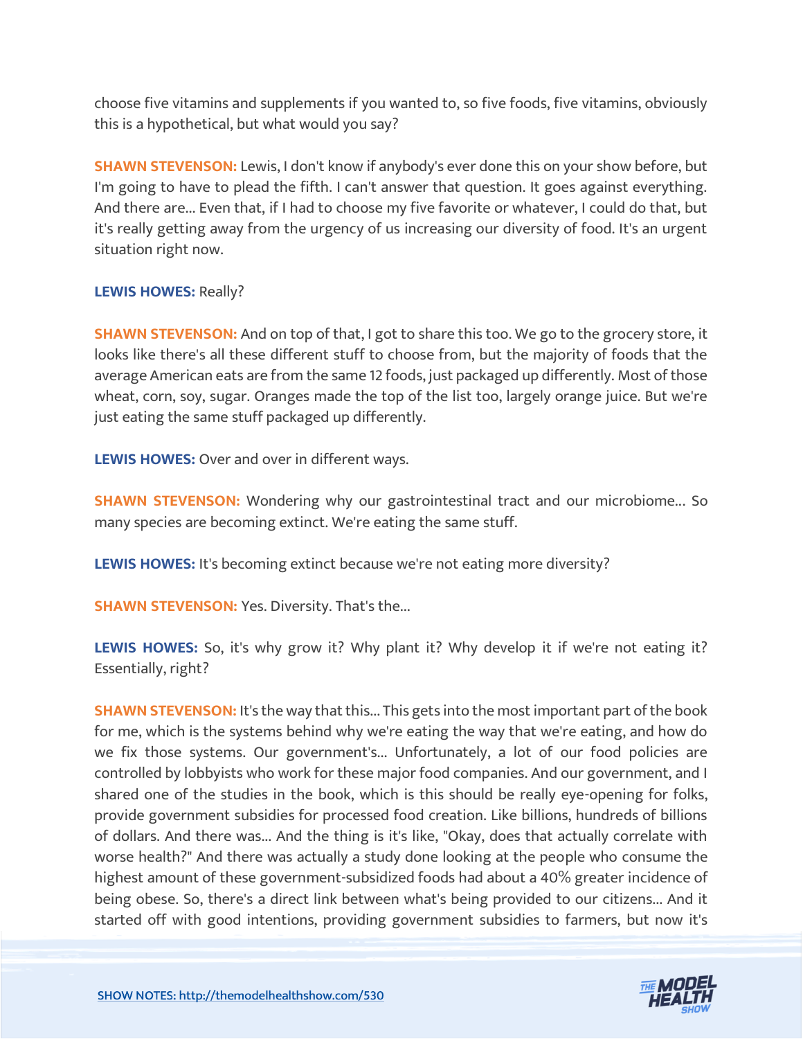choose five vitamins and supplements if you wanted to, so five foods, five vitamins, obviously this is a hypothetical, but what would you say?

**SHAWN STEVENSON:** Lewis, I don't know if anybody's ever done this on your show before, but I'm going to have to plead the fifth. I can't answer that question. It goes against everything. And there are... Even that, if I had to choose my five favorite or whatever, I could do that, but it's really getting away from the urgency of us increasing our diversity of food. It's an urgent situation right now.

**LEWIS HOWES:** Really?

**SHAWN STEVENSON:** And on top of that, I got to share this too. We go to the grocery store, it looks like there's all these different stuff to choose from, but the majority of foods that the average American eats are from the same 12 foods, just packaged up differently. Most of those wheat, corn, soy, sugar. Oranges made the top of the list too, largely orange juice. But we're just eating the same stuff packaged up differently.

**LEWIS HOWES:** Over and over in different ways.

**SHAWN STEVENSON:** Wondering why our gastrointestinal tract and our microbiome... So many species are becoming extinct. We're eating the same stuff.

**LEWIS HOWES:** It's becoming extinct because we're not eating more diversity?

**SHAWN STEVENSON:** Yes. Diversity. That's the...

**LEWIS HOWES:** So, it's why grow it? Why plant it? Why develop it if we're not eating it? Essentially, right?

**SHAWN STEVENSON:** It's the way that this... This gets into the most important part of the book for me, which is the systems behind why we're eating the way that we're eating, and how do we fix those systems. Our government's... Unfortunately, a lot of our food policies are controlled by lobbyists who work for these major food companies. And our government, and I shared one of the studies in the book, which is this should be really eye-opening for folks, provide government subsidies for processed food creation. Like billions, hundreds of billions of dollars. And there was... And the thing is it's like, "Okay, does that actually correlate with worse health?" And there was actually a study done looking at the people who consume the highest amount of these government-subsidized foods had about a 40% greater incidence of being obese. So, there's a direct link between what's being provided to our citizens... And it started off with good intentions, providing government subsidies to farmers, but now it's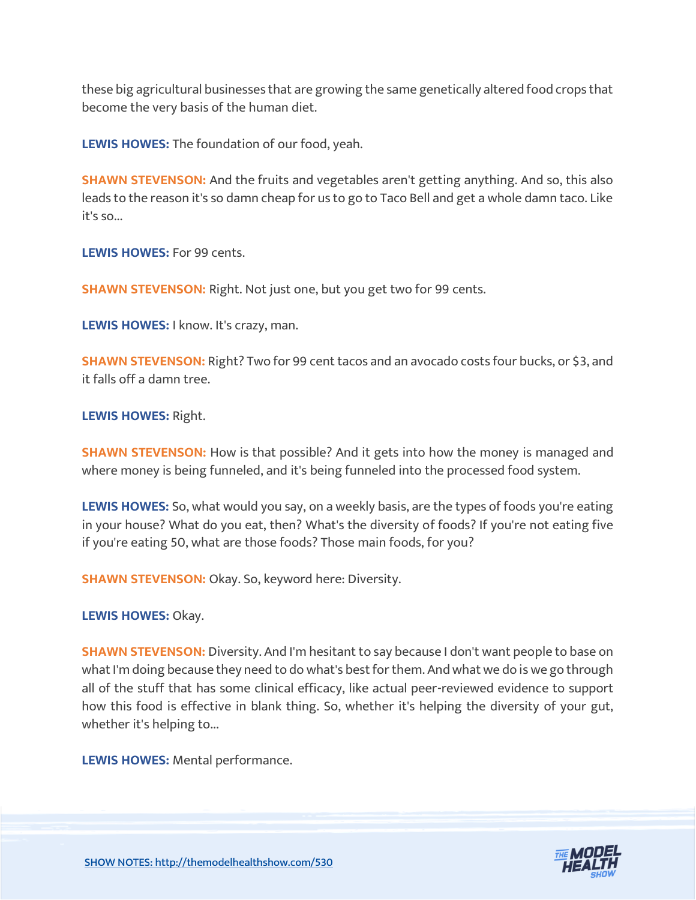these big agricultural businesses that are growing the same genetically altered food crops that become the very basis of the human diet.

**LEWIS HOWES:** The foundation of our food, yeah.

**SHAWN STEVENSON:** And the fruits and vegetables aren't getting anything. And so, this also leads to the reason it's so damn cheap for us to go to Taco Bell and get a whole damn taco. Like it's so...

**LEWIS HOWES:** For 99 cents.

**SHAWN STEVENSON:** Right. Not just one, but you get two for 99 cents.

**LEWIS HOWES:** I know. It's crazy, man.

**SHAWN STEVENSON:** Right? Two for 99 cent tacos and an avocado costs four bucks, or $3, and it falls off a damn tree.

**LEWIS HOWES:** Right.

**SHAWN STEVENSON:** How is that possible? And it gets into how the money is managed and where money is being funneled, and it's being funneled into the processed food system.

**LEWIS HOWES:** So, what would you say, on a weekly basis, are the types of foods you're eating in your house? What do you eat, then? What's the diversity of foods? If you're not eating five if you're eating 50, what are those foods? Those main foods, for you?

**SHAWN STEVENSON:** Okay. So, keyword here: Diversity.

**LEWIS HOWES:** Okay.

**SHAWN STEVENSON:** Diversity. And I'm hesitant to say because I don't want people to base on what I'm doing because they need to do what's best for them. And what we do is we go through all of the stuff that has some clinical efficacy, like actual peer-reviewed evidence to support how this food is effective in blank thing. So, whether it's helping the diversity of your gut, whether it's helping to...

**LEWIS HOWES:** Mental performance.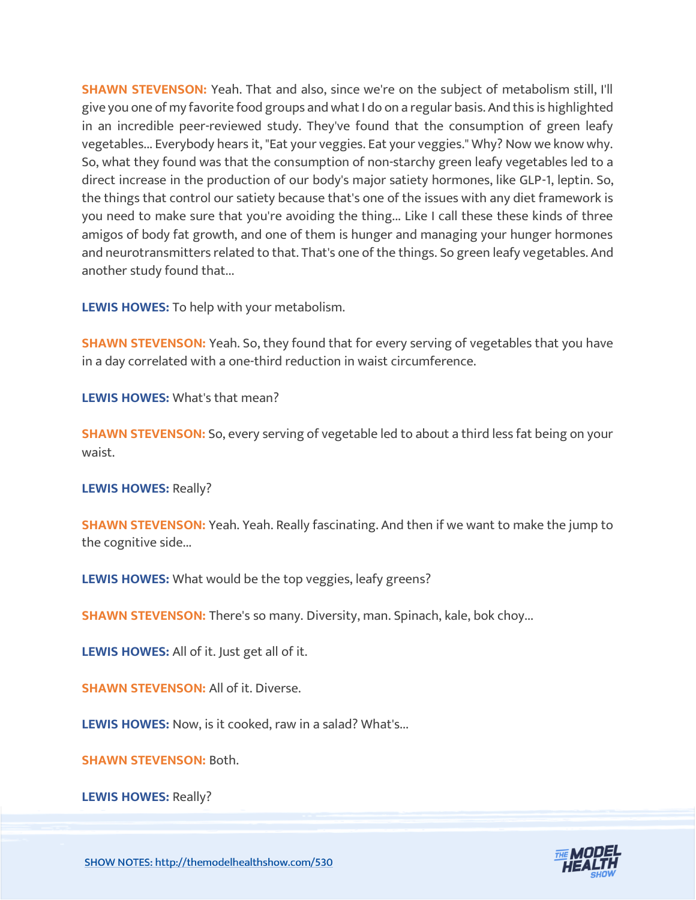**SHAWN STEVENSON:** Yeah. That and also, since we're on the subject of metabolism still, I'll give you one of my favorite food groups and what I do on a regular basis. And this is highlighted in an incredible peer-reviewed study. They've found that the consumption of green leafy vegetables... Everybody hears it, "Eat your veggies. Eat your veggies." Why? Now we know why. So, what they found was that the consumption of non-starchy green leafy vegetables led to a direct increase in the production of our body's major satiety hormones, like GLP-1, leptin. So, the things that control our satiety because that's one of the issues with any diet framework is you need to make sure that you're avoiding the thing... Like I call these these kinds of three amigos of body fat growth, and one of them is hunger and managing your hunger hormones and neurotransmitters related to that. That's one of the things. So green leafy vegetables. And another study found that...

**LEWIS HOWES:** To help with your metabolism.

**SHAWN STEVENSON:** Yeah. So, they found that for every serving of vegetables that you have in a day correlated with a one-third reduction in waist circumference.

**LEWIS HOWES:** What's that mean?

**SHAWN STEVENSON:** So, every serving of vegetable led to about a third less fat being on your waist.

**LEWIS HOWES:** Really?

**SHAWN STEVENSON:** Yeah. Yeah. Really fascinating. And then if we want to make the jump to the cognitive side...

**LEWIS HOWES:** What would be the top veggies, leafy greens?

**SHAWN STEVENSON:** There's so many. Diversity, man. Spinach, kale, bok choy...

**LEWIS HOWES:** All of it. Just get all of it.

**SHAWN STEVENSON:** All of it. Diverse.

**LEWIS HOWES:** Now, is it cooked, raw in a salad? What's...

**SHAWN STEVENSON:** Both.

**LEWIS HOWES:** Really?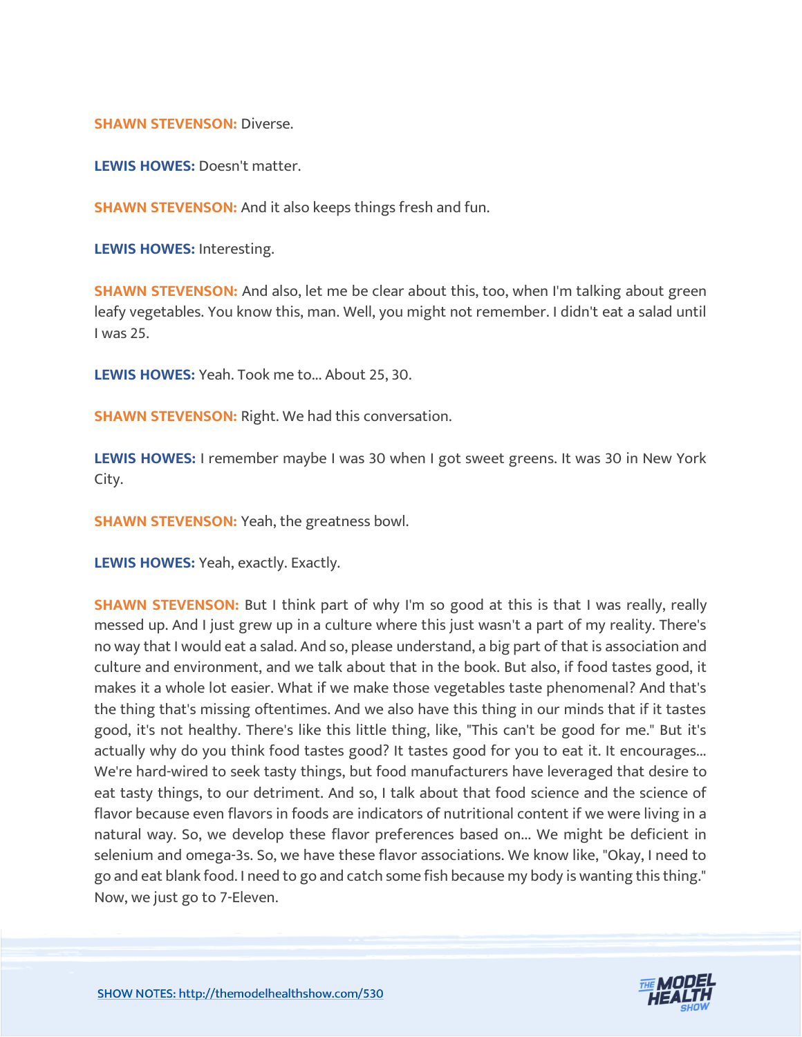**SHAWN STEVENSON:** Diverse.

**LEWIS HOWES:** Doesn't matter.

**SHAWN STEVENSON:** And it also keeps things fresh and fun.

**LEWIS HOWES:** Interesting.

**SHAWN STEVENSON:** And also, let me be clear about this, too, when I'm talking about green leafy vegetables. You know this, man. Well, you might not remember. I didn't eat a salad until I was 25.

**LEWIS HOWES:** Yeah. Took me to... About 25, 30.

**SHAWN STEVENSON:** Right. We had this conversation.

**LEWIS HOWES:** I remember maybe I was 30 when I got sweet greens. It was 30 in New York City.

**SHAWN STEVENSON:** Yeah, the greatness bowl.

**LEWIS HOWES:** Yeah, exactly. Exactly.

**SHAWN STEVENSON:** But I think part of why I'm so good at this is that I was really, really messed up. And I just grew up in a culture where this just wasn't a part of my reality. There's no way that I would eat a salad. And so, please understand, a big part of that is association and culture and environment, and we talk about that in the book. But also, if food tastes good, it makes it a whole lot easier. What if we make those vegetables taste phenomenal? And that's the thing that's missing oftentimes. And we also have this thing in our minds that if it tastes good, it's not healthy. There's like this little thing, like, "This can't be good for me." But it's actually why do you think food tastes good? It tastes good for you to eat it. It encourages... We're hard-wired to seek tasty things, but food manufacturers have leveraged that desire to eat tasty things, to our detriment. And so, I talk about that food science and the science of flavor because even flavors in foods are indicators of nutritional content if we were living in a natural way. So, we develop these flavor preferences based on... We might be deficient in selenium and omega-3s. So, we have these flavor associations. We know like, "Okay, I need to go and eat blank food. I need to go and catch some fish because my body is wanting this thing." Now, we just go to 7-Eleven.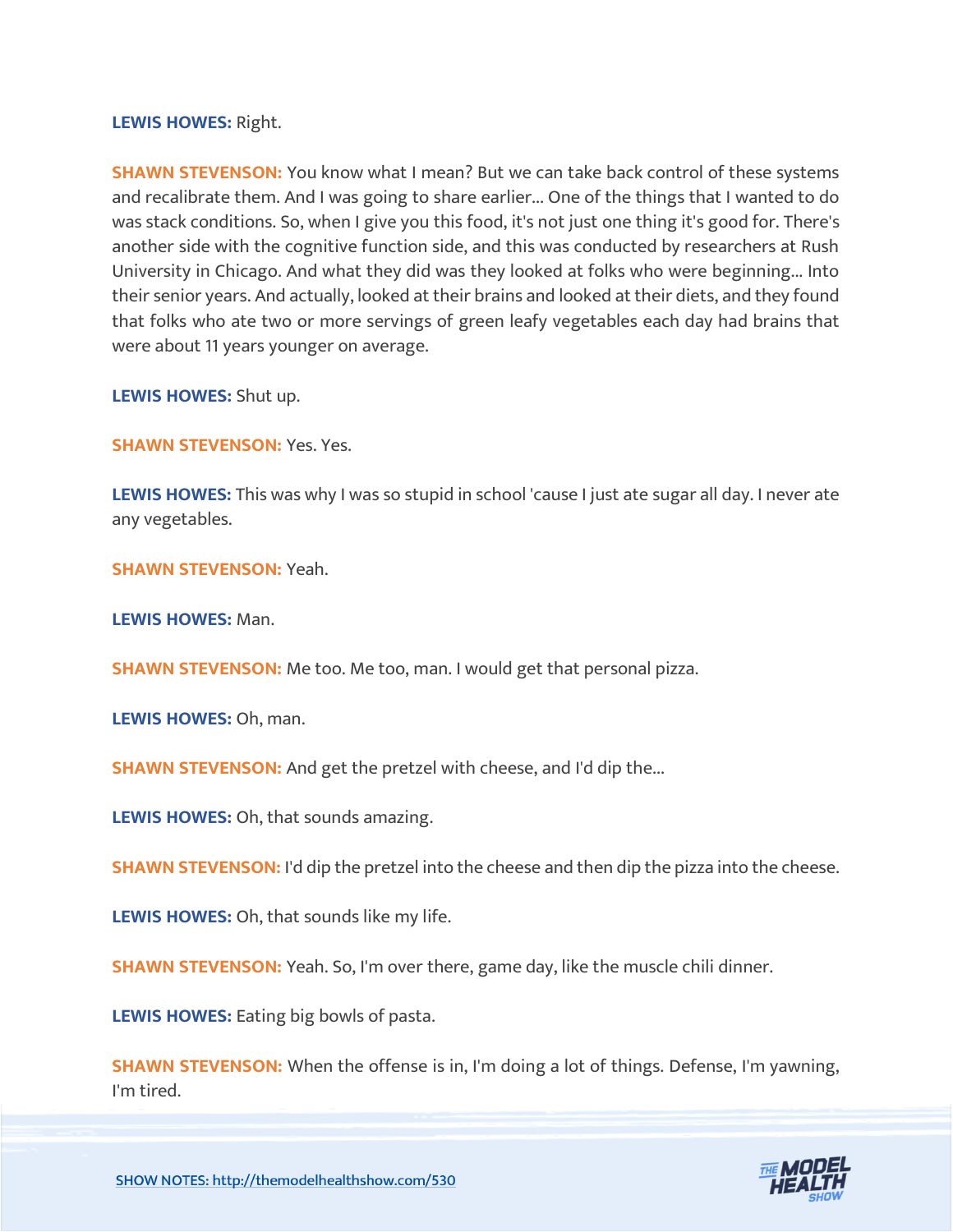**LEWIS HOWES:** Right.

**SHAWN STEVENSON:** You know what I mean? But we can take back control of these systems and recalibrate them. And I was going to share earlier... One of the things that I wanted to do was stack conditions. So, when I give you this food, it's not just one thing it's good for. There's another side with the cognitive function side, and this was conducted by researchers at Rush University in Chicago. And what they did was they looked at folks who were beginning... Into their senior years. And actually, looked at their brains and looked at their diets, and they found that folks who ate two or more servings of green leafy vegetables each day had brains that were about 11 years younger on average.

**LEWIS HOWES:** Shut up.

**SHAWN STEVENSON:** Yes. Yes.

**LEWIS HOWES:** This was why I was so stupid in school 'cause I just ate sugar all day. I never ate any vegetables.

**SHAWN STEVENSON:** Yeah.

**LEWIS HOWES:** Man.

**SHAWN STEVENSON:** Me too. Me too, man. I would get that personal pizza.

**LEWIS HOWES:** Oh, man.

**SHAWN STEVENSON:** And get the pretzel with cheese, and I'd dip the...

**LEWIS HOWES:** Oh, that sounds amazing.

**SHAWN STEVENSON:** I'd dip the pretzel into the cheese and then dip the pizza into the cheese.

**LEWIS HOWES:** Oh, that sounds like my life.

**SHAWN STEVENSON:** Yeah. So, I'm over there, game day, like the muscle chili dinner.

**LEWIS HOWES:** Eating big bowls of pasta.

**SHAWN STEVENSON:** When the offense is in, I'm doing a lot of things. Defense, I'm yawning, I'm tired.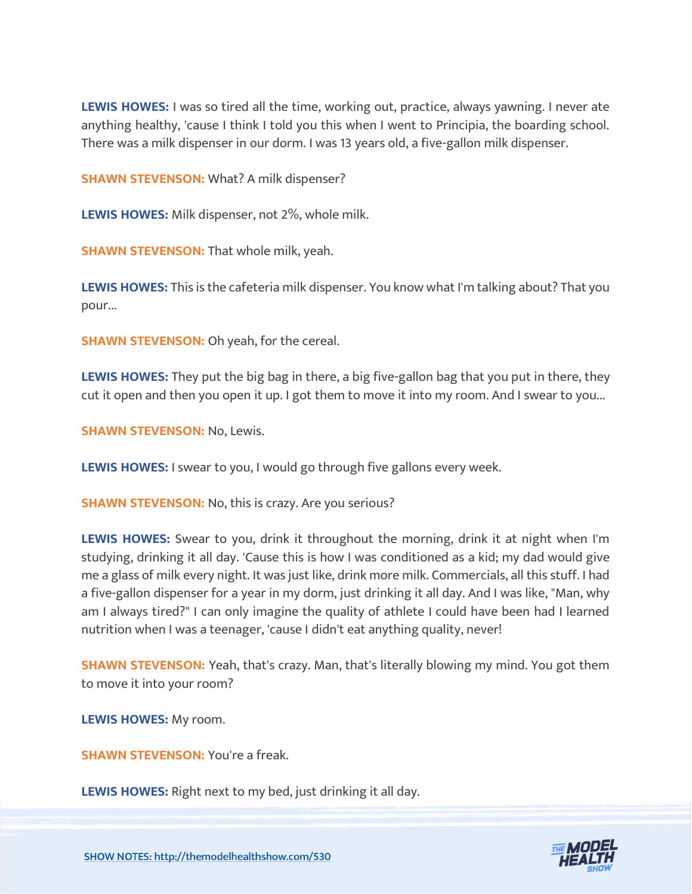**LEWIS HOWES:** I was so tired all the time, working out, practice, always yawning. I never ate anything healthy, 'cause I think I told you this when I went to Principia, the boarding school. There was a milk dispenser in our dorm. I was 13 years old, a five-gallon milk dispenser.

**SHAWN STEVENSON:** What? A milk dispenser?

**LEWIS HOWES:** Milk dispenser, not 2%, whole milk.

**SHAWN STEVENSON:** That whole milk, yeah.

**LEWIS HOWES:** This is the cafeteria milk dispenser. You know what I'm talking about? That you pour...

**SHAWN STEVENSON:** Oh yeah, for the cereal.

**LEWIS HOWES:** They put the big bag in there, a big five-gallon bag that you put in there, they cut it open and then you open it up. I got them to move it into my room. And I swear to you...

**SHAWN STEVENSON:** No, Lewis.

**LEWIS HOWES:** I swear to you, I would go through five gallons every week.

**SHAWN STEVENSON:** No, this is crazy. Are you serious?

**LEWIS HOWES:** Swear to you, drink it throughout the morning, drink it at night when I'm studying, drinking it all day. 'Cause this is how I was conditioned as a kid; my dad would give me a glass of milk every night. It was just like, drink more milk. Commercials, all this stuff. I had a five-gallon dispenser for a year in my dorm, just drinking it all day. And I was like, "Man, why am I always tired?" I can only imagine the quality of athlete I could have been had I learned nutrition when I was a teenager, 'cause I didn't eat anything quality, never!

**SHAWN STEVENSON:** Yeah, that's crazy. Man, that's literally blowing my mind. You got them to move it into your room?

**LEWIS HOWES:** My room.

**SHAWN STEVENSON:** You're a freak.

**LEWIS HOWES:** Right next to my bed, just drinking it all day.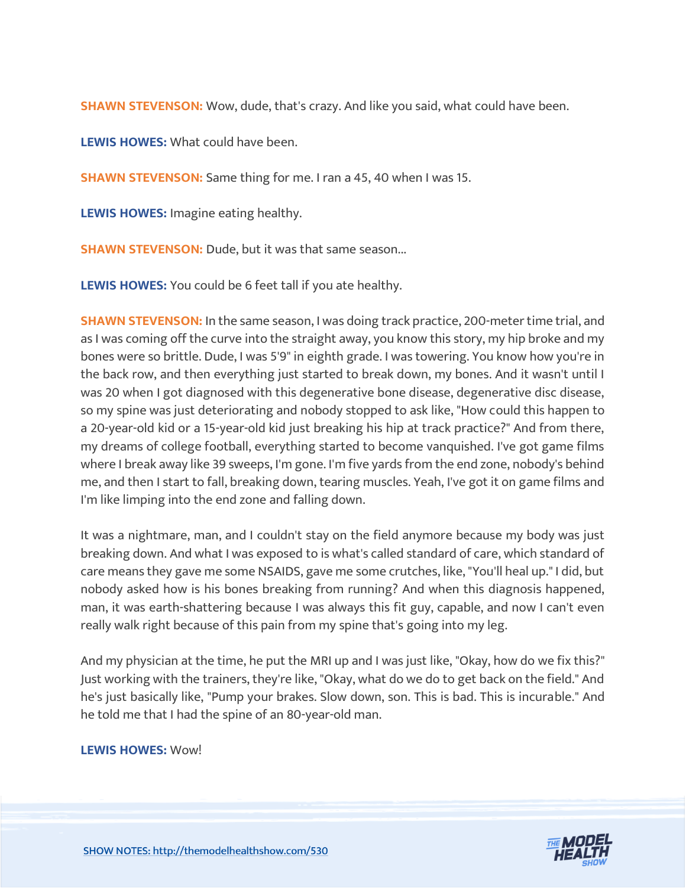**SHAWN STEVENSON:** Wow, dude, that's crazy. And like you said, what could have been.

**LEWIS HOWES:** What could have been.

**SHAWN STEVENSON:** Same thing for me. I ran a 45, 40 when I was 15.

**LEWIS HOWES:** Imagine eating healthy.

**SHAWN STEVENSON:** Dude, but it was that same season...

**LEWIS HOWES:** You could be 6 feet tall if you ate healthy.

**SHAWN STEVENSON:** In the same season, I was doing track practice, 200-meter time trial, and as I was coming off the curve into the straight away, you know this story, my hip broke and my bones were so brittle. Dude, I was 5'9" in eighth grade. I was towering. You know how you're in the back row, and then everything just started to break down, my bones. And it wasn't until I was 20 when I got diagnosed with this degenerative bone disease, degenerative disc disease, so my spine was just deteriorating and nobody stopped to ask like, "How could this happen to a 20-year-old kid or a 15-year-old kid just breaking his hip at track practice?" And from there, my dreams of college football, everything started to become vanquished. I've got game films where I break away like 39 sweeps, I'm gone. I'm five yards from the end zone, nobody's behind me, and then I start to fall, breaking down, tearing muscles. Yeah, I've got it on game films and I'm like limping into the end zone and falling down.

It was a nightmare, man, and I couldn't stay on the field anymore because my body was just breaking down. And what I was exposed to is what's called standard of care, which standard of care means they gave me some NSAIDS, gave me some crutches, like, "You'll heal up." I did, but nobody asked how is his bones breaking from running? And when this diagnosis happened, man, it was earth-shattering because I was always this fit guy, capable, and now I can't even really walk right because of this pain from my spine that's going into my leg.

And my physician at the time, he put the MRI up and I was just like, "Okay, how do we fix this?" Just working with the trainers, they're like, "Okay, what do we do to get back on the field." And he's just basically like, "Pump your brakes. Slow down, son. This is bad. This is incurable." And he told me that I had the spine of an 80-year-old man.

**LEWIS HOWES:** Wow!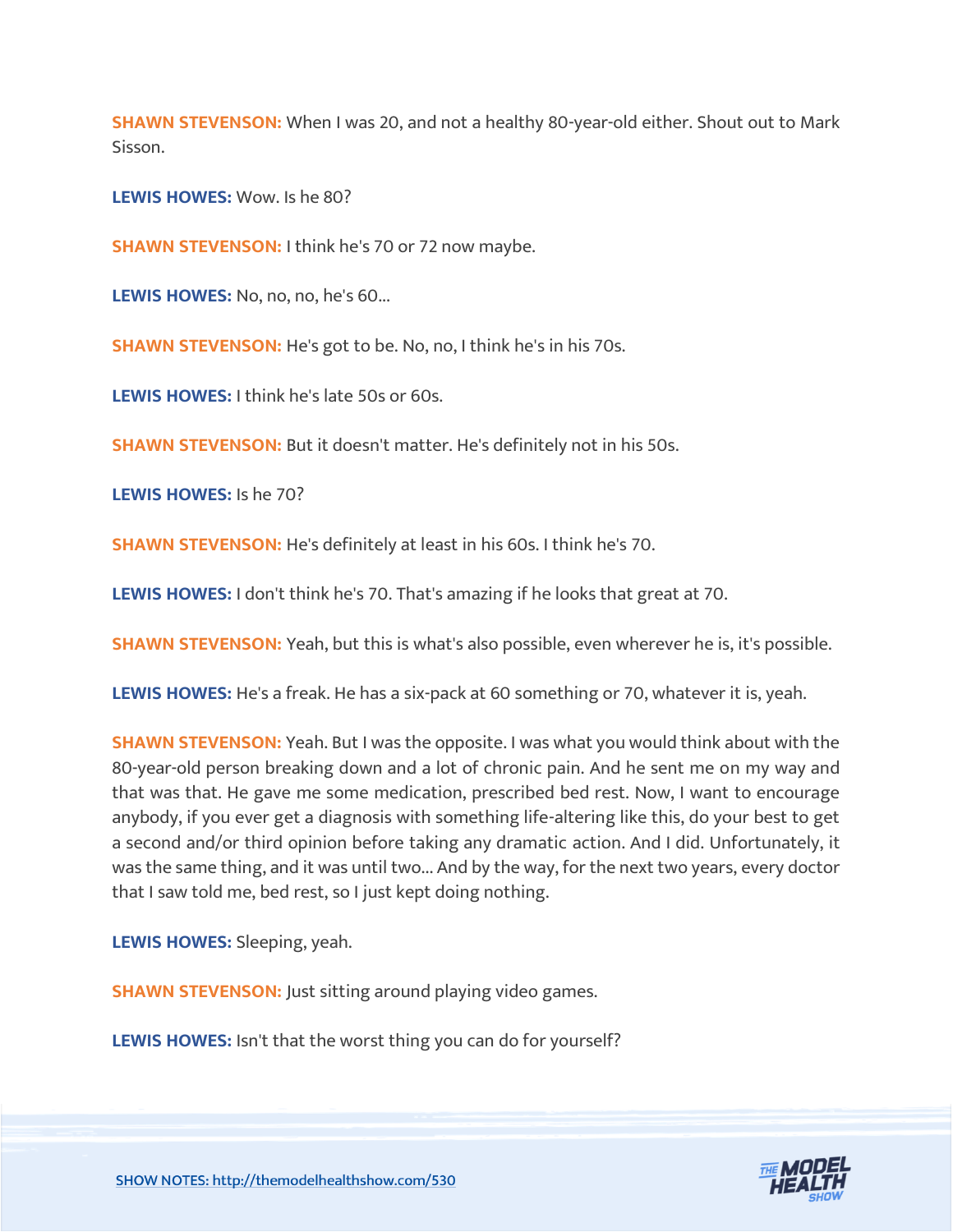**SHAWN STEVENSON:** When I was 20, and not a healthy 80-year-old either. Shout out to Mark Sisson.

**LEWIS HOWES:** Wow. Is he 80?

**SHAWN STEVENSON:** I think he's 70 or 72 now maybe.

**LEWIS HOWES:** No, no, no, he's 60...

**SHAWN STEVENSON:** He's got to be. No, no, I think he's in his 70s.

**LEWIS HOWES:** I think he's late 50s or 60s.

**SHAWN STEVENSON:** But it doesn't matter. He's definitely not in his 50s.

**LEWIS HOWES:** Is he 70?

**SHAWN STEVENSON:** He's definitely at least in his 60s. I think he's 70.

**LEWIS HOWES:** I don't think he's 70. That's amazing if he looks that great at 70.

**SHAWN STEVENSON:** Yeah, but this is what's also possible, even wherever he is, it's possible.

**LEWIS HOWES:** He's a freak. He has a six-pack at 60 something or 70, whatever it is, yeah.

**SHAWN STEVENSON:** Yeah. But I was the opposite. I was what you would think about with the 80-year-old person breaking down and a lot of chronic pain. And he sent me on my way and that was that. He gave me some medication, prescribed bed rest. Now, I want to encourage anybody, if you ever get a diagnosis with something life-altering like this, do your best to get a second and/or third opinion before taking any dramatic action. And I did. Unfortunately, it was the same thing, and it was until two... And by the way, for the next two years, every doctor that I saw told me, bed rest, so I just kept doing nothing.

**LEWIS HOWES:** Sleeping, yeah.

**SHAWN STEVENSON:** Just sitting around playing video games.

**LEWIS HOWES:** Isn't that the worst thing you can do for yourself?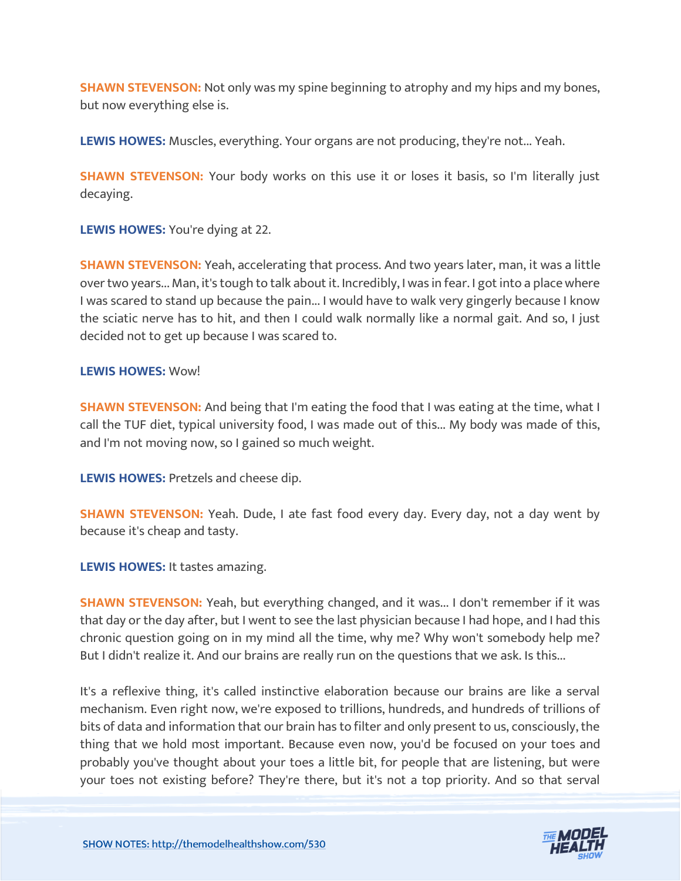**SHAWN STEVENSON:** Not only was my spine beginning to atrophy and my hips and my bones, but now everything else is.

**LEWIS HOWES:** Muscles, everything. Your organs are not producing, they're not... Yeah.

**SHAWN STEVENSON:** Your body works on this use it or loses it basis, so I'm literally just decaying.

**LEWIS HOWES:** You're dying at 22.

**SHAWN STEVENSON:** Yeah, accelerating that process. And two years later, man, it was a little over two years... Man, it's tough to talk about it. Incredibly, I was in fear. I got into a place where I was scared to stand up because the pain... I would have to walk very gingerly because I know the sciatic nerve has to hit, and then I could walk normally like a normal gait. And so, I just decided not to get up because I was scared to.

**LEWIS HOWES:** Wow!

**SHAWN STEVENSON:** And being that I'm eating the food that I was eating at the time, what I call the TUF diet, typical university food, I was made out of this... My body was made of this, and I'm not moving now, so I gained so much weight.

**LEWIS HOWES:** Pretzels and cheese dip.

**SHAWN STEVENSON:** Yeah. Dude, I ate fast food every day. Every day, not a day went by because it's cheap and tasty.

**LEWIS HOWES:** It tastes amazing.

**SHAWN STEVENSON:** Yeah, but everything changed, and it was... I don't remember if it was that day or the day after, but I went to see the last physician because I had hope, and I had this chronic question going on in my mind all the time, why me? Why won't somebody help me? But I didn't realize it. And our brains are really run on the questions that we ask. Is this...

It's a reflexive thing, it's called instinctive elaboration because our brains are like a serval mechanism. Even right now, we're exposed to trillions, hundreds, and hundreds of trillions of bits of data and information that our brain has to filter and only present to us, consciously, the thing that we hold most important. Because even now, you'd be focused on your toes and probably you've thought about your toes a little bit, for people that are listening, but were your toes not existing before? They're there, but it's not a top priority. And so that serval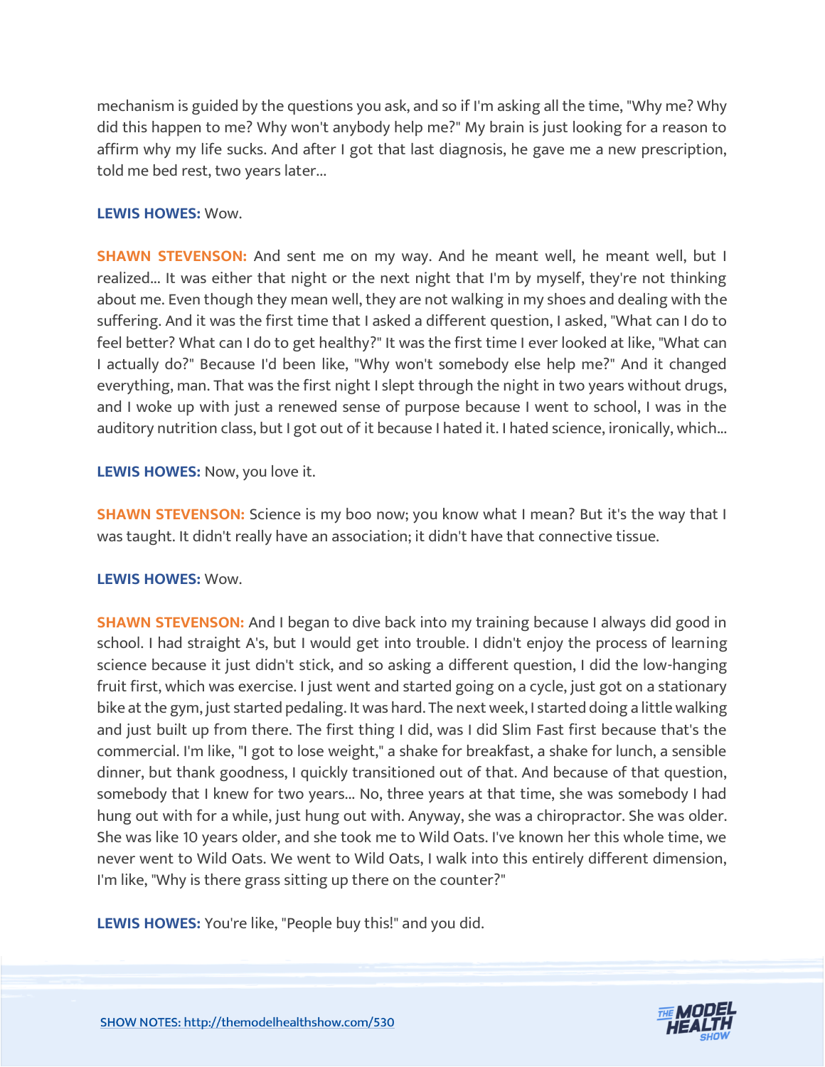mechanism is guided by the questions you ask, and so if I'm asking all the time, "Why me? Why did this happen to me? Why won't anybody help me?" My brain is just looking for a reason to affirm why my life sucks. And after I got that last diagnosis, he gave me a new prescription, told me bed rest, two years later...

**LEWIS HOWES:** Wow.

**SHAWN STEVENSON:** And sent me on my way. And he meant well, he meant well, but I realized... It was either that night or the next night that I'm by myself, they're not thinking about me. Even though they mean well, they are not walking in my shoes and dealing with the suffering. And it was the first time that I asked a different question, I asked, "What can I do to feel better? What can I do to get healthy?" It was the first time I ever looked at like, "What can I actually do?" Because I'd been like, "Why won't somebody else help me?" And it changed everything, man. That was the first night I slept through the night in two years without drugs, and I woke up with just a renewed sense of purpose because I went to school, I was in the auditory nutrition class, but I got out of it because I hated it. I hated science, ironically, which...

**LEWIS HOWES:** Now, you love it.

**SHAWN STEVENSON:** Science is my boo now; you know what I mean? But it's the way that I was taught. It didn't really have an association; it didn't have that connective tissue.

**LEWIS HOWES:** Wow.

**SHAWN STEVENSON:** And I began to dive back into my training because I always did good in school. I had straight A's, but I would get into trouble. I didn't enjoy the process of learning science because it just didn't stick, and so asking a different question, I did the low-hanging fruit first, which was exercise. I just went and started going on a cycle, just got on a stationary bike at the gym, just started pedaling. It was hard. The next week, I started doing a little walking and just built up from there. The first thing I did, was I did Slim Fast first because that's the commercial. I'm like, "I got to lose weight," a shake for breakfast, a shake for lunch, a sensible dinner, but thank goodness, I quickly transitioned out of that. And because of that question, somebody that I knew for two years... No, three years at that time, she was somebody I had hung out with for a while, just hung out with. Anyway, she was a chiropractor. She was older. She was like 10 years older, and she took me to Wild Oats. I've known her this whole time, we never went to Wild Oats. We went to Wild Oats, I walk into this entirely different dimension, I'm like, "Why is there grass sitting up there on the counter?"

**LEWIS HOWES:** You're like, "People buy this!" and you did.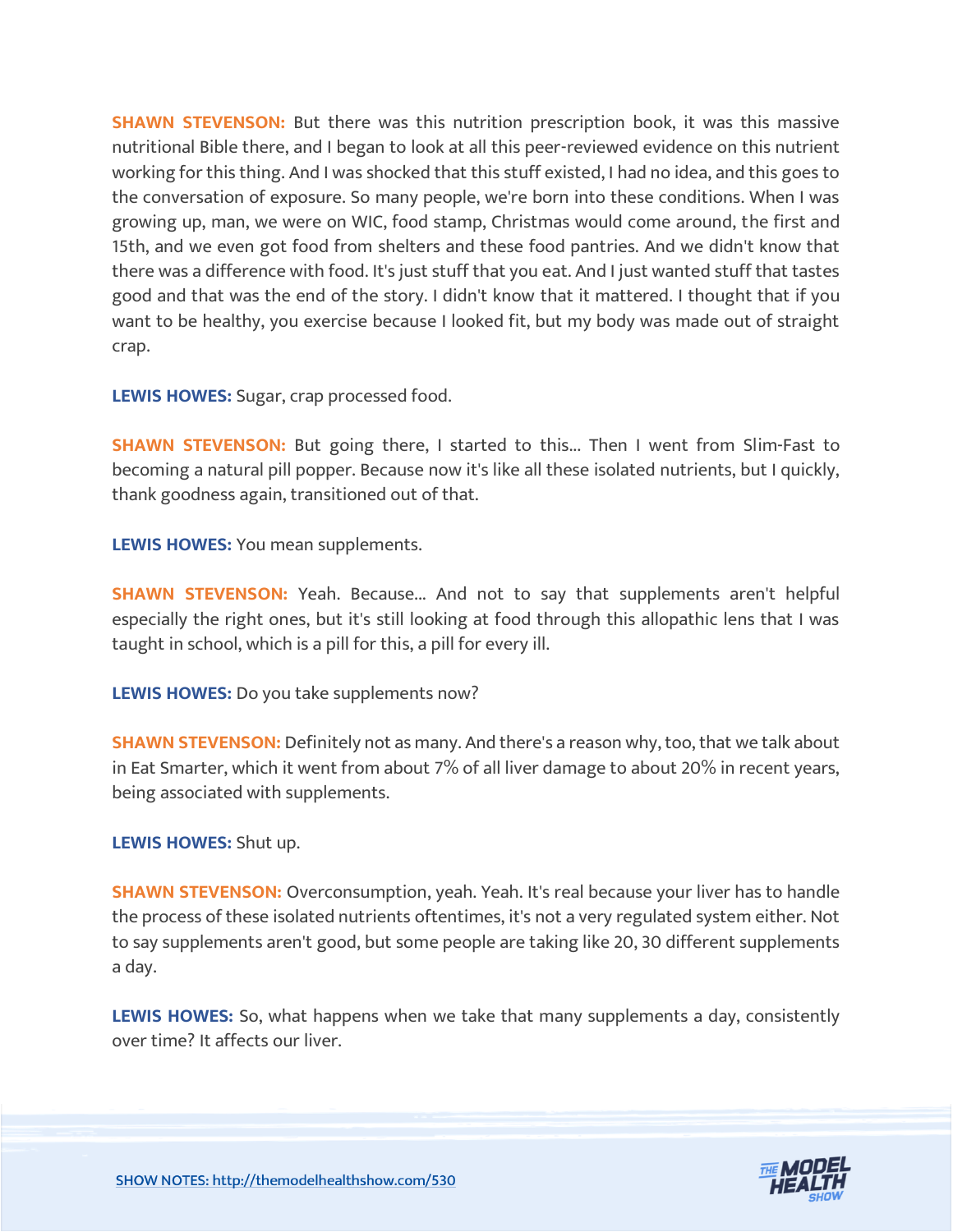**SHAWN STEVENSON:** But there was this nutrition prescription book, it was this massive nutritional Bible there, and I began to look at all this peer-reviewed evidence on this nutrient working for this thing. And I was shocked that this stuff existed, I had no idea, and this goes to the conversation of exposure. So many people, we're born into these conditions. When I was growing up, man, we were on WIC, food stamp, Christmas would come around, the first and 15th, and we even got food from shelters and these food pantries. And we didn't know that there was a difference with food. It's just stuff that you eat. And I just wanted stuff that tastes good and that was the end of the story. I didn't know that it mattered. I thought that if you want to be healthy, you exercise because I looked fit, but my body was made out of straight crap.

**LEWIS HOWES:** Sugar, crap processed food.

**SHAWN STEVENSON:** But going there, I started to this... Then I went from Slim-Fast to becoming a natural pill popper. Because now it's like all these isolated nutrients, but I quickly, thank goodness again, transitioned out of that.

**LEWIS HOWES:** You mean supplements.

**SHAWN STEVENSON:** Yeah. Because... And not to say that supplements aren't helpful especially the right ones, but it's still looking at food through this allopathic lens that I was taught in school, which is a pill for this, a pill for every ill.

**LEWIS HOWES:** Do you take supplements now?

**SHAWN STEVENSON:** Definitely not as many. And there's a reason why, too, that we talk about in Eat Smarter, which it went from about 7% of all liver damage to about 20% in recent years, being associated with supplements.

**LEWIS HOWES:** Shut up.

**SHAWN STEVENSON:** Overconsumption, yeah. Yeah. It's real because your liver has to handle the process of these isolated nutrients oftentimes, it's not a very regulated system either. Not to say supplements aren't good, but some people are taking like 20, 30 different supplements a day.

**LEWIS HOWES:** So, what happens when we take that many supplements a day, consistently over time? It affects our liver.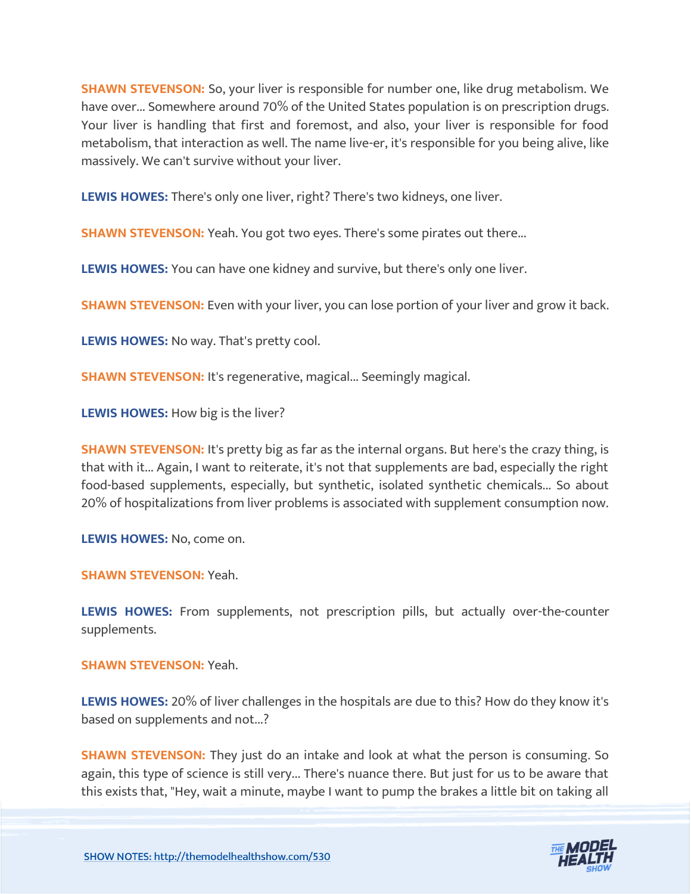**SHAWN STEVENSON:** So, your liver is responsible for number one, like drug metabolism. We have over... Somewhere around 70% of the United States population is on prescription drugs. Your liver is handling that first and foremost, and also, your liver is responsible for food metabolism, that interaction as well. The name live-er, it's responsible for you being alive, like massively. We can't survive without your liver.

**LEWIS HOWES:** There's only one liver, right? There's two kidneys, one liver.

**SHAWN STEVENSON:** Yeah. You got two eyes. There's some pirates out there...

**LEWIS HOWES:** You can have one kidney and survive, but there's only one liver.

**SHAWN STEVENSON:** Even with your liver, you can lose portion of your liver and grow it back.

**LEWIS HOWES:** No way. That's pretty cool.

**SHAWN STEVENSON:** It's regenerative, magical... Seemingly magical.

**LEWIS HOWES:** How big is the liver?

**SHAWN STEVENSON:** It's pretty big as far as the internal organs. But here's the crazy thing, is that with it... Again, I want to reiterate, it's not that supplements are bad, especially the right food-based supplements, especially, but synthetic, isolated synthetic chemicals... So about 20% of hospitalizations from liver problems is associated with supplement consumption now.

**LEWIS HOWES:** No, come on.

**SHAWN STEVENSON:** Yeah.

**LEWIS HOWES:** From supplements, not prescription pills, but actually over-the-counter supplements.

**SHAWN STEVENSON:** Yeah.

**LEWIS HOWES:** 20% of liver challenges in the hospitals are due to this? How do they know it's based on supplements and not...?

**SHAWN STEVENSON:** They just do an intake and look at what the person is consuming. So again, this type of science is still very... There's nuance there. But just for us to be aware that this exists that, "Hey, wait a minute, maybe I want to pump the brakes a little bit on taking all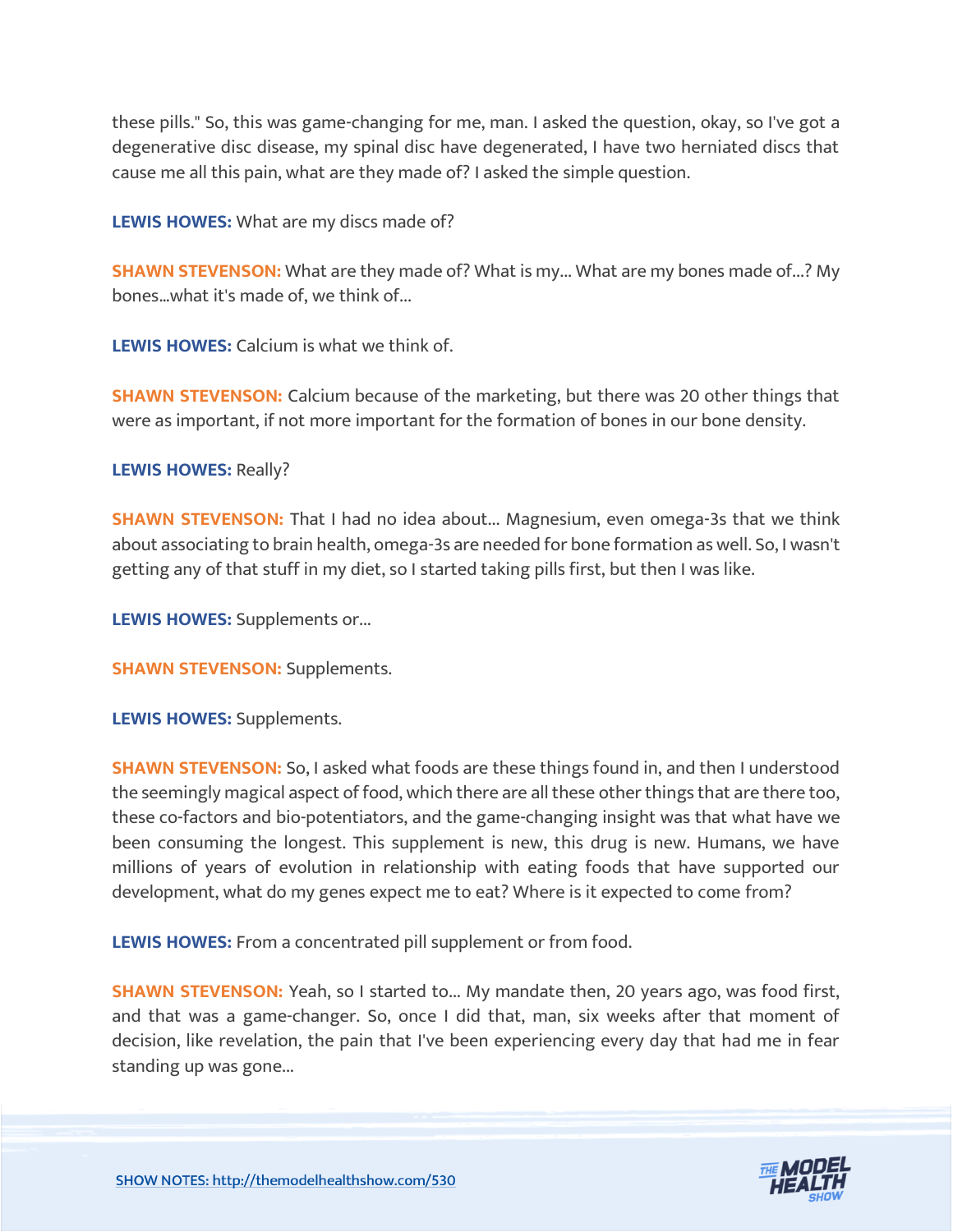these pills." So, this was game-changing for me, man. I asked the question, okay, so I've got a degenerative disc disease, my spinal disc have degenerated, I have two herniated discs that cause me all this pain, what are they made of? I asked the simple question.

**LEWIS HOWES:** What are my discs made of?

**SHAWN STEVENSON:** What are they made of? What is my... What are my bones made of...? My bones...what it's made of, we think of...

**LEWIS HOWES:** Calcium is what we think of.

**SHAWN STEVENSON:** Calcium because of the marketing, but there was 20 other things that were as important, if not more important for the formation of bones in our bone density.

**LEWIS HOWES:** Really?

**SHAWN STEVENSON:** That I had no idea about... Magnesium, even omega-3s that we think about associating to brain health, omega-3s are needed for bone formation as well. So, I wasn't getting any of that stuff in my diet, so I started taking pills first, but then I was like.

**LEWIS HOWES:** Supplements or...

**SHAWN STEVENSON:** Supplements.

**LEWIS HOWES:** Supplements.

**SHAWN STEVENSON:** So, I asked what foods are these things found in, and then I understood the seemingly magical aspect of food, which there are all these other things that are there too, these co-factors and bio-potentiators, and the game-changing insight was that what have we been consuming the longest. This supplement is new, this drug is new. Humans, we have millions of years of evolution in relationship with eating foods that have supported our development, what do my genes expect me to eat? Where is it expected to come from?

**LEWIS HOWES:** From a concentrated pill supplement or from food.

**SHAWN STEVENSON:** Yeah, so I started to... My mandate then, 20 years ago, was food first, and that was a game-changer. So, once I did that, man, six weeks after that moment of decision, like revelation, the pain that I've been experiencing every day that had me in fear standing up was gone...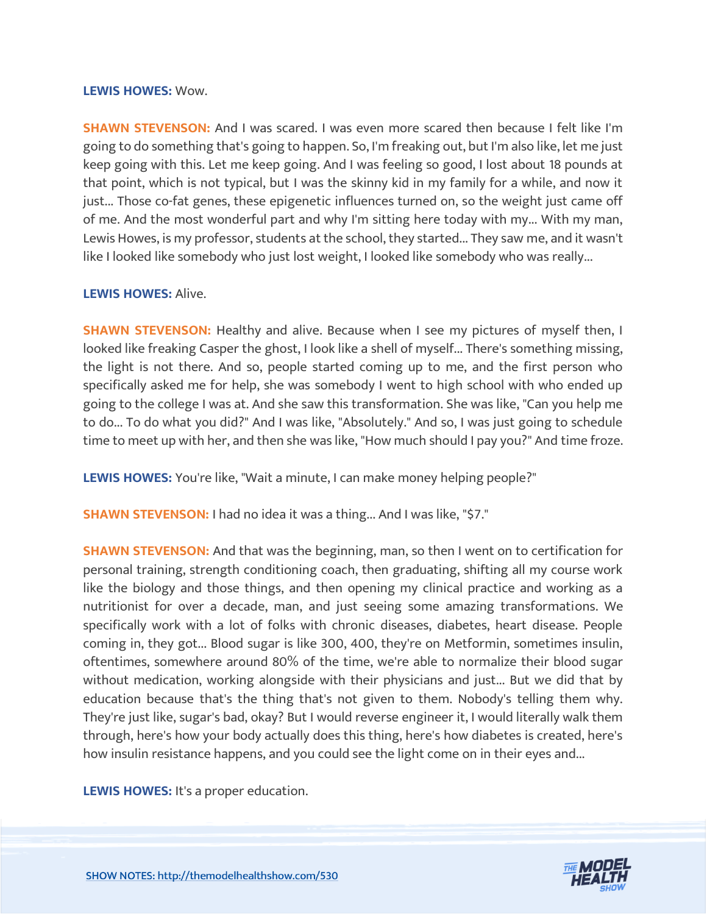**LEWIS HOWES:** Wow.

**SHAWN STEVENSON:** And I was scared. I was even more scared then because I felt like I'm going to do something that's going to happen. So, I'm freaking out, but I'm also like, let me just keep going with this. Let me keep going. And I was feeling so good, I lost about 18 pounds at that point, which is not typical, but I was the skinny kid in my family for a while, and now it just... Those co-fat genes, these epigenetic influences turned on, so the weight just came off of me. And the most wonderful part and why I'm sitting here today with my... With my man, Lewis Howes, is my professor, students at the school, they started... They saw me, and it wasn't like I looked like somebody who just lost weight, I looked like somebody who was really...

**LEWIS HOWES:** Alive.

**SHAWN STEVENSON:** Healthy and alive. Because when I see my pictures of myself then, I looked like freaking Casper the ghost, I look like a shell of myself... There's something missing, the light is not there. And so, people started coming up to me, and the first person who specifically asked me for help, she was somebody I went to high school with who ended up going to the college I was at. And she saw this transformation. She was like, "Can you help me to do... To do what you did?" And I was like, "Absolutely." And so, I was just going to schedule time to meet up with her, and then she was like, "How much should I pay you?" And time froze.

**LEWIS HOWES:** You're like, "Wait a minute, I can make money helping people?"

**SHAWN STEVENSON:** I had no idea it was a thing... And I was like, "$7."

**SHAWN STEVENSON:** And that was the beginning, man, so then I went on to certification for personal training, strength conditioning coach, then graduating, shifting all my course work like the biology and those things, and then opening my clinical practice and working as a nutritionist for over a decade, man, and just seeing some amazing transformations. We specifically work with a lot of folks with chronic diseases, diabetes, heart disease. People coming in, they got... Blood sugar is like 300, 400, they're on Metformin, sometimes insulin, oftentimes, somewhere around 80% of the time, we're able to normalize their blood sugar without medication, working alongside with their physicians and just... But we did that by education because that's the thing that's not given to them. Nobody's telling them why. They're just like, sugar's bad, okay? But I would reverse engineer it, I would literally walk them through, here's how your body actually does this thing, here's how diabetes is created, here's how insulin resistance happens, and you could see the light come on in their eyes and...

**LEWIS HOWES:** It's a proper education.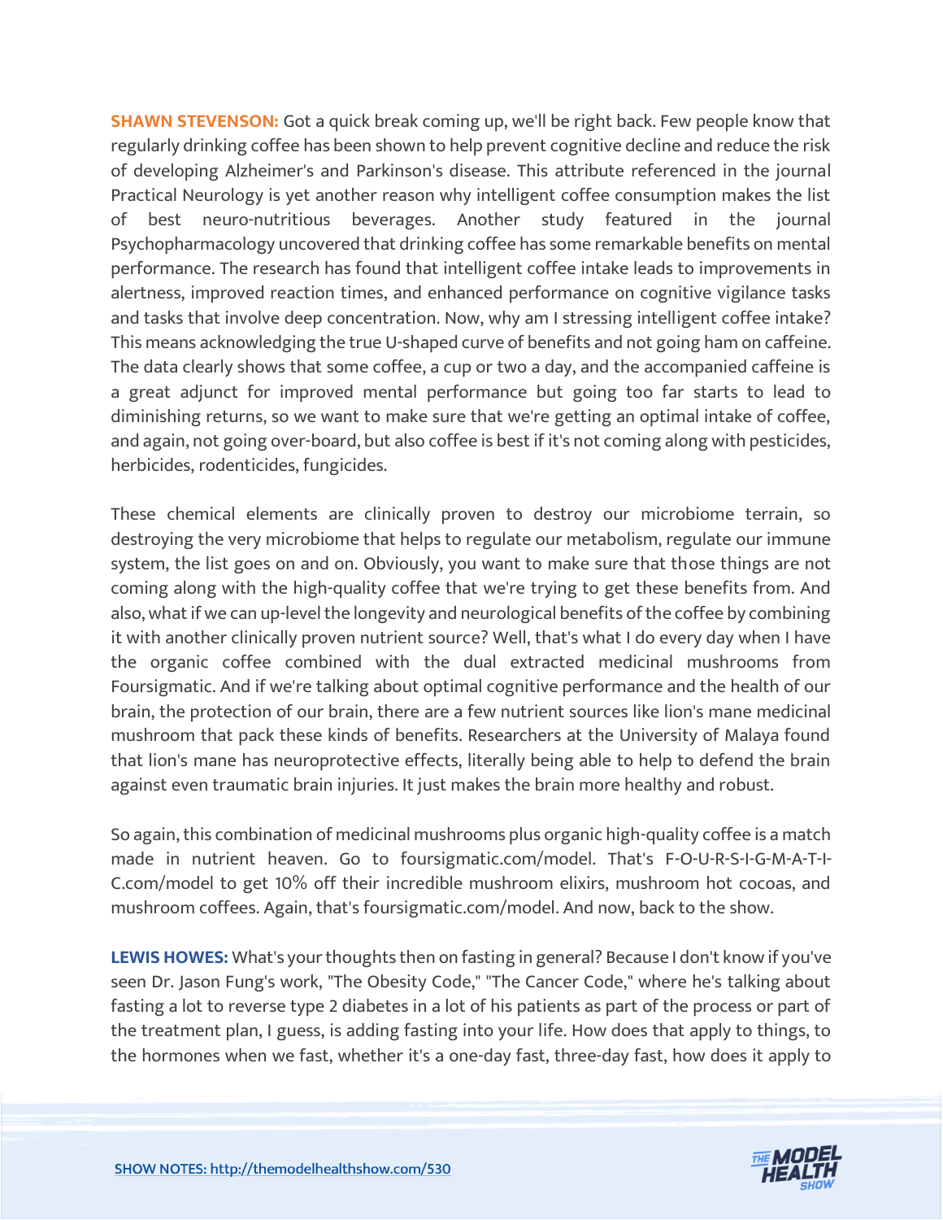**SHAWN STEVENSON:** Got a quick break coming up, we'll be right back. Few people know that regularly drinking coffee has been shown to help prevent cognitive decline and reduce the risk of developing Alzheimer's and Parkinson's disease. This attribute referenced in the journal Practical Neurology is yet another reason why intelligent coffee consumption makes the list of best neuro-nutritious beverages. Another study featured in the journal Psychopharmacology uncovered that drinking coffee has some remarkable benefits on mental performance. The research has found that intelligent coffee intake leads to improvements in alertness, improved reaction times, and enhanced performance on cognitive vigilance tasks and tasks that involve deep concentration. Now, why am I stressing intelligent coffee intake? This means acknowledging the true U-shaped curve of benefits and not going ham on caffeine. The data clearly shows that some coffee, a cup or two a day, and the accompanied caffeine is a great adjunct for improved mental performance but going too far starts to lead to diminishing returns, so we want to make sure that we're getting an optimal intake of coffee, and again, not going over-board, but also coffee is best if it's not coming along with pesticides, herbicides, rodenticides, fungicides.

These chemical elements are clinically proven to destroy our microbiome terrain, so destroying the very microbiome that helps to regulate our metabolism, regulate our immune system, the list goes on and on. Obviously, you want to make sure that those things are not coming along with the high-quality coffee that we're trying to get these benefits from. And also, what if we can up-level the longevity and neurological benefits of the coffee by combining it with another clinically proven nutrient source? Well, that's what I do every day when I have the organic coffee combined with the dual extracted medicinal mushrooms from Foursigmatic. And if we're talking about optimal cognitive performance and the health of our brain, the protection of our brain, there are a few nutrient sources like lion's mane medicinal mushroom that pack these kinds of benefits. Researchers at the University of Malaya found that lion's mane has neuroprotective effects, literally being able to help to defend the brain against even traumatic brain injuries. It just makes the brain more healthy and robust.

So again, this combination of medicinal mushrooms plus organic high-quality coffee is a match made in nutrient heaven. Go to foursigmatic.com/model. That's F-O-U-R-S-I-G-M-A-T-I-C.com/model to get 10% off their incredible mushroom elixirs, mushroom hot cocoas, and mushroom coffees. Again, that's foursigmatic.com/model. And now, back to the show.

**LEWIS HOWES:** What's your thoughts then on fasting in general? Because I don't know if you've seen Dr. Jason Fung's work, "The Obesity Code," "The Cancer Code," where he's talking about fasting a lot to reverse type 2 diabetes in a lot of his patients as part of the process or part of the treatment plan, I guess, is adding fasting into your life. How does that apply to things, to the hormones when we fast, whether it's a one-day fast, three-day fast, how does it apply to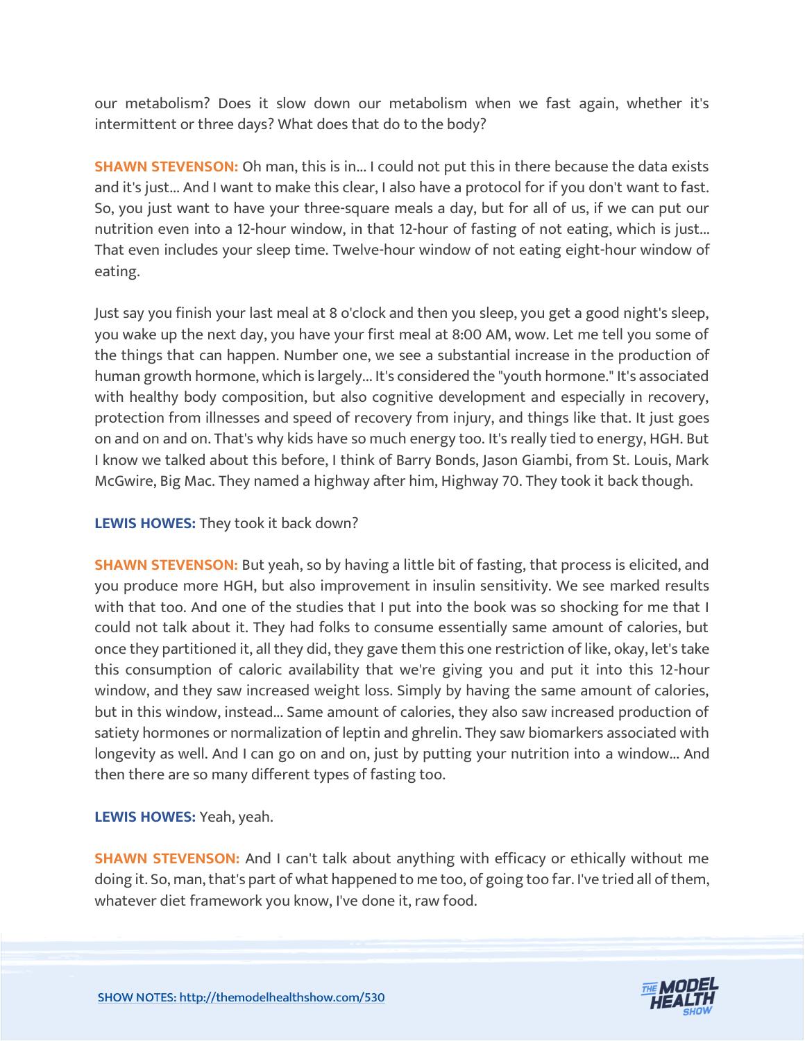our metabolism? Does it slow down our metabolism when we fast again, whether it's intermittent or three days? What does that do to the body?

**SHAWN STEVENSON:** Oh man, this is in... I could not put this in there because the data exists and it's just... And I want to make this clear, I also have a protocol for if you don't want to fast. So, you just want to have your three-square meals a day, but for all of us, if we can put our nutrition even into a 12-hour window, in that 12-hour of fasting of not eating, which is just... That even includes your sleep time. Twelve-hour window of not eating eight-hour window of eating.

Just say you finish your last meal at 8 o'clock and then you sleep, you get a good night's sleep, you wake up the next day, you have your first meal at 8:00 AM, wow. Let me tell you some of the things that can happen. Number one, we see a substantial increase in the production of human growth hormone, which is largely... It's considered the "youth hormone." It's associated with healthy body composition, but also cognitive development and especially in recovery, protection from illnesses and speed of recovery from injury, and things like that. It just goes on and on and on. That's why kids have so much energy too. It's really tied to energy, HGH. But I know we talked about this before, I think of Barry Bonds, Jason Giambi, from St. Louis, Mark McGwire, Big Mac. They named a highway after him, Highway 70. They took it back though.

**LEWIS HOWES:** They took it back down?

**SHAWN STEVENSON:** But yeah, so by having a little bit of fasting, that process is elicited, and you produce more HGH, but also improvement in insulin sensitivity. We see marked results with that too. And one of the studies that I put into the book was so shocking for me that I could not talk about it. They had folks to consume essentially same amount of calories, but once they partitioned it, all they did, they gave them this one restriction of like, okay, let's take this consumption of caloric availability that we're giving you and put it into this 12-hour window, and they saw increased weight loss. Simply by having the same amount of calories, but in this window, instead... Same amount of calories, they also saw increased production of satiety hormones or normalization of leptin and ghrelin. They saw biomarkers associated with longevity as well. And I can go on and on, just by putting your nutrition into a window... And then there are so many different types of fasting too.

**LEWIS HOWES:** Yeah, yeah.

**SHAWN STEVENSON:** And I can't talk about anything with efficacy or ethically without me doing it. So, man, that's part of what happened to me too, of going too far. I've tried all of them, whatever diet framework you know, I've done it, raw food.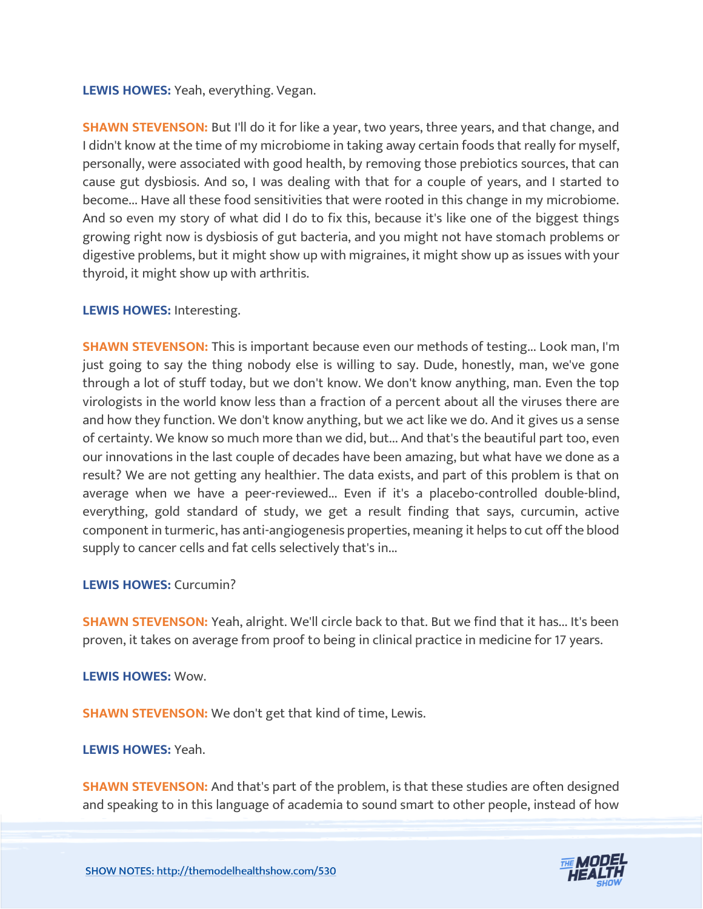**LEWIS HOWES:** Yeah, everything. Vegan.

**SHAWN STEVENSON:** But I'll do it for like a year, two years, three years, and that change, and I didn't know at the time of my microbiome in taking away certain foods that really for myself, personally, were associated with good health, by removing those prebiotics sources, that can cause gut dysbiosis. And so, I was dealing with that for a couple of years, and I started to become... Have all these food sensitivities that were rooted in this change in my microbiome. And so even my story of what did I do to fix this, because it's like one of the biggest things growing right now is dysbiosis of gut bacteria, and you might not have stomach problems or digestive problems, but it might show up with migraines, it might show up as issues with your thyroid, it might show up with arthritis.

**LEWIS HOWES:** Interesting.

**SHAWN STEVENSON:** This is important because even our methods of testing... Look man, I'm just going to say the thing nobody else is willing to say. Dude, honestly, man, we've gone through a lot of stuff today, but we don't know. We don't know anything, man. Even the top virologists in the world know less than a fraction of a percent about all the viruses there are and how they function. We don't know anything, but we act like we do. And it gives us a sense of certainty. We know so much more than we did, but... And that's the beautiful part too, even our innovations in the last couple of decades have been amazing, but what have we done as a result? We are not getting any healthier. The data exists, and part of this problem is that on average when we have a peer-reviewed... Even if it's a placebo-controlled double-blind, everything, gold standard of study, we get a result finding that says, curcumin, active component in turmeric, has anti-angiogenesis properties, meaning it helps to cut off the blood supply to cancer cells and fat cells selectively that's in...

**LEWIS HOWES:** Curcumin?

**SHAWN STEVENSON:** Yeah, alright. We'll circle back to that. But we find that it has... It's been proven, it takes on average from proof to being in clinical practice in medicine for 17 years.

**LEWIS HOWES:** Wow.

**SHAWN STEVENSON:** We don't get that kind of time, Lewis.

**LEWIS HOWES:** Yeah.

**SHAWN STEVENSON:** And that's part of the problem, is that these studies are often designed and speaking to in this language of academia to sound smart to other people, instead of how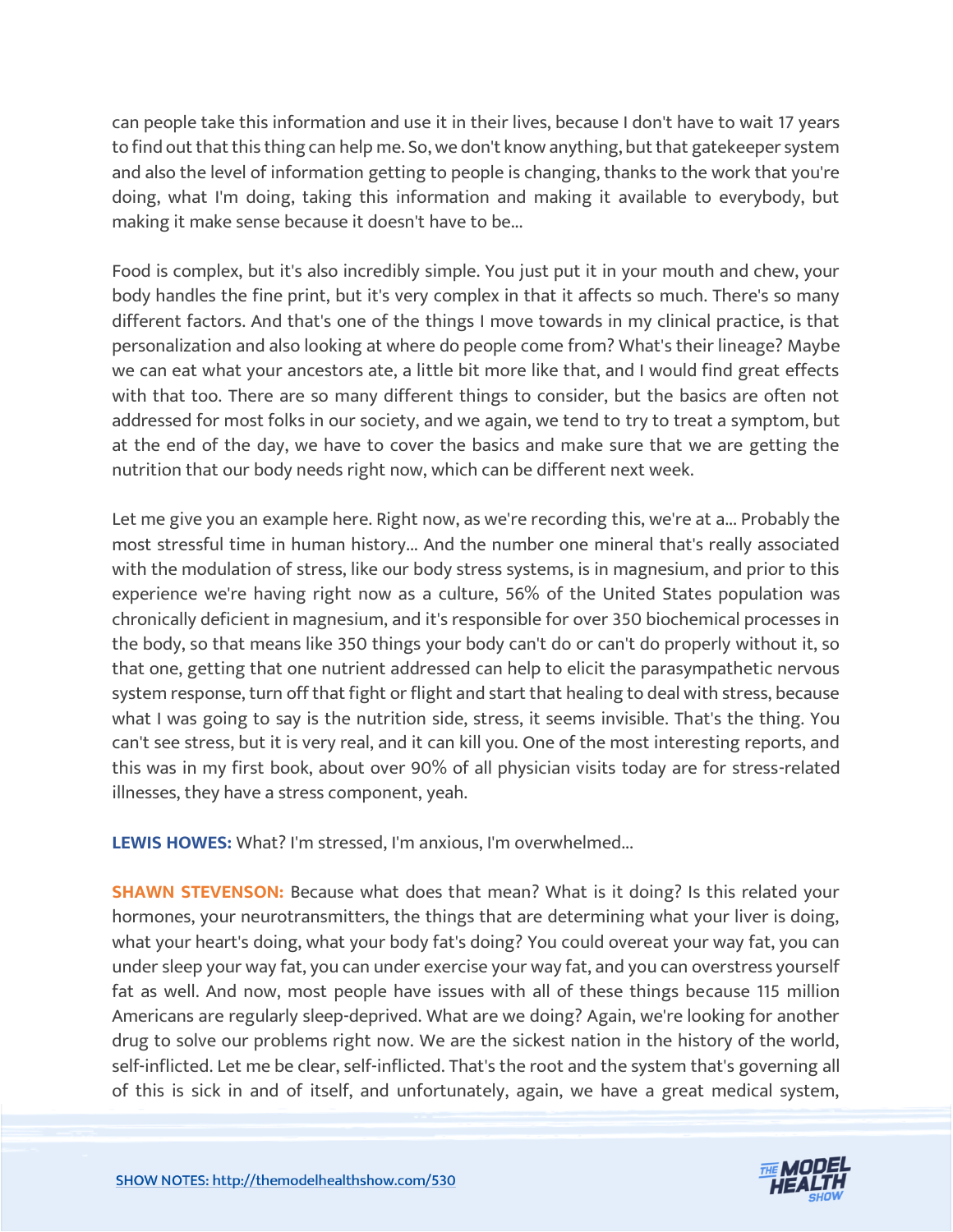can people take this information and use it in their lives, because I don't have to wait 17 years to find out that this thing can help me. So, we don't know anything, but that gatekeeper system and also the level of information getting to people is changing, thanks to the work that you're doing, what I'm doing, taking this information and making it available to everybody, but making it make sense because it doesn't have to be...

Food is complex, but it's also incredibly simple. You just put it in your mouth and chew, your body handles the fine print, but it's very complex in that it affects so much. There's so many different factors. And that's one of the things I move towards in my clinical practice, is that personalization and also looking at where do people come from? What's their lineage? Maybe we can eat what your ancestors ate, a little bit more like that, and I would find great effects with that too. There are so many different things to consider, but the basics are often not addressed for most folks in our society, and we again, we tend to try to treat a symptom, but at the end of the day, we have to cover the basics and make sure that we are getting the nutrition that our body needs right now, which can be different next week.

Let me give you an example here. Right now, as we're recording this, we're at a... Probably the most stressful time in human history... And the number one mineral that's really associated with the modulation of stress, like our body stress systems, is in magnesium, and prior to this experience we're having right now as a culture, 56% of the United States population was chronically deficient in magnesium, and it's responsible for over 350 biochemical processes in the body, so that means like 350 things your body can't do or can't do properly without it, so that one, getting that one nutrient addressed can help to elicit the parasympathetic nervous system response, turn off that fight or flight and start that healing to deal with stress, because what I was going to say is the nutrition side, stress, it seems invisible. That's the thing. You can't see stress, but it is very real, and it can kill you. One of the most interesting reports, and this was in my first book, about over 90% of all physician visits today are for stress-related illnesses, they have a stress component, yeah.

**LEWIS HOWES:** What? I'm stressed, I'm anxious, I'm overwhelmed...

**SHAWN STEVENSON:** Because what does that mean? What is it doing? Is this related your hormones, your neurotransmitters, the things that are determining what your liver is doing, what your heart's doing, what your body fat's doing? You could overeat your way fat, you can under sleep your way fat, you can under exercise your way fat, and you can overstress yourself fat as well. And now, most people have issues with all of these things because 115 million Americans are regularly sleep-deprived. What are we doing? Again, we're looking for another drug to solve our problems right now. We are the sickest nation in the history of the world, self-inflicted. Let me be clear, self-inflicted. That's the root and the system that's governing all of this is sick in and of itself, and unfortunately, again, we have a great medical system,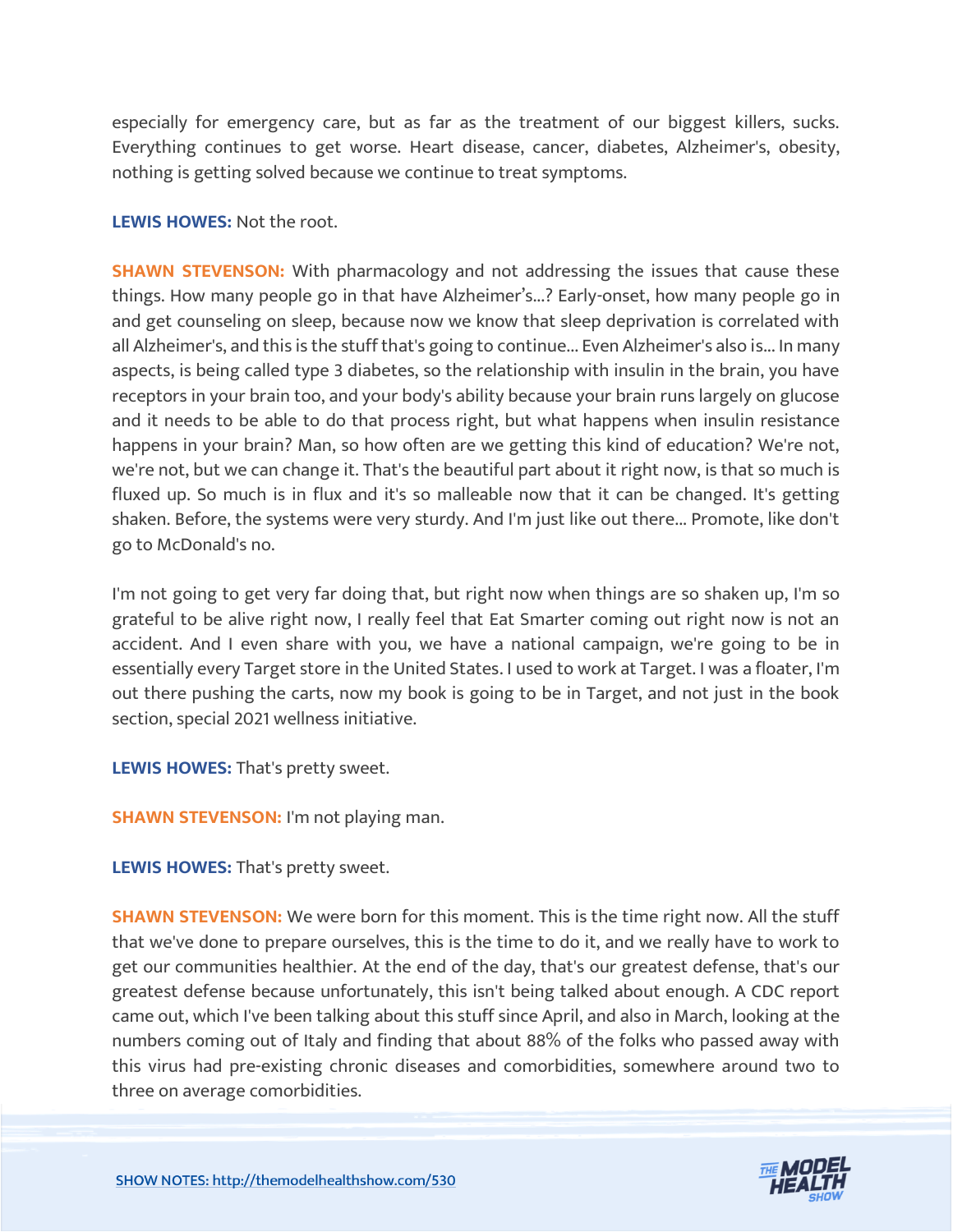especially for emergency care, but as far as the treatment of our biggest killers, sucks. Everything continues to get worse. Heart disease, cancer, diabetes, Alzheimer's, obesity, nothing is getting solved because we continue to treat symptoms.

**LEWIS HOWES:** Not the root.

**SHAWN STEVENSON:** With pharmacology and not addressing the issues that cause these things. How many people go in that have Alzheimer's...? Early-onset, how many people go in and get counseling on sleep, because now we know that sleep deprivation is correlated with all Alzheimer's, and this is the stuff that's going to continue... Even Alzheimer's also is... In many aspects, is being called type 3 diabetes, so the relationship with insulin in the brain, you have receptors in your brain too, and your body's ability because your brain runs largely on glucose and it needs to be able to do that process right, but what happens when insulin resistance happens in your brain? Man, so how often are we getting this kind of education? We're not, we're not, but we can change it. That's the beautiful part about it right now, is that so much is fluxed up. So much is in flux and it's so malleable now that it can be changed. It's getting shaken. Before, the systems were very sturdy. And I'm just like out there... Promote, like don't go to McDonald's no.

I'm not going to get very far doing that, but right now when things are so shaken up, I'm so grateful to be alive right now, I really feel that Eat Smarter coming out right now is not an accident. And I even share with you, we have a national campaign, we're going to be in essentially every Target store in the United States. I used to work at Target. I was a floater, I'm out there pushing the carts, now my book is going to be in Target, and not just in the book section, special 2021 wellness initiative.

**LEWIS HOWES:** That's pretty sweet.

**SHAWN STEVENSON:** I'm not playing man.

**LEWIS HOWES:** That's pretty sweet.

**SHAWN STEVENSON:** We were born for this moment. This is the time right now. All the stuff that we've done to prepare ourselves, this is the time to do it, and we really have to work to get our communities healthier. At the end of the day, that's our greatest defense, that's our greatest defense because unfortunately, this isn't being talked about enough. A CDC report came out, which I've been talking about this stuff since April, and also in March, looking at the numbers coming out of Italy and finding that about 88% of the folks who passed away with this virus had pre-existing chronic diseases and comorbidities, somewhere around two to three on average comorbidities.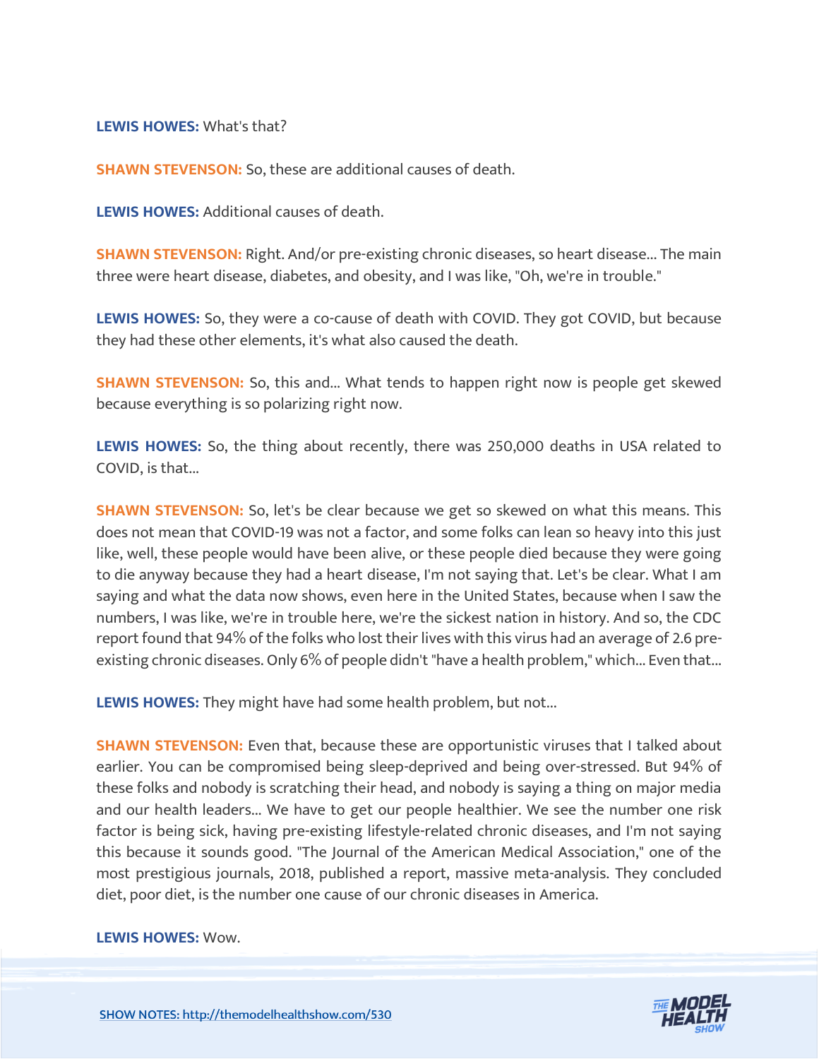**LEWIS HOWES:** What's that?

**SHAWN STEVENSON:** So, these are additional causes of death.

**LEWIS HOWES:** Additional causes of death.

**SHAWN STEVENSON:** Right. And/or pre-existing chronic diseases, so heart disease... The main three were heart disease, diabetes, and obesity, and I was like, "Oh, we're in trouble."

**LEWIS HOWES:** So, they were a co-cause of death with COVID. They got COVID, but because they had these other elements, it's what also caused the death.

**SHAWN STEVENSON:** So, this and... What tends to happen right now is people get skewed because everything is so polarizing right now.

**LEWIS HOWES:** So, the thing about recently, there was 250,000 deaths in USA related to COVID, is that...

**SHAWN STEVENSON:** So, let's be clear because we get so skewed on what this means. This does not mean that COVID-19 was not a factor, and some folks can lean so heavy into this just like, well, these people would have been alive, or these people died because they were going to die anyway because they had a heart disease, I'm not saying that. Let's be clear. What I am saying and what the data now shows, even here in the United States, because when I saw the numbers, I was like, we're in trouble here, we're the sickest nation in history. And so, the CDC report found that 94% of the folks who lost their lives with this virus had an average of 2.6 pre-existing chronic diseases. Only 6% of people didn't "have a health problem," which... Even that...

**LEWIS HOWES:** They might have had some health problem, but not...

**SHAWN STEVENSON:** Even that, because these are opportunistic viruses that I talked about earlier. You can be compromised being sleep-deprived and being over-stressed. But 94% of these folks and nobody is scratching their head, and nobody is saying a thing on major media and our health leaders... We have to get our people healthier. We see the number one risk factor is being sick, having pre-existing lifestyle-related chronic diseases, and I'm not saying this because it sounds good. "The Journal of the American Medical Association," one of the most prestigious journals, 2018, published a report, massive meta-analysis. They concluded diet, poor diet, is the number one cause of our chronic diseases in America.

**LEWIS HOWES:** Wow.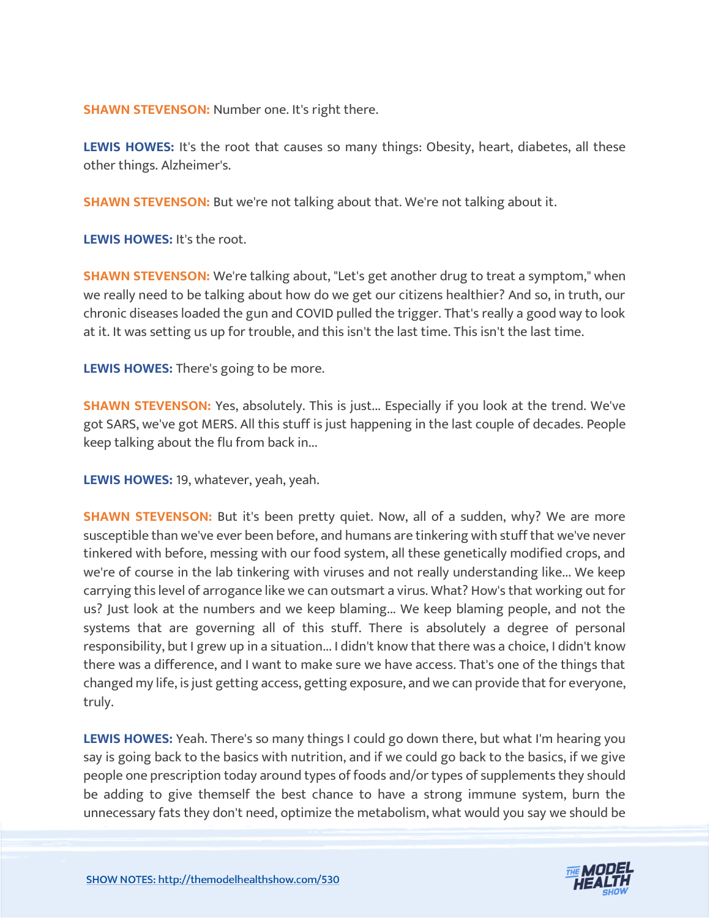**SHAWN STEVENSON:** Number one. It's right there.

**LEWIS HOWES:** It's the root that causes so many things: Obesity, heart, diabetes, all these other things. Alzheimer's.

**SHAWN STEVENSON:** But we're not talking about that. We're not talking about it.

**LEWIS HOWES:** It's the root.

**SHAWN STEVENSON:** We're talking about, "Let's get another drug to treat a symptom," when we really need to be talking about how do we get our citizens healthier? And so, in truth, our chronic diseases loaded the gun and COVID pulled the trigger. That's really a good way to look at it. It was setting us up for trouble, and this isn't the last time. This isn't the last time.

**LEWIS HOWES:** There's going to be more.

**SHAWN STEVENSON:** Yes, absolutely. This is just... Especially if you look at the trend. We've got SARS, we've got MERS. All this stuff is just happening in the last couple of decades. People keep talking about the flu from back in...

**LEWIS HOWES:** 19, whatever, yeah, yeah.

**SHAWN STEVENSON:** But it's been pretty quiet. Now, all of a sudden, why? We are more susceptible than we've ever been before, and humans are tinkering with stuff that we've never tinkered with before, messing with our food system, all these genetically modified crops, and we're of course in the lab tinkering with viruses and not really understanding like... We keep carrying this level of arrogance like we can outsmart a virus. What? How's that working out for us? Just look at the numbers and we keep blaming... We keep blaming people, and not the systems that are governing all of this stuff. There is absolutely a degree of personal responsibility, but I grew up in a situation... I didn't know that there was a choice, I didn't know there was a difference, and I want to make sure we have access. That's one of the things that changed my life, is just getting access, getting exposure, and we can provide that for everyone, truly.

**LEWIS HOWES:** Yeah. There's so many things I could go down there, but what I'm hearing you say is going back to the basics with nutrition, and if we could go back to the basics, if we give people one prescription today around types of foods and/or types of supplements they should be adding to give themself the best chance to have a strong immune system, burn the unnecessary fats they don't need, optimize the metabolism, what would you say we should be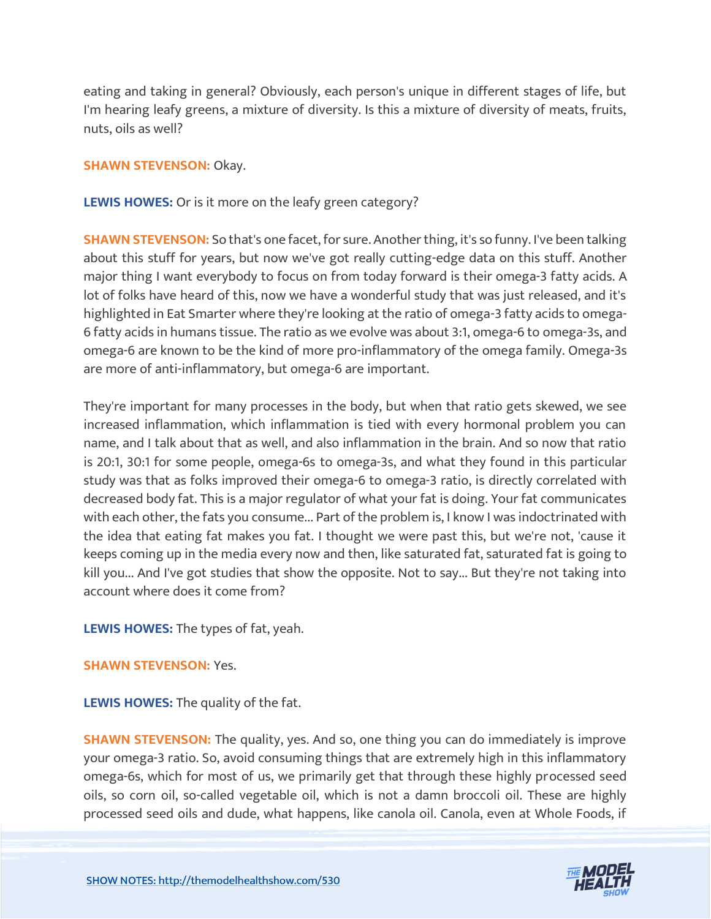eating and taking in general? Obviously, each person's unique in different stages of life, but I'm hearing leafy greens, a mixture of diversity. Is this a mixture of diversity of meats, fruits, nuts, oils as well?

**SHAWN STEVENSON:** Okay.

**LEWIS HOWES:** Or is it more on the leafy green category?

**SHAWN STEVENSON:** So that's one facet, for sure. Another thing, it's so funny. I've been talking about this stuff for years, but now we've got really cutting-edge data on this stuff. Another major thing I want everybody to focus on from today forward is their omega-3 fatty acids. A lot of folks have heard of this, now we have a wonderful study that was just released, and it's highlighted in Eat Smarter where they're looking at the ratio of omega-3 fatty acids to omega-6 fatty acids in humans tissue. The ratio as we evolve was about 3:1, omega-6 to omega-3s, and omega-6 are known to be the kind of more pro-inflammatory of the omega family. Omega-3s are more of anti-inflammatory, but omega-6 are important.

They're important for many processes in the body, but when that ratio gets skewed, we see increased inflammation, which inflammation is tied with every hormonal problem you can name, and I talk about that as well, and also inflammation in the brain. And so now that ratio is 20:1, 30:1 for some people, omega-6s to omega-3s, and what they found in this particular study was that as folks improved their omega-6 to omega-3 ratio, is directly correlated with decreased body fat. This is a major regulator of what your fat is doing. Your fat communicates with each other, the fats you consume... Part of the problem is, I know I was indoctrinated with the idea that eating fat makes you fat. I thought we were past this, but we're not, 'cause it keeps coming up in the media every now and then, like saturated fat, saturated fat is going to kill you... And I've got studies that show the opposite. Not to say... But they're not taking into account where does it come from?

**LEWIS HOWES:** The types of fat, yeah.

**SHAWN STEVENSON:** Yes.

**LEWIS HOWES:** The quality of the fat.

**SHAWN STEVENSON:** The quality, yes. And so, one thing you can do immediately is improve your omega-3 ratio. So, avoid consuming things that are extremely high in this inflammatory omega-6s, which for most of us, we primarily get that through these highly processed seed oils, so corn oil, so-called vegetable oil, which is not a damn broccoli oil. These are highly processed seed oils and dude, what happens, like canola oil. Canola, even at Whole Foods, if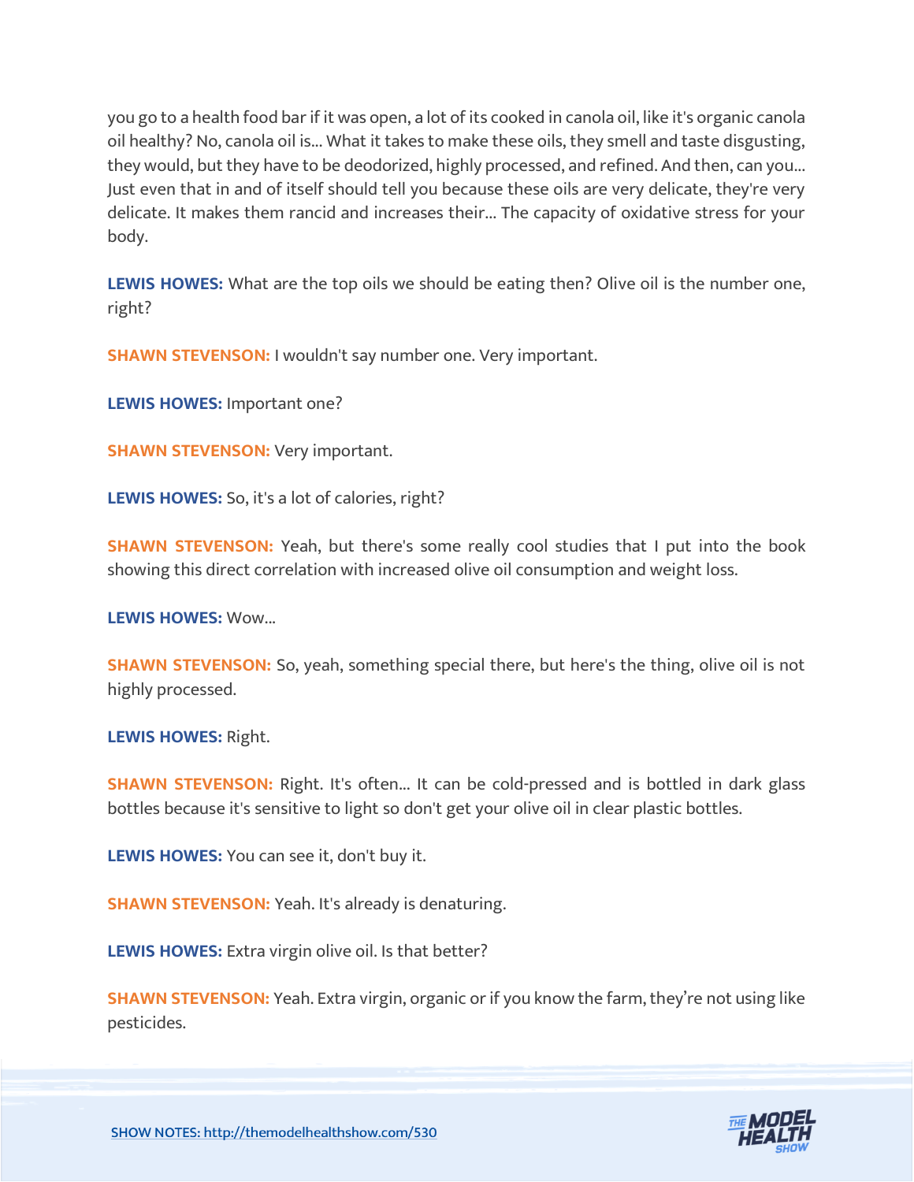you go to a health food bar if it was open, a lot of its cooked in canola oil, like it's organic canola oil healthy? No, canola oil is... What it takes to make these oils, they smell and taste disgusting, they would, but they have to be deodorized, highly processed, and refined. And then, can you... Just even that in and of itself should tell you because these oils are very delicate, they're very delicate. It makes them rancid and increases their... The capacity of oxidative stress for your body.

**LEWIS HOWES:** What are the top oils we should be eating then? Olive oil is the number one, right?

**SHAWN STEVENSON:** I wouldn't say number one. Very important.

**LEWIS HOWES:** Important one?

**SHAWN STEVENSON:** Very important.

**LEWIS HOWES:** So, it's a lot of calories, right?

**SHAWN STEVENSON:** Yeah, but there's some really cool studies that I put into the book showing this direct correlation with increased olive oil consumption and weight loss.

**LEWIS HOWES:** Wow...

**SHAWN STEVENSON:** So, yeah, something special there, but here's the thing, olive oil is not highly processed.

**LEWIS HOWES:** Right.

**SHAWN STEVENSON:** Right. It's often... It can be cold-pressed and is bottled in dark glass bottles because it's sensitive to light so don't get your olive oil in clear plastic bottles.

**LEWIS HOWES:** You can see it, don't buy it.

**SHAWN STEVENSON:** Yeah. It's already is denaturing.

**LEWIS HOWES:** Extra virgin olive oil. Is that better?

**SHAWN STEVENSON:** Yeah. Extra virgin, organic or if you know the farm, they're not using like pesticides.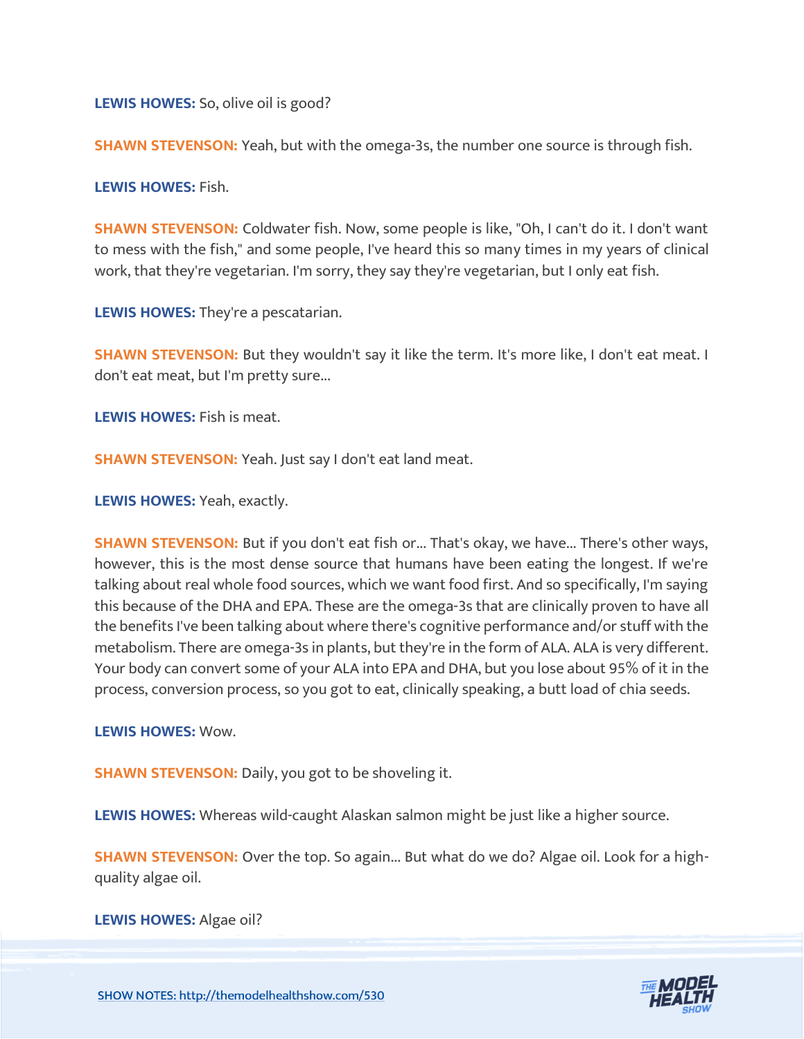**LEWIS HOWES:** So, olive oil is good?

**SHAWN STEVENSON:** Yeah, but with the omega-3s, the number one source is through fish.

**LEWIS HOWES:** Fish.

**SHAWN STEVENSON:** Coldwater fish. Now, some people is like, "Oh, I can't do it. I don't want to mess with the fish," and some people, I've heard this so many times in my years of clinical work, that they're vegetarian. I'm sorry, they say they're vegetarian, but I only eat fish.

**LEWIS HOWES:** They're a pescatarian.

**SHAWN STEVENSON:** But they wouldn't say it like the term. It's more like, I don't eat meat. I don't eat meat, but I'm pretty sure...

**LEWIS HOWES:** Fish is meat.

**SHAWN STEVENSON:** Yeah. Just say I don't eat land meat.

**LEWIS HOWES:** Yeah, exactly.

**SHAWN STEVENSON:** But if you don't eat fish or... That's okay, we have... There's other ways, however, this is the most dense source that humans have been eating the longest. If we're talking about real whole food sources, which we want food first. And so specifically, I'm saying this because of the DHA and EPA. These are the omega-3s that are clinically proven to have all the benefits I've been talking about where there's cognitive performance and/or stuff with the metabolism. There are omega-3s in plants, but they're in the form of ALA. ALA is very different. Your body can convert some of your ALA into EPA and DHA, but you lose about 95% of it in the process, conversion process, so you got to eat, clinically speaking, a butt load of chia seeds.

**LEWIS HOWES:** Wow.

**SHAWN STEVENSON:** Daily, you got to be shoveling it.

**LEWIS HOWES:** Whereas wild-caught Alaskan salmon might be just like a higher source.

**SHAWN STEVENSON:** Over the top. So again... But what do we do? Algae oil. Look for a high-quality algae oil.

**LEWIS HOWES:** Algae oil?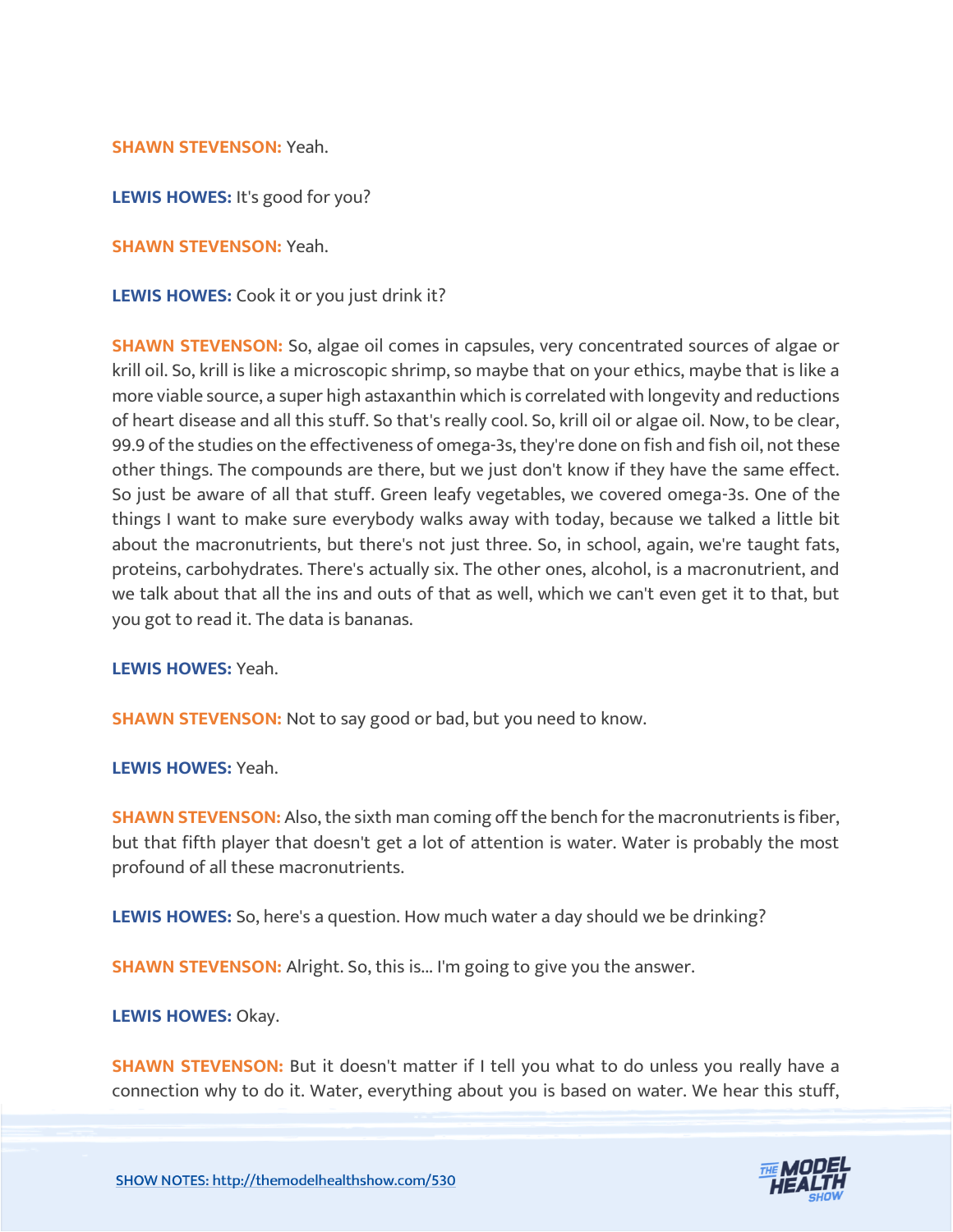**SHAWN STEVENSON:** Yeah.

**LEWIS HOWES:** It's good for you?

**SHAWN STEVENSON:** Yeah.

**LEWIS HOWES:** Cook it or you just drink it?

**SHAWN STEVENSON:** So, algae oil comes in capsules, very concentrated sources of algae or krill oil. So, krill is like a microscopic shrimp, so maybe that on your ethics, maybe that is like a more viable source, a super high astaxanthin which is correlated with longevity and reductions of heart disease and all this stuff. So that's really cool. So, krill oil or algae oil. Now, to be clear, 99.9 of the studies on the effectiveness of omega-3s, they're done on fish and fish oil, not these other things. The compounds are there, but we just don't know if they have the same effect. So just be aware of all that stuff. Green leafy vegetables, we covered omega-3s. One of the things I want to make sure everybody walks away with today, because we talked a little bit about the macronutrients, but there's not just three. So, in school, again, we're taught fats, proteins, carbohydrates. There's actually six. The other ones, alcohol, is a macronutrient, and we talk about that all the ins and outs of that as well, which we can't even get it to that, but you got to read it. The data is bananas.

**LEWIS HOWES:** Yeah.

**SHAWN STEVENSON:** Not to say good or bad, but you need to know.

**LEWIS HOWES:** Yeah.

**SHAWN STEVENSON:** Also, the sixth man coming off the bench for the macronutrients is fiber, but that fifth player that doesn't get a lot of attention is water. Water is probably the most profound of all these macronutrients.

**LEWIS HOWES:** So, here's a question. How much water a day should we be drinking?

**SHAWN STEVENSON:** Alright. So, this is... I'm going to give you the answer.

**LEWIS HOWES:** Okay.

**SHAWN STEVENSON:** But it doesn't matter if I tell you what to do unless you really have a connection why to do it. Water, everything about you is based on water. We hear this stuff,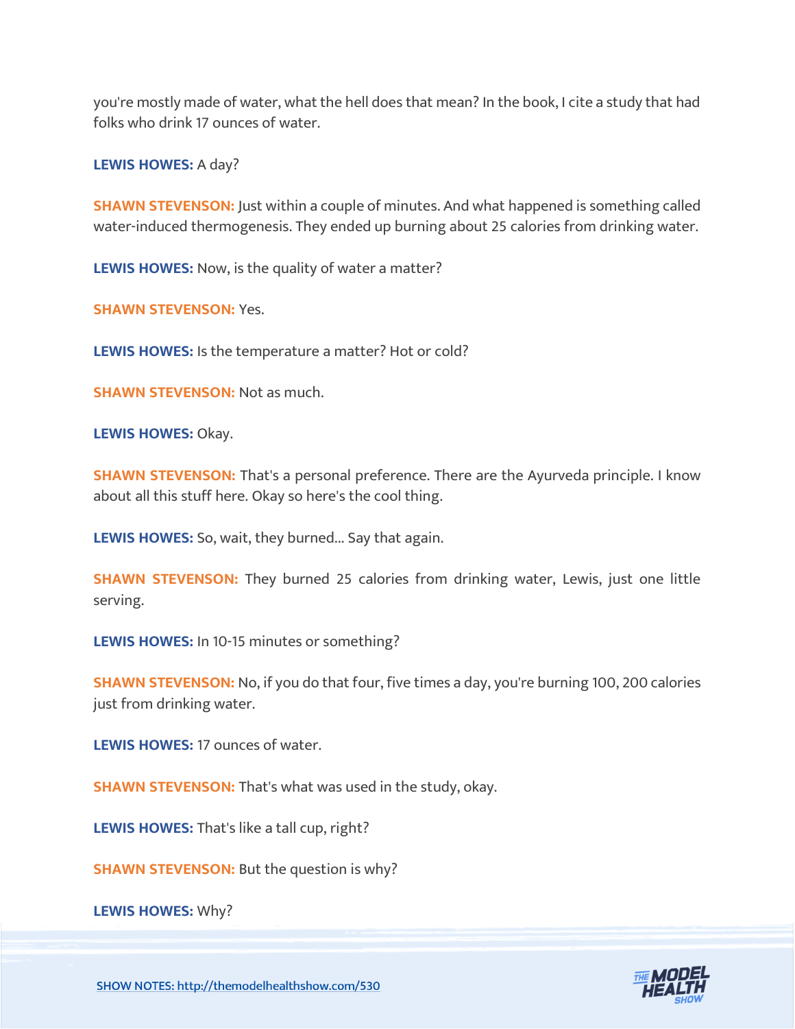you're mostly made of water, what the hell does that mean? In the book, I cite a study that had folks who drink 17 ounces of water.

**LEWIS HOWES:** A day?

**SHAWN STEVENSON:** Just within a couple of minutes. And what happened is something called water-induced thermogenesis. They ended up burning about 25 calories from drinking water.

**LEWIS HOWES:** Now, is the quality of water a matter?

**SHAWN STEVENSON:** Yes.

**LEWIS HOWES:** Is the temperature a matter? Hot or cold?

**SHAWN STEVENSON:** Not as much.

**LEWIS HOWES:** Okay.

**SHAWN STEVENSON:** That's a personal preference. There are the Ayurveda principle. I know about all this stuff here. Okay so here's the cool thing.

**LEWIS HOWES:** So, wait, they burned... Say that again.

**SHAWN STEVENSON:** They burned 25 calories from drinking water, Lewis, just one little serving.

**LEWIS HOWES:** In 10-15 minutes or something?

**SHAWN STEVENSON:** No, if you do that four, five times a day, you're burning 100, 200 calories just from drinking water.

**LEWIS HOWES:** 17 ounces of water.

**SHAWN STEVENSON:** That's what was used in the study, okay.

**LEWIS HOWES:** That's like a tall cup, right?

**SHAWN STEVENSON:** But the question is why?

**LEWIS HOWES:** Why?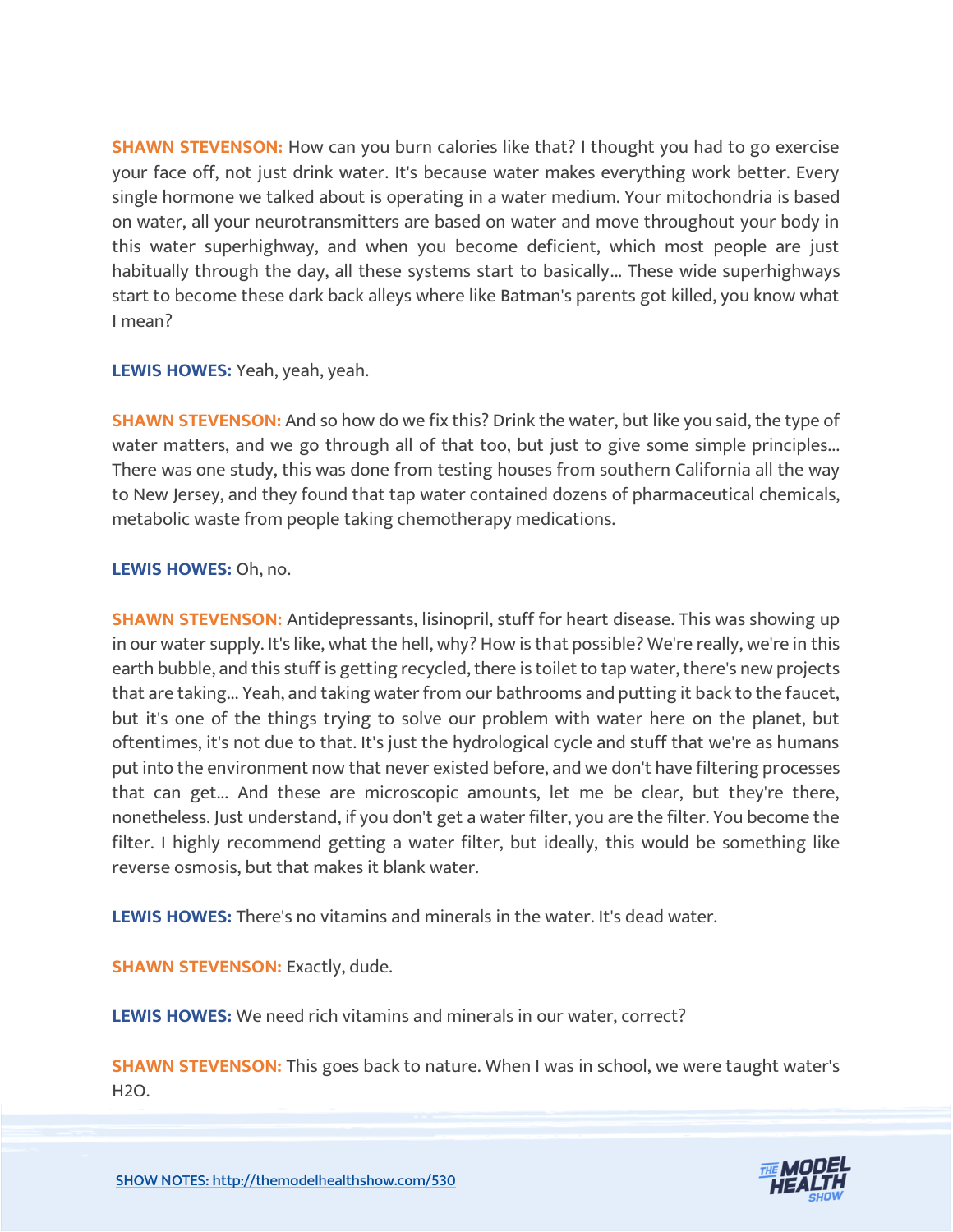**SHAWN STEVENSON:** How can you burn calories like that? I thought you had to go exercise your face off, not just drink water. It's because water makes everything work better. Every single hormone we talked about is operating in a water medium. Your mitochondria is based on water, all your neurotransmitters are based on water and move throughout your body in this water superhighway, and when you become deficient, which most people are just habitually through the day, all these systems start to basically... These wide superhighways start to become these dark back alleys where like Batman's parents got killed, you know what I mean?

**LEWIS HOWES:** Yeah, yeah, yeah.

**SHAWN STEVENSON:** And so how do we fix this? Drink the water, but like you said, the type of water matters, and we go through all of that too, but just to give some simple principles... There was one study, this was done from testing houses from southern California all the way to New Jersey, and they found that tap water contained dozens of pharmaceutical chemicals, metabolic waste from people taking chemotherapy medications.

**LEWIS HOWES:** Oh, no.

**SHAWN STEVENSON:** Antidepressants, lisinopril, stuff for heart disease. This was showing up in our water supply. It's like, what the hell, why? How is that possible? We're really, we're in this earth bubble, and this stuff is getting recycled, there is toilet to tap water, there's new projects that are taking... Yeah, and taking water from our bathrooms and putting it back to the faucet, but it's one of the things trying to solve our problem with water here on the planet, but oftentimes, it's not due to that. It's just the hydrological cycle and stuff that we're as humans put into the environment now that never existed before, and we don't have filtering processes that can get... And these are microscopic amounts, let me be clear, but they're there, nonetheless. Just understand, if you don't get a water filter, you are the filter. You become the filter. I highly recommend getting a water filter, but ideally, this would be something like reverse osmosis, but that makes it blank water.

**LEWIS HOWES:** There's no vitamins and minerals in the water. It's dead water.

**SHAWN STEVENSON:** Exactly, dude.

**LEWIS HOWES:** We need rich vitamins and minerals in our water, correct?

**SHAWN STEVENSON:** This goes back to nature. When I was in school, we were taught water's H2O.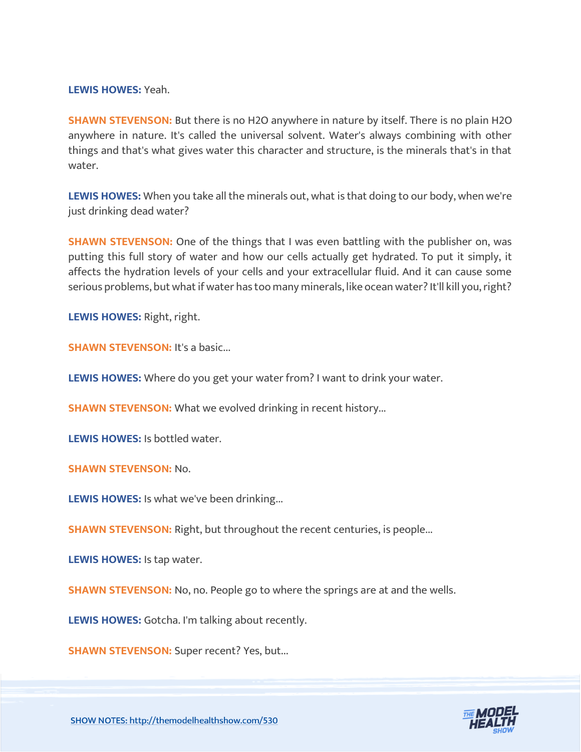**LEWIS HOWES:** Yeah.

**SHAWN STEVENSON:** But there is no $H_2O$ anywhere in nature by itself. There is no plain $H_2O$ anywhere in nature. It's called the universal solvent. Water's always combining with other things and that's what gives water this character and structure, is the minerals that's in that water.

**LEWIS HOWES:** When you take all the minerals out, what is that doing to our body, when we're just drinking dead water?

**SHAWN STEVENSON:** One of the things that I was even battling with the publisher on, was putting this full story of water and how our cells actually get hydrated. To put it simply, it affects the hydration levels of your cells and your extracellular fluid. And it can cause some serious problems, but what if water has too many minerals, like ocean water? It'll kill you, right?

**LEWIS HOWES:** Right, right.

**SHAWN STEVENSON:** It's a basic...

**LEWIS HOWES:** Where do you get your water from? I want to drink your water.

**SHAWN STEVENSON:** What we evolved drinking in recent history...

**LEWIS HOWES:** Is bottled water.

**SHAWN STEVENSON:** No.

**LEWIS HOWES:** Is what we've been drinking...

**SHAWN STEVENSON:** Right, but throughout the recent centuries, is people...

**LEWIS HOWES:** Is tap water.

**SHAWN STEVENSON:** No, no. People go to where the springs are at and the wells.

**LEWIS HOWES:** Gotcha. I'm talking about recently.

**SHAWN STEVENSON:** Super recent? Yes, but...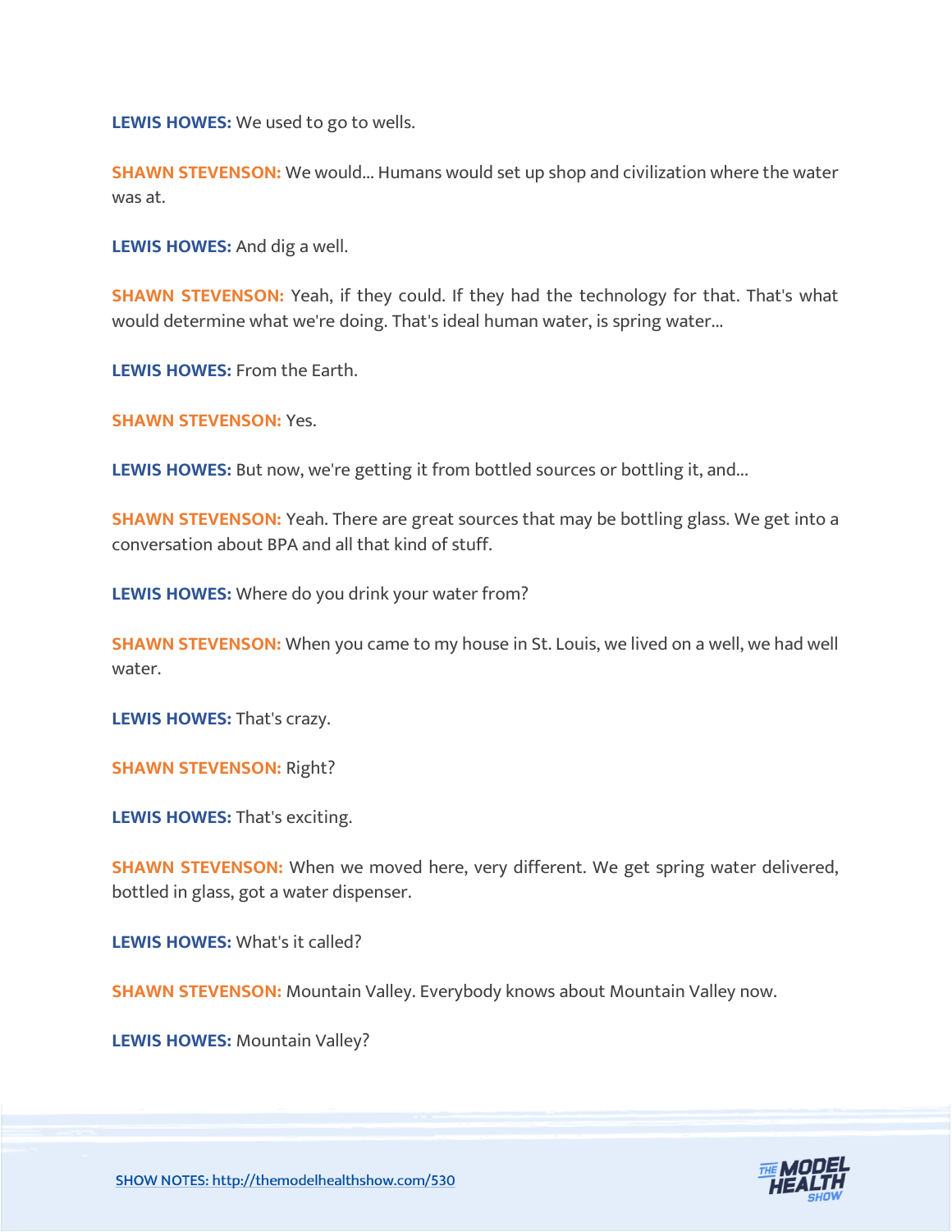**LEWIS HOWES:** We used to go to wells.

**SHAWN STEVENSON:** We would... Humans would set up shop and civilization where the water was at.

**LEWIS HOWES:** And dig a well.

**SHAWN STEVENSON:** Yeah, if they could. If they had the technology for that. That's what would determine what we're doing. That's ideal human water, is spring water...

**LEWIS HOWES:** From the Earth.

**SHAWN STEVENSON:** Yes.

**LEWIS HOWES:** But now, we're getting it from bottled sources or bottling it, and...

**SHAWN STEVENSON:** Yeah. There are great sources that may be bottling glass. We get into a conversation about BPA and all that kind of stuff.

**LEWIS HOWES:** Where do you drink your water from?

**SHAWN STEVENSON:** When you came to my house in St. Louis, we lived on a well, we had well water.

**LEWIS HOWES:** That's crazy.

**SHAWN STEVENSON:** Right?

**LEWIS HOWES:** That's exciting.

**SHAWN STEVENSON:** When we moved here, very different. We get spring water delivered, bottled in glass, got a water dispenser.

**LEWIS HOWES:** What's it called?

**SHAWN STEVENSON:** Mountain Valley. Everybody knows about Mountain Valley now.

**LEWIS HOWES:** Mountain Valley?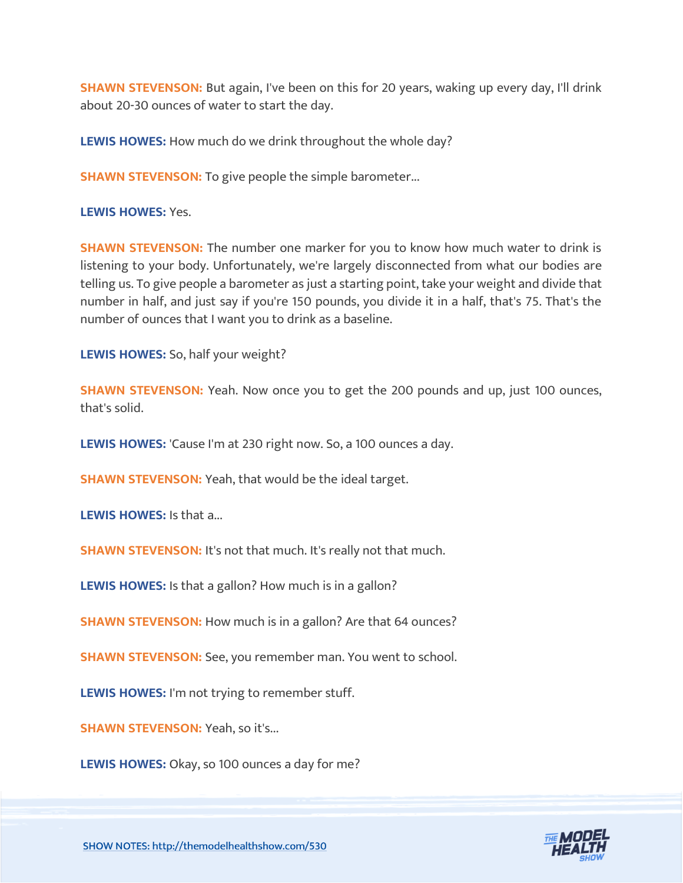**SHAWN STEVENSON:** But again, I've been on this for 20 years, waking up every day, I'll drink about 20-30 ounces of water to start the day.

**LEWIS HOWES:** How much do we drink throughout the whole day?

**SHAWN STEVENSON:** To give people the simple barometer...

**LEWIS HOWES:** Yes.

**SHAWN STEVENSON:** The number one marker for you to know how much water to drink is listening to your body. Unfortunately, we're largely disconnected from what our bodies are telling us. To give people a barometer as just a starting point, take your weight and divide that number in half, and just say if you're 150 pounds, you divide it in a half, that's 75. That's the number of ounces that I want you to drink as a baseline.

**LEWIS HOWES:** So, half your weight?

**SHAWN STEVENSON:** Yeah. Now once you to get the 200 pounds and up, just 100 ounces, that's solid.

**LEWIS HOWES:** 'Cause I'm at 230 right now. So, a 100 ounces a day.

**SHAWN STEVENSON:** Yeah, that would be the ideal target.

**LEWIS HOWES:** Is that a...

**SHAWN STEVENSON:** It's not that much. It's really not that much.

**LEWIS HOWES:** Is that a gallon? How much is in a gallon?

**SHAWN STEVENSON:** How much is in a gallon? Are that 64 ounces?

**SHAWN STEVENSON:** See, you remember man. You went to school.

**LEWIS HOWES:** I'm not trying to remember stuff.

**SHAWN STEVENSON:** Yeah, so it's...

**LEWIS HOWES:** Okay, so 100 ounces a day for me?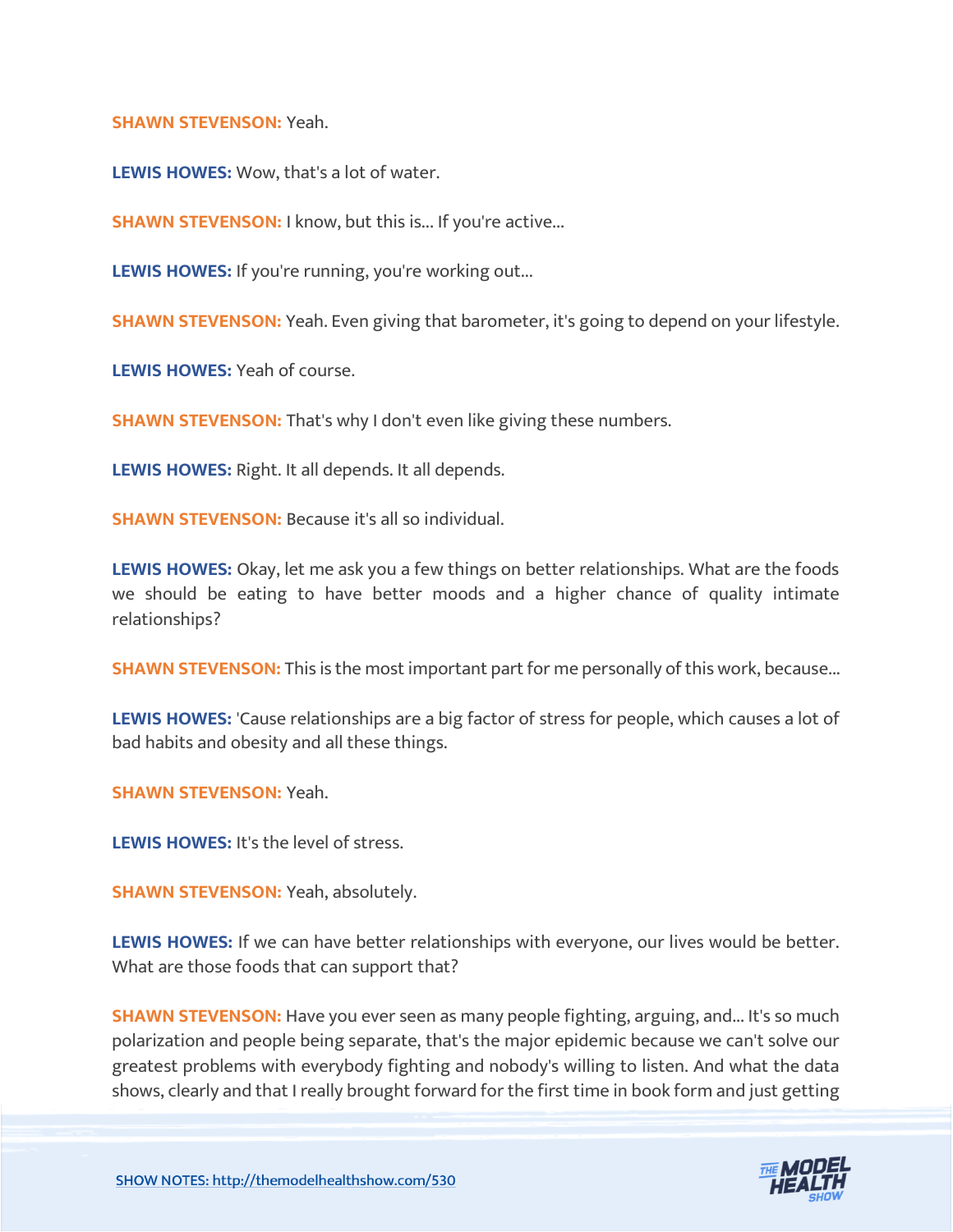**SHAWN STEVENSON:** Yeah.

**LEWIS HOWES:** Wow, that's a lot of water.

**SHAWN STEVENSON:** I know, but this is... If you're active...

**LEWIS HOWES:** If you're running, you're working out...

**SHAWN STEVENSON:** Yeah. Even giving that barometer, it's going to depend on your lifestyle.

**LEWIS HOWES:** Yeah of course.

**SHAWN STEVENSON:** That's why I don't even like giving these numbers.

**LEWIS HOWES:** Right. It all depends. It all depends.

**SHAWN STEVENSON:** Because it's all so individual.

**LEWIS HOWES:** Okay, let me ask you a few things on better relationships. What are the foods we should be eating to have better moods and a higher chance of quality intimate relationships?

**SHAWN STEVENSON:** This is the most important part for me personally of this work, because...

**LEWIS HOWES:** 'Cause relationships are a big factor of stress for people, which causes a lot of bad habits and obesity and all these things.

**SHAWN STEVENSON:** Yeah.

**LEWIS HOWES:** It's the level of stress.

**SHAWN STEVENSON:** Yeah, absolutely.

**LEWIS HOWES:** If we can have better relationships with everyone, our lives would be better. What are those foods that can support that?

**SHAWN STEVENSON:** Have you ever seen as many people fighting, arguing, and... It's so much polarization and people being separate, that's the major epidemic because we can't solve our greatest problems with everybody fighting and nobody's willing to listen. And what the data shows, clearly and that I really brought forward for the first time in book form and just getting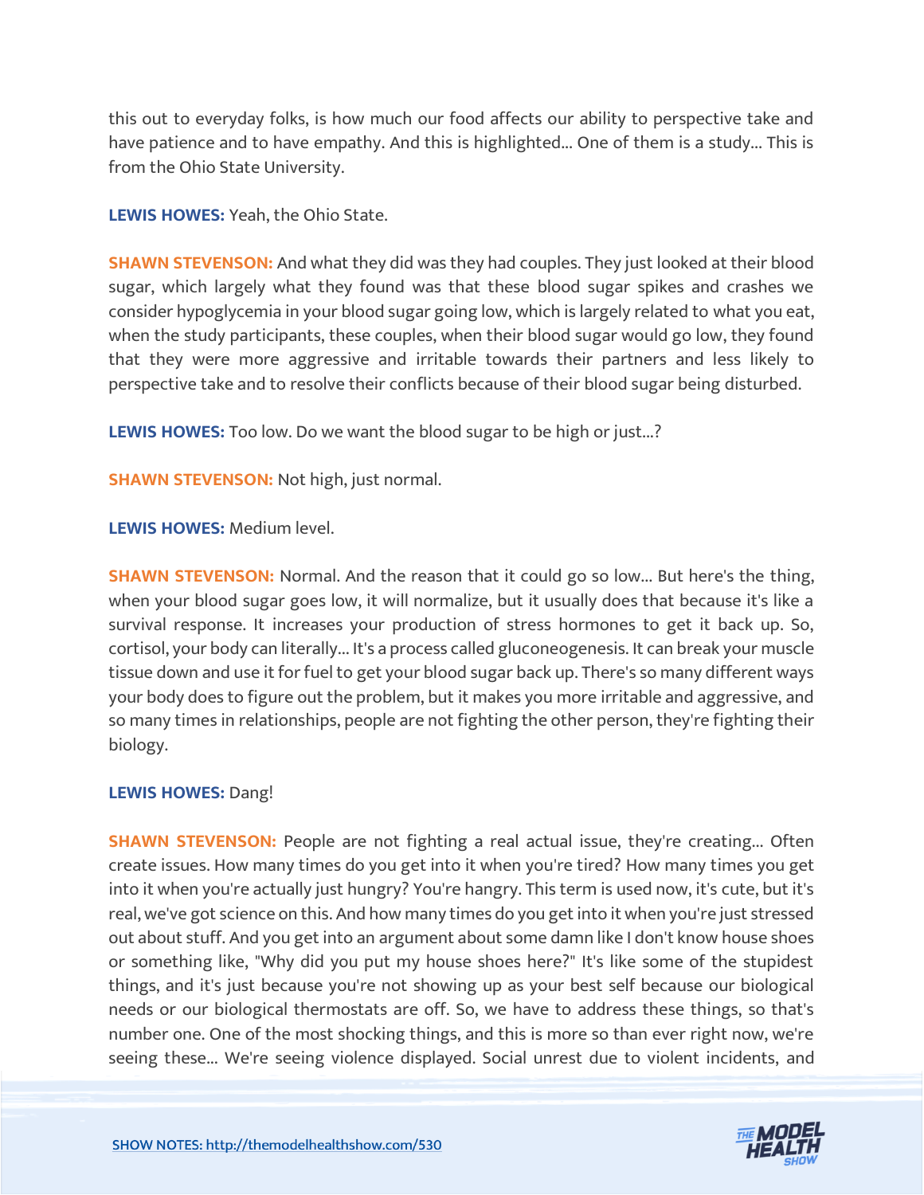this out to everyday folks, is how much our food affects our ability to perspective take and have patience and to have empathy. And this is highlighted... One of them is a study... This is from the Ohio State University.

**LEWIS HOWES:** Yeah, the Ohio State.

**SHAWN STEVENSON:** And what they did was they had couples. They just looked at their blood sugar, which largely what they found was that these blood sugar spikes and crashes we consider hypoglycemia in your blood sugar going low, which is largely related to what you eat, when the study participants, these couples, when their blood sugar would go low, they found that they were more aggressive and irritable towards their partners and less likely to perspective take and to resolve their conflicts because of their blood sugar being disturbed.

**LEWIS HOWES:** Too low. Do we want the blood sugar to be high or just...?

**SHAWN STEVENSON:** Not high, just normal.

**LEWIS HOWES:** Medium level.

**SHAWN STEVENSON:** Normal. And the reason that it could go so low... But here's the thing, when your blood sugar goes low, it will normalize, but it usually does that because it's like a survival response. It increases your production of stress hormones to get it back up. So, cortisol, your body can literally... It's a process called gluconeogenesis. It can break your muscle tissue down and use it for fuel to get your blood sugar back up. There's so many different ways your body does to figure out the problem, but it makes you more irritable and aggressive, and so many times in relationships, people are not fighting the other person, they're fighting their biology.

**LEWIS HOWES:** Dang!

**SHAWN STEVENSON:** People are not fighting a real actual issue, they're creating... Often create issues. How many times do you get into it when you're tired? How many times you get into it when you're actually just hungry? You're hangry. This term is used now, it's cute, but it's real, we've got science on this. And how many times do you get into it when you're just stressed out about stuff. And you get into an argument about some damn like I don't know house shoes or something like, "Why did you put my house shoes here?" It's like some of the stupidest things, and it's just because you're not showing up as your best self because our biological needs or our biological thermostats are off. So, we have to address these things, so that's number one. One of the most shocking things, and this is more so than ever right now, we're seeing these... We're seeing violence displayed. Social unrest due to violent incidents, and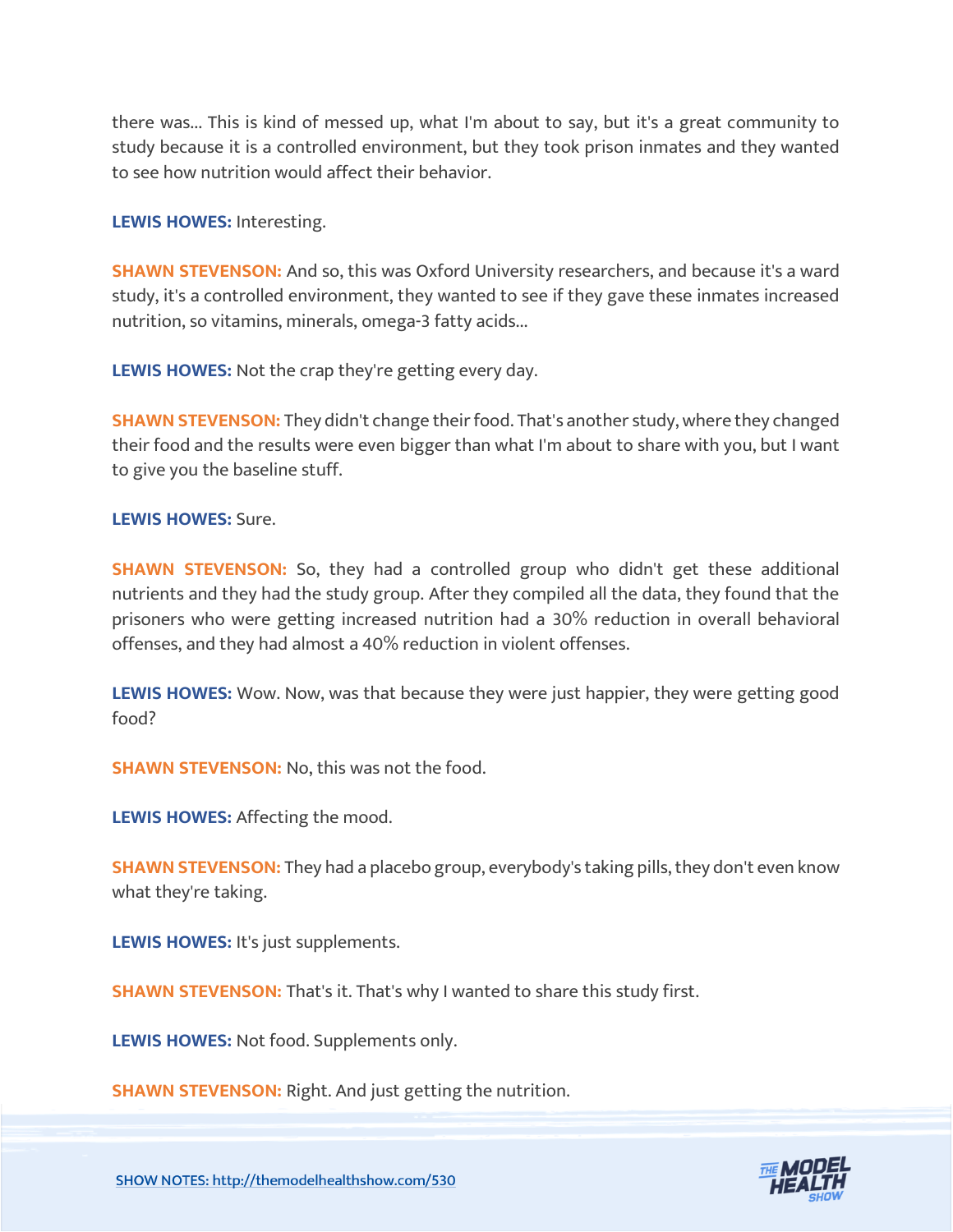there was... This is kind of messed up, what I'm about to say, but it's a great community to study because it is a controlled environment, but they took prison inmates and they wanted to see how nutrition would affect their behavior.

**LEWIS HOWES:** Interesting.

**SHAWN STEVENSON:** And so, this was Oxford University researchers, and because it's a ward study, it's a controlled environment, they wanted to see if they gave these inmates increased nutrition, so vitamins, minerals, omega-3 fatty acids...

**LEWIS HOWES:** Not the crap they're getting every day.

**SHAWN STEVENSON:** They didn't change their food. That's another study, where they changed their food and the results were even bigger than what I'm about to share with you, but I want to give you the baseline stuff.

**LEWIS HOWES:** Sure.

**SHAWN STEVENSON:** So, they had a controlled group who didn't get these additional nutrients and they had the study group. After they compiled all the data, they found that the prisoners who were getting increased nutrition had a 30% reduction in overall behavioral offenses, and they had almost a 40% reduction in violent offenses.

**LEWIS HOWES:** Wow. Now, was that because they were just happier, they were getting good food?

**SHAWN STEVENSON:** No, this was not the food.

**LEWIS HOWES:** Affecting the mood.

**SHAWN STEVENSON:** They had a placebo group, everybody's taking pills, they don't even know what they're taking.

**LEWIS HOWES:** It's just supplements.

**SHAWN STEVENSON:** That's it. That's why I wanted to share this study first.

**LEWIS HOWES:** Not food. Supplements only.

**SHAWN STEVENSON:** Right. And just getting the nutrition.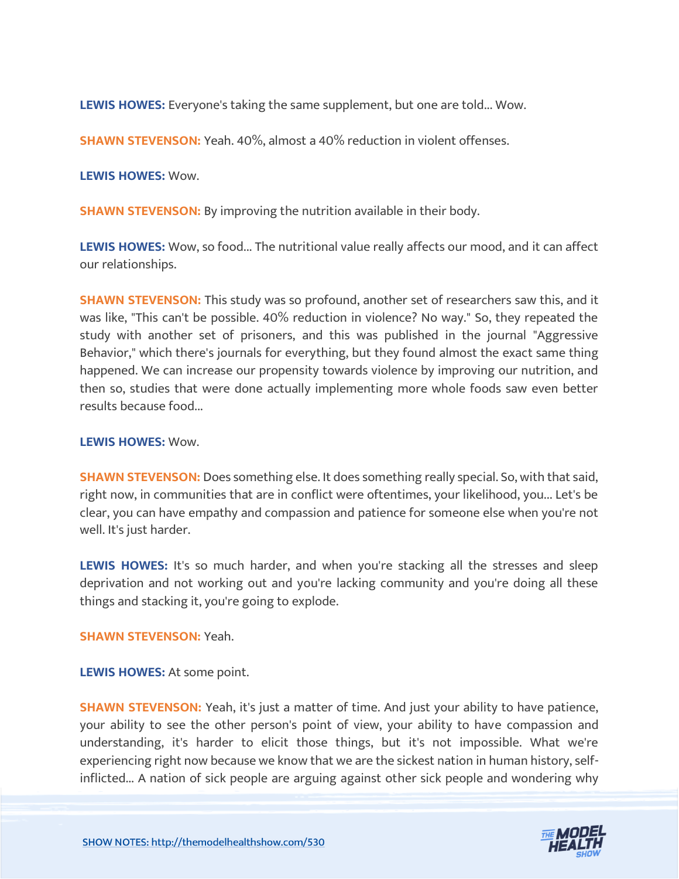**LEWIS HOWES:** Everyone's taking the same supplement, but one are told... Wow.

**SHAWN STEVENSON:** Yeah. 40%, almost a 40% reduction in violent offenses.

**LEWIS HOWES:** Wow.

**SHAWN STEVENSON:** By improving the nutrition available in their body.

**LEWIS HOWES:** Wow, so food... The nutritional value really affects our mood, and it can affect our relationships.

**SHAWN STEVENSON:** This study was so profound, another set of researchers saw this, and it was like, "This can't be possible. 40% reduction in violence? No way." So, they repeated the study with another set of prisoners, and this was published in the journal "Aggressive Behavior," which there's journals for everything, but they found almost the exact same thing happened. We can increase our propensity towards violence by improving our nutrition, and then so, studies that were done actually implementing more whole foods saw even better results because food...

**LEWIS HOWES:** Wow.

**SHAWN STEVENSON:** Does something else. It does something really special. So, with that said, right now, in communities that are in conflict were oftentimes, your likelihood, you... Let's be clear, you can have empathy and compassion and patience for someone else when you're not well. It's just harder.

**LEWIS HOWES:** It's so much harder, and when you're stacking all the stresses and sleep deprivation and not working out and you're lacking community and you're doing all these things and stacking it, you're going to explode.

**SHAWN STEVENSON:** Yeah.

**LEWIS HOWES:** At some point.

**SHAWN STEVENSON:** Yeah, it's just a matter of time. And just your ability to have patience, your ability to see the other person's point of view, your ability to have compassion and understanding, it's harder to elicit those things, but it's not impossible. What we're experiencing right now because we know that we are the sickest nation in human history, self-inflicted... A nation of sick people are arguing against other sick people and wondering why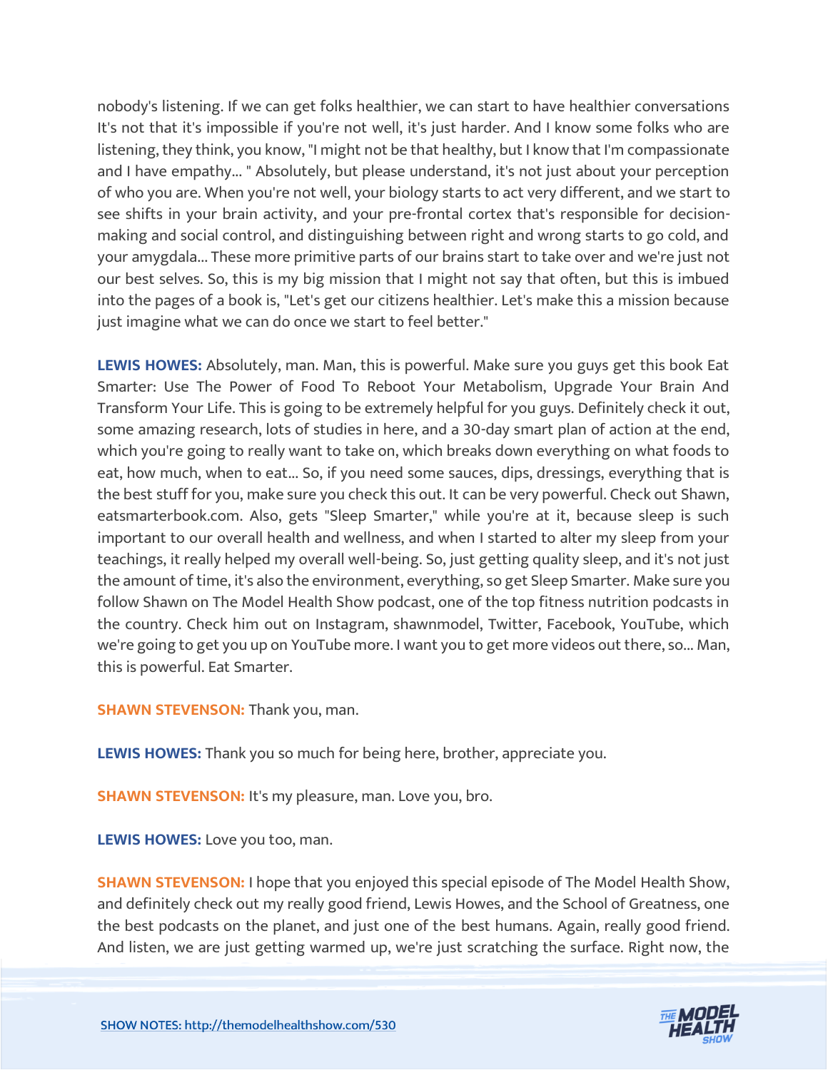nobody's listening. If we can get folks healthier, we can start to have healthier conversations It's not that it's impossible if you're not well, it's just harder. And I know some folks who are listening, they think, you know, "I might not be that healthy, but I know that I'm compassionate and I have empathy... " Absolutely, but please understand, it's not just about your perception of who you are. When you're not well, your biology starts to act very different, and we start to see shifts in your brain activity, and your pre-frontal cortex that's responsible for decision-making and social control, and distinguishing between right and wrong starts to go cold, and your amygdala... These more primitive parts of our brains start to take over and we're just not our best selves. So, this is my big mission that I might not say that often, but this is imbued into the pages of a book is, "Let's get our citizens healthier. Let's make this a mission because just imagine what we can do once we start to feel better."

**LEWIS HOWES:** Absolutely, man. Man, this is powerful. Make sure you guys get this book Eat Smarter: Use The Power of Food To Reboot Your Metabolism, Upgrade Your Brain And Transform Your Life. This is going to be extremely helpful for you guys. Definitely check it out, some amazing research, lots of studies in here, and a 30-day smart plan of action at the end, which you're going to really want to take on, which breaks down everything on what foods to eat, how much, when to eat... So, if you need some sauces, dips, dressings, everything that is the best stuff for you, make sure you check this out. It can be very powerful. Check out Shawn, eatsmarterbook.com. Also, gets "Sleep Smarter," while you're at it, because sleep is such important to our overall health and wellness, and when I started to alter my sleep from your teachings, it really helped my overall well-being. So, just getting quality sleep, and it's not just the amount of time, it's also the environment, everything, so get Sleep Smarter. Make sure you follow Shawn on The Model Health Show podcast, one of the top fitness nutrition podcasts in the country. Check him out on Instagram, shawnmodel, Twitter, Facebook, YouTube, which we're going to get you up on YouTube more. I want you to get more videos out there, so... Man, this is powerful. Eat Smarter.

**SHAWN STEVENSON:** Thank you, man.

**LEWIS HOWES:** Thank you so much for being here, brother, appreciate you.

**SHAWN STEVENSON:** It's my pleasure, man. Love you, bro.

**LEWIS HOWES:** Love you too, man.

**SHAWN STEVENSON:** I hope that you enjoyed this special episode of The Model Health Show, and definitely check out my really good friend, Lewis Howes, and the School of Greatness, one the best podcasts on the planet, and just one of the best humans. Again, really good friend. And listen, we are just getting warmed up, we're just scratching the surface. Right now, the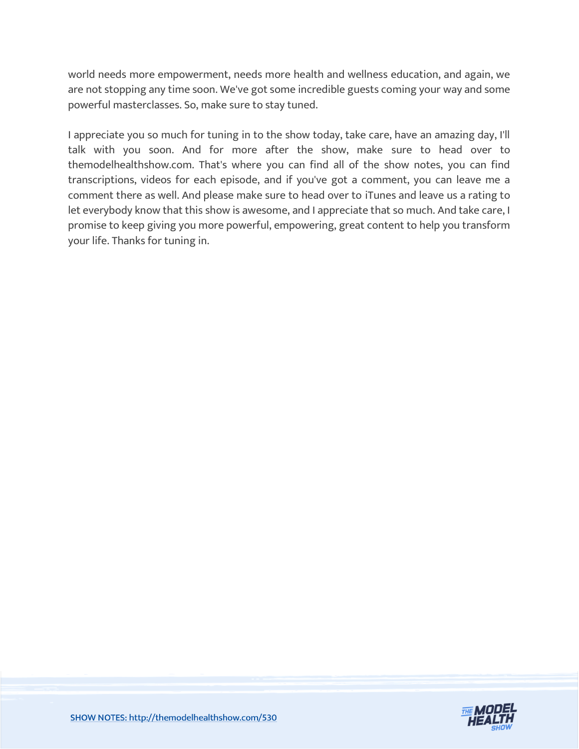world needs more empowerment, needs more health and wellness education, and again, we are not stopping any time soon. We've got some incredible guests coming your way and some powerful masterclasses. So, make sure to stay tuned.

I appreciate you so much for tuning in to the show today, take care, have an amazing day, I'll talk with you soon. And for more after the show, make sure to head over to themodelhealthshow.com. That's where you can find all of the show notes, you can find transcriptions, videos for each episode, and if you've got a comment, you can leave me a comment there as well. And please make sure to head over to iTunes and leave us a rating to let everybody know that this show is awesome, and I appreciate that so much. And take care, I promise to keep giving you more powerful, empowering, great content to help you transform your life. Thanks for tuning in.